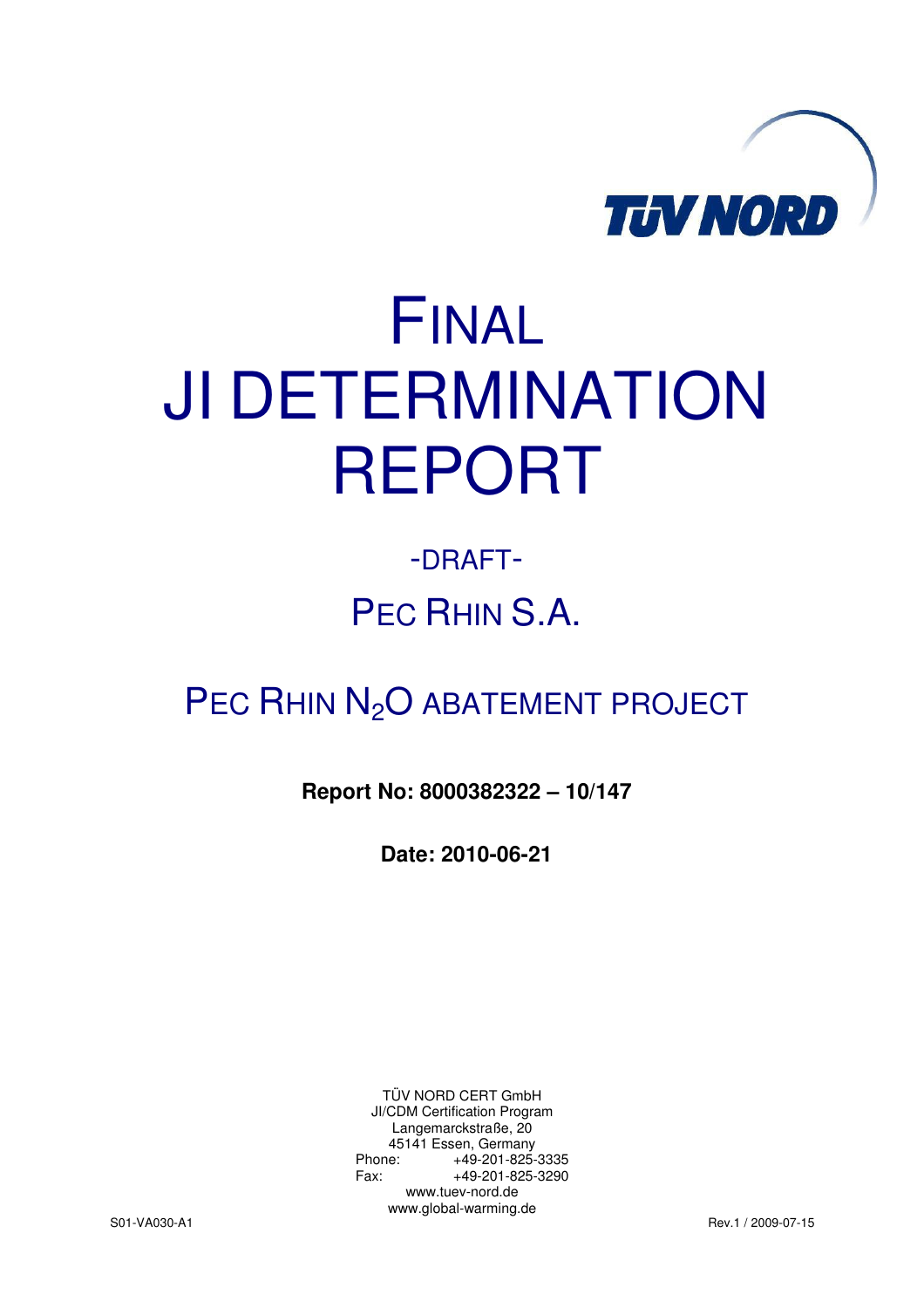TÜV NORD

# FINAL JI DETERMINATION REPORT

-DRAFT-

## PEC RHIN S.A.

## PEC RHIN $N_2O$ ABATEMENT PROJECT

**Report No: 8000382322 – 10/147**

**Date: 2010-06-21**

TÜV NORD CERT GmbH
JI/CDM Certification Program
Langemarckstraße, 20
45141 Essen, Germany
Phone: +49-201-825-3335
Fax: +49-201-825-3290
www.tuev-nord.de
www.global-warming.de

S01-VA030-A1 Rev.1 / 2009-07-15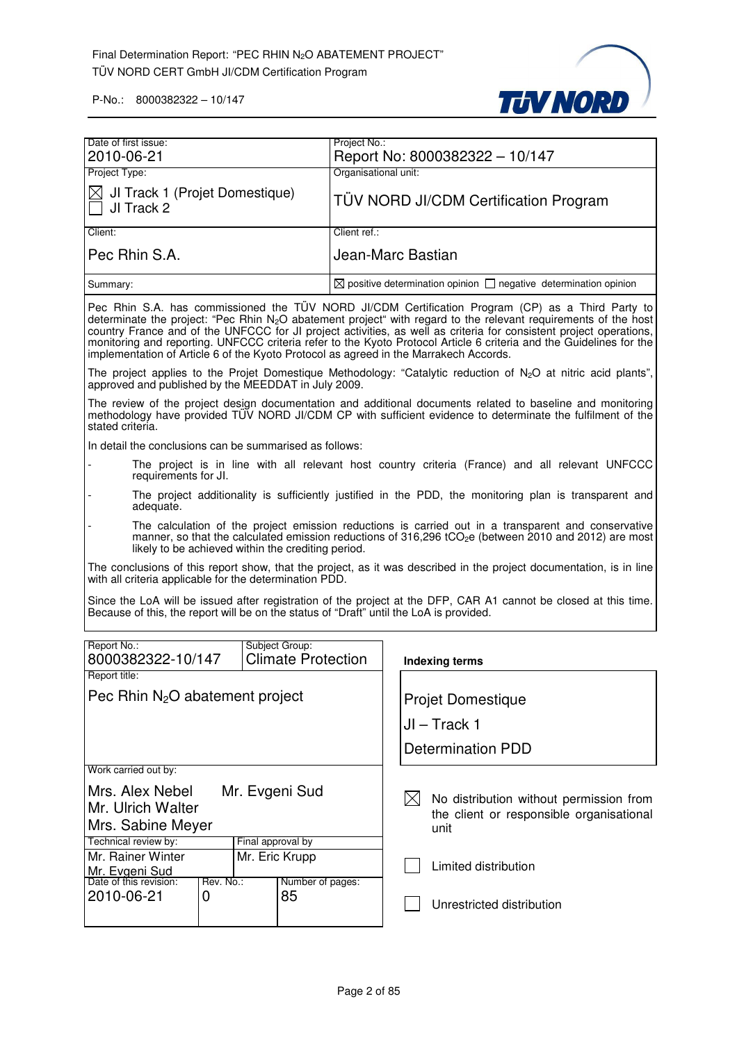| Date of first issue: | Project No.: |
|---|---|
| 2010-06-21 | Report No: 8000382322 – 10/147 |
| Project Type: | Organisational unit: |
| ☒ JI Track 1 (Projet Domestique)<br>☐ JI Track 2 | TÜV NORD JI/CDM Certification Program |
| Client: | Client ref.: |
| Pec Rhin S.A. | Jean-Marc Bastian |
| Summary: | ☒ positive determination opinion ☐ negative determination opinion |

Pec Rhin S.A. has commissioned the TÜV NORD JI/CDM Certification Program (CP) as a Third Party to determinate the project: "Pec Rhin $N_2O$ abatement project" with regard to the relevant requirements of the host country France and of the UNFCCC for JI project activities, as well as criteria for consistent project operations, monitoring and reporting. UNFCCC criteria refer to the Kyoto Protocol Article 6 criteria and the Guidelines for the implementation of Article 6 of the Kyoto Protocol as agreed in the Marrakech Accords.

The project applies to the Projet Domestique Methodology: "Catalytic reduction of $N_2O$ at nitric acid plants", approved and published by the MEEDDAT in July 2009.

The review of the project design documentation and additional documents related to baseline and monitoring methodology have provided TÜV NORD JI/CDM CP with sufficient evidence to determinate the fulfilment of the stated criteria.

In detail the conclusions can be summarised as follows:

- The project is in line with all relevant host country criteria (France) and all relevant UNFCCC requirements for JI.
- The project additionality is sufficiently justified in the PDD, the monitoring plan is transparent and adequate.
- The calculation of the project emission reductions is carried out in a transparent and conservative manner, so that the calculated emission reductions of 316,296 $tCO_2e$ (between 2010 and 2012) are most likely to be achieved within the crediting period.

The conclusions of this report show, that the project, as it was described in the project documentation, is in line with all criteria applicable for the determination PDD.

Since the LoA will be issued after registration of the project at the DFP, CAR A1 cannot be closed at this time. Because of this, the report will be on the status of "Draft" until the LoA is provided.

| Report No.: | Subject Group: | |
|---|---|---|
| 8000382322-10/147 | Climate Protection | |
| Report title: | | |
| Pec Rhin $N_2O$ abatement project | | |
| Work carried out by: | | |
| Mrs. Alex Nebel<br>Mr. Ulrich Walter<br>Mrs. Sabine Meyer | Mr. Evgeni Sud | |
| Technical review by: | Final approval by | |
| Mr. Rainer Winter<br>Mr. Evgeni Sud | Mr. Eric Krupp | |
| Date of this revision: | Rev. No.: | Number of pages: |
| 2010-06-21 | 0 | 85 |

**Indexing terms**

Projet Domestique

JI – Track 1

Determination PDD

☒ No distribution without permission from the client or responsible organisational unit

☐ Limited distribution

☐ Unrestricted distribution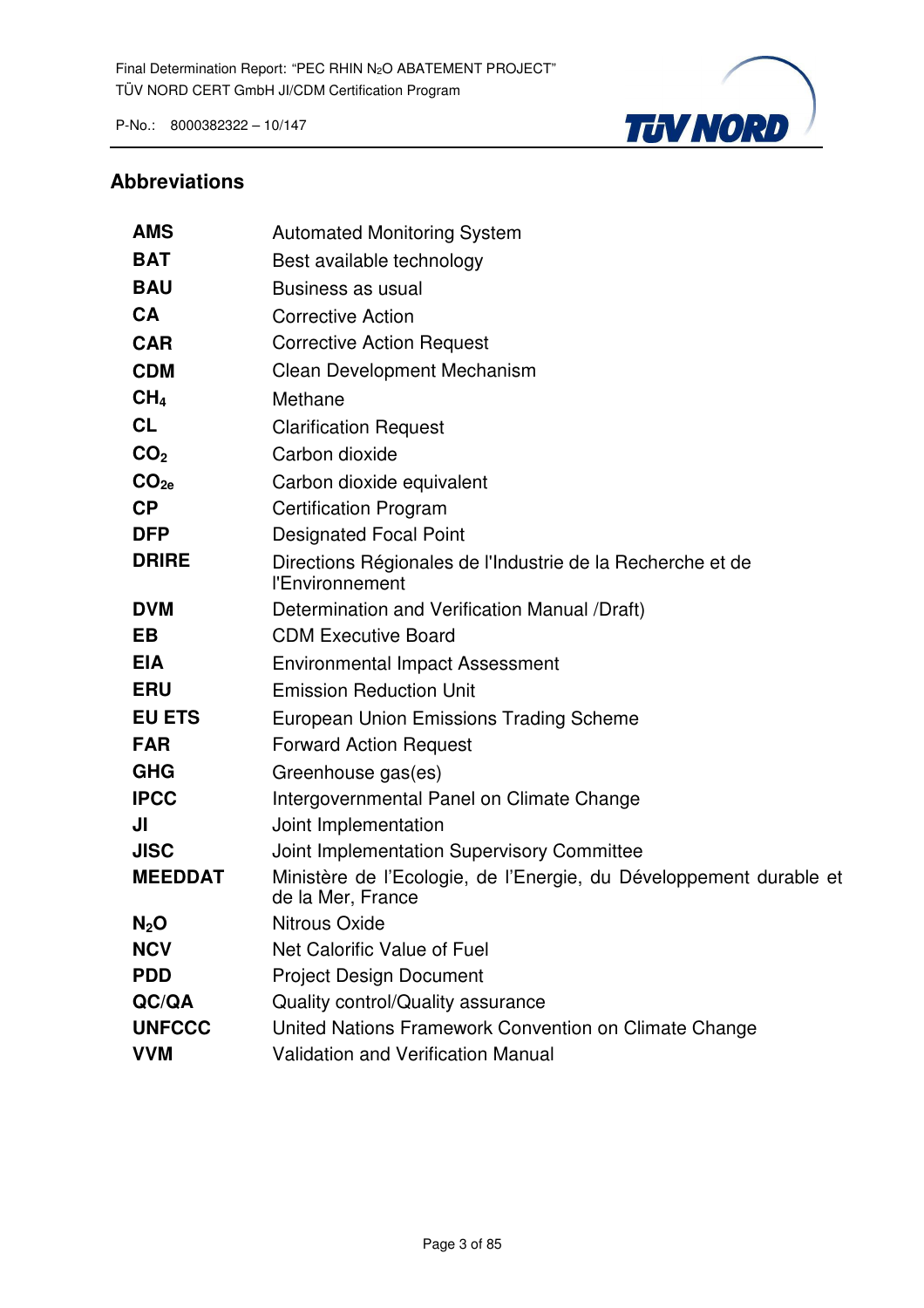## Abbreviations

| | |
|---|---|
| **AMS** | Automated Monitoring System |
| **BAT** | Best available technology |
| **BAU** | Business as usual |
| **CA** | Corrective Action |
| **CAR** | Corrective Action Request |
| **CDM** | Clean Development Mechanism |
| **$CH_4$** | Methane |
| **CL** | Clarification Request |
| **$CO_2$** | Carbon dioxide |
| **$CO_{2e}$** | Carbon dioxide equivalent |
| **CP** | Certification Program |
| **DFP** | Designated Focal Point |
| **DRIRE** | Directions Régionales de l'Industrie de la Recherche et de l'Environnement |
| **DVM** | Determination and Verification Manual /Draft) |
| **EB** | CDM Executive Board |
| **EIA** | Environmental Impact Assessment |
| **ERU** | Emission Reduction Unit |
| **EU ETS** | European Union Emissions Trading Scheme |
| **FAR** | Forward Action Request |
| **GHG** | Greenhouse gas(es) |
| **IPCC** | Intergovernmental Panel on Climate Change |
| **JI** | Joint Implementation |
| **JISC** | Joint Implementation Supervisory Committee |
| **MEEDDAT** | Ministère de l'Ecologie, de l'Energie, du Développement durable et de la Mer, France |
| **$N_2O$** | Nitrous Oxide |
| **NCV** | Net Calorific Value of Fuel |
| **PDD** | Project Design Document |
| **QC/QA** | Quality control/Quality assurance |
| **UNFCCC** | United Nations Framework Convention on Climate Change |
| **VVM** | Validation and Verification Manual |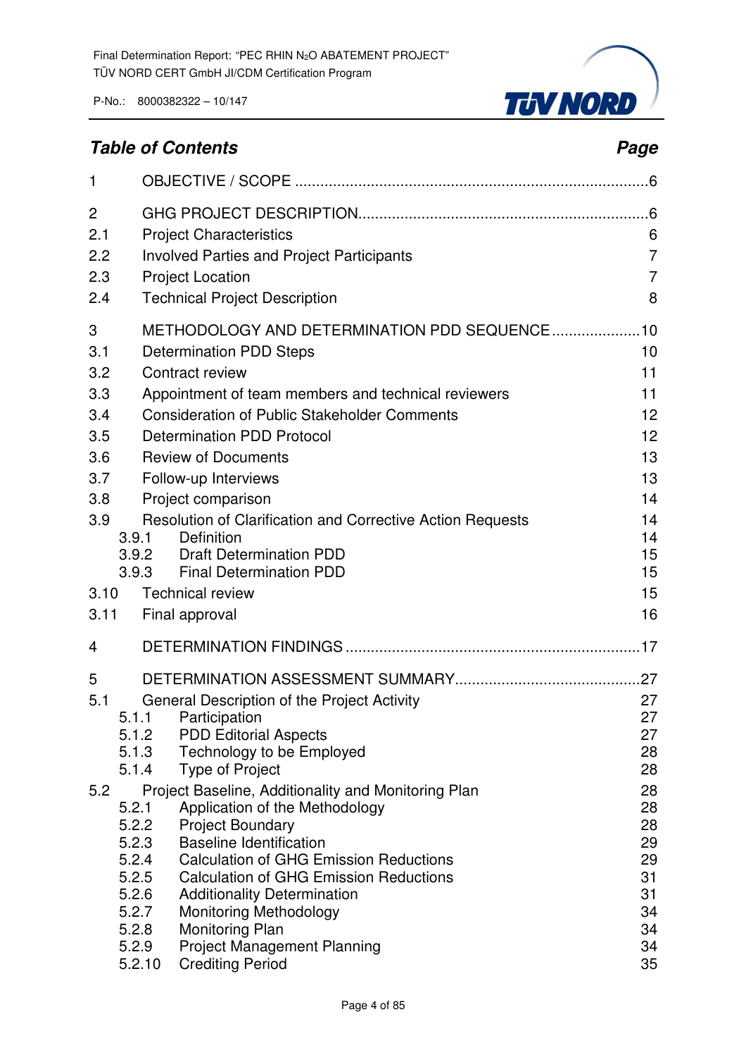## Table of Contents

| | | Page |
|---|---|---|
| 1 | OBJECTIVE / SCOPE | 6 |
| 2 | GHG PROJECT DESCRIPTION | 6 |
| 2.1 | Project Characteristics | 6 |
| 2.2 | Involved Parties and Project Participants | 7 |
| 2.3 | Project Location | 7 |
| 2.4 | Technical Project Description | 8 |
| 3 | METHODOLOGY AND DETERMINATION PDD SEQUENCE | 10 |
| 3.1 | Determination PDD Steps | 10 |
| 3.2 | Contract review | 11 |
| 3.3 | Appointment of team members and technical reviewers | 11 |
| 3.4 | Consideration of Public Stakeholder Comments | 12 |
| 3.5 | Determination PDD Protocol | 12 |
| 3.6 | Review of Documents | 13 |
| 3.7 | Follow-up Interviews | 13 |
| 3.8 | Project comparison | 14 |
| 3.9 | Resolution of Clarification and Corrective Action Requests | 14 |
| 3.9.1 | Definition | 14 |
| 3.9.2 | Draft Determination PDD | 15 |
| 3.9.3 | Final Determination PDD | 15 |
| 3.10 | Technical review | 15 |
| 3.11 | Final approval | 16 |
| 4 | DETERMINATION FINDINGS | 17 |
| 5 | DETERMINATION ASSESSMENT SUMMARY | 27 |
| 5.1 | General Description of the Project Activity | 27 |
| 5.1.1 | Participation | 27 |
| 5.1.2 | PDD Editorial Aspects | 27 |
| 5.1.3 | Technology to be Employed | 28 |
| 5.1.4 | Type of Project | 28 |
| 5.2 | Project Baseline, Additionality and Monitoring Plan | 28 |
| 5.2.1 | Application of the Methodology | 28 |
| 5.2.2 | Project Boundary | 28 |
| 5.2.3 | Baseline Identification | 29 |
| 5.2.4 | Calculation of GHG Emission Reductions | 29 |
| 5.2.5 | Calculation of GHG Emission Reductions | 31 |
| 5.2.6 | Additionality Determination | 31 |
| 5.2.7 | Monitoring Methodology | 34 |
| 5.2.8 | Monitoring Plan | 34 |
| 5.2.9 | Project Management Planning | 34 |
| 5.2.10 | Crediting Period | 35 |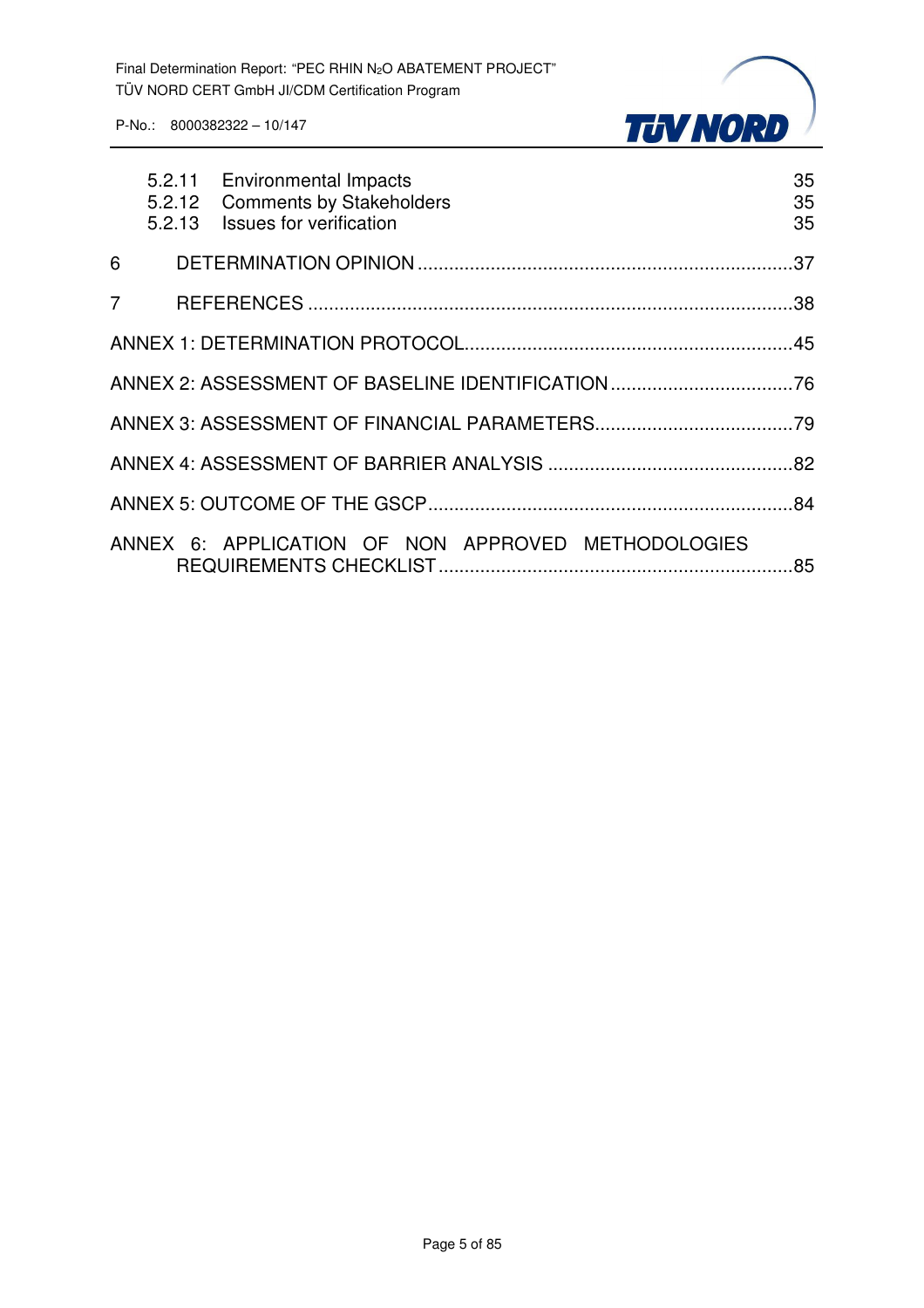5.2.11 Environmental Impacts 35
5.2.12 Comments by Stakeholders 35
5.2.13 Issues for verification 35

6 DETERMINATION OPINION ........................................................................37

7 REFERENCES ..........................................................................................38

ANNEX 1: DETERMINATION PROTOCOL..............................................................45

ANNEX 2: ASSESSMENT OF BASELINE IDENTIFICATION ..................................76

ANNEX 3: ASSESSMENT OF FINANCIAL PARAMETERS.....................................79

ANNEX 4: ASSESSMENT OF BARRIER ANALYSIS ..............................................82

ANNEX 5: OUTCOME OF THE GSCP.....................................................................84

ANNEX 6: APPLICATION OF NON APPROVED METHODOLOGIES REQUIREMENTS CHECKLIST ...................................................................85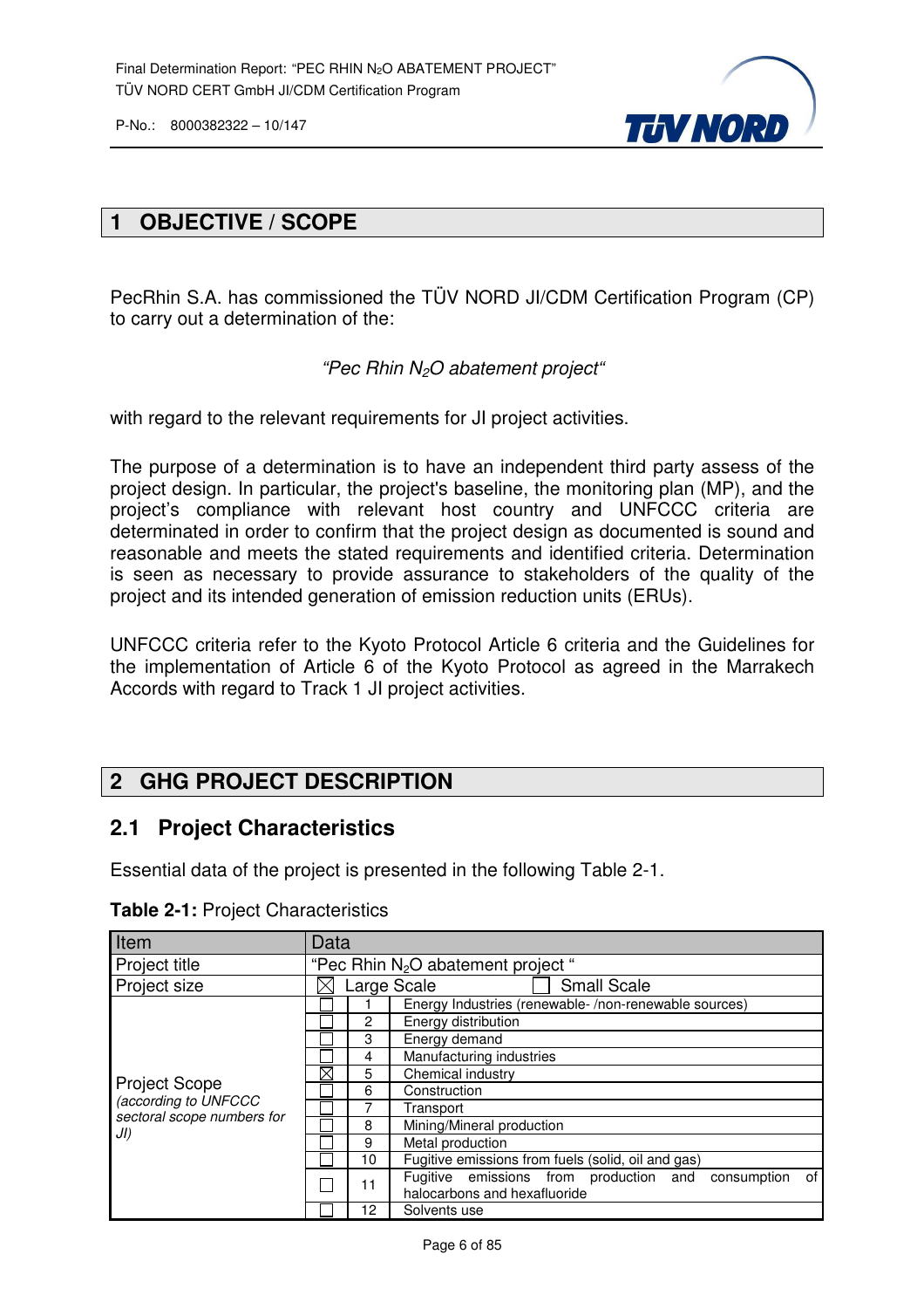# 1 OBJECTIVE / SCOPE

PecRhin S.A. has commissioned the TÜV NORD JI/CDM Certification Program (CP) to carry out a determination of the:

*"Pec Rhin $N_2O$ abatement project"*

with regard to the relevant requirements for JI project activities.

The purpose of a determination is to have an independent third party assess of the project design. In particular, the project's baseline, the monitoring plan (MP), and the project's compliance with relevant host country and UNFCCC criteria are determinated in order to confirm that the project design as documented is sound and reasonable and meets the stated requirements and identified criteria. Determination is seen as necessary to provide assurance to stakeholders of the quality of the project and its intended generation of emission reduction units (ERUs).

UNFCCC criteria refer to the Kyoto Protocol Article 6 criteria and the Guidelines for the implementation of Article 6 of the Kyoto Protocol as agreed in the Marrakech Accords with regard to Track 1 JI project activities.

# 2 GHG PROJECT DESCRIPTION

## 2.1 Project Characteristics

Essential data of the project is presented in the following Table 2-1.

**Table 2-1:** Project Characteristics

| Item | Data | | |
|---|---|---|---|
| Project title | "Pec Rhin $N_2O$ abatement project " | | |
| Project size | ☒ Large Scale ☐ Small Scale | | |
| Project Scope *(according to UNFCCC sectoral scope numbers for JI)* | ☐ | 1 | Energy Industries (renewable- /non-renewable sources) |
| | ☐ | 2 | Energy distribution |
| | ☐ | 3 | Energy demand |
| | ☐ | 4 | Manufacturing industries |
| | ☒ | 5 | Chemical industry |
| | ☐ | 6 | Construction |
| | ☐ | 7 | Transport |
| | ☐ | 8 | Mining/Mineral production |
| | ☐ | 9 | Metal production |
| | ☐ | 10 | Fugitive emissions from fuels (solid, oil and gas) |
| | ☐ | 11 | Fugitive emissions from production and consumption of halocarbons and hexafluoride |
| | ☐ | 12 | Solvents use |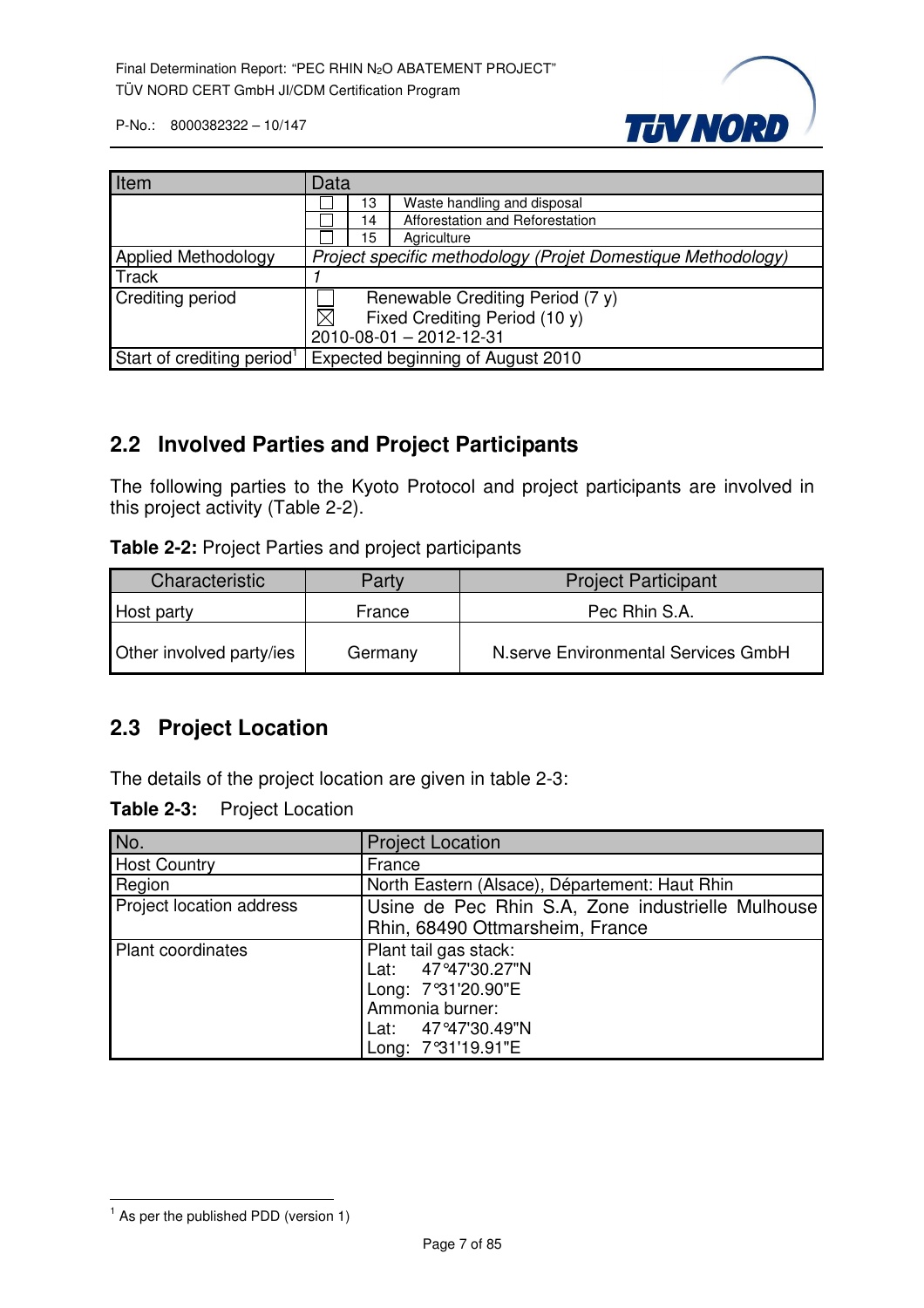| Item | Data |
| --- | --- |
| | ☐ 13 Waste handling and disposal |
| | ☐ 14 Afforestation and Reforestation |
| | ☐ 15 Agriculture |
| Applied Methodology | *Project specific methodology (Projet Domestique Methodology)* |
| Track | *1* |
| Crediting period | ☐ Renewable Crediting Period (7 y)<br>☒ Fixed Crediting Period (10 y)<br>2010-08-01 – 2012-12-31 |
| Start of crediting period[1] | Expected beginning of August 2010 |

## 2.2 Involved Parties and Project Participants

The following parties to the Kyoto Protocol and project participants are involved in this project activity (Table 2-2).

**Table 2-2:** Project Parties and project participants

| Characteristic | Party | Project Participant |
| --- | --- | --- |
| Host party | France | Pec Rhin S.A. |
| Other involved party/ies | Germany | N.serve Environmental Services GmbH |

## 2.3 Project Location

The details of the project location are given in table 2-3:

**Table 2-3:** Project Location

| No. | Project Location |
| --- | --- |
| Host Country | France |
| Region | North Eastern (Alsace), Département: Haut Rhin |
| Project location address | Usine de Pec Rhin S.A, Zone industrielle Mulhouse Rhin, 68490 Ottmarsheim, France |
| Plant coordinates | Plant tail gas stack:<br>Lat: 47°47'30.27"N<br>Long: 7°31'20.90"E<br>Ammonia burner:<br>Lat: 47°47'30.49"N<br>Long: 7°31'19.91"E |

[1] As per the published PDD (version 1)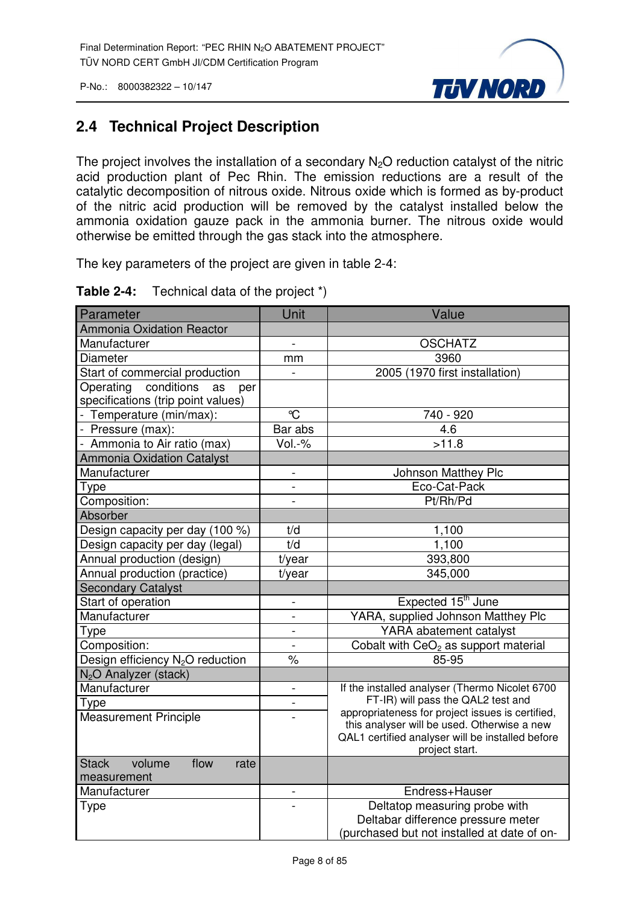## 2.4 Technical Project Description

The project involves the installation of a secondary $N_2O$ reduction catalyst of the nitric acid production plant of Pec Rhin. The emission reductions are a result of the catalytic decomposition of nitrous oxide. Nitrous oxide which is formed as by-product of the nitric acid production will be removed by the catalyst installed below the ammonia oxidation gauze pack in the ammonia burner. The nitrous oxide would otherwise be emitted through the gas stack into the atmosphere.

The key parameters of the project are given in table 2-4:

**Table 2-4:** Technical data of the project *)

| Parameter | Unit | Value |
|---|---|---|
| Ammonia Oxidation Reactor | | |
| Manufacturer | - | OSCHATZ |
| Diameter | mm | 3960 |
| Start of commercial production | - | 2005 (1970 first installation) |
| Operating conditions as per specifications (trip point values) | | |
| - Temperature (min/max): | °C | 740 - 920 |
| - Pressure (max): | Bar abs | 4.6 |
| - Ammonia to Air ratio (max) | Vol.-% | >11.8 |
| Ammonia Oxidation Catalyst | | |
| Manufacturer | - | Johnson Matthey Plc |
| Type | - | Eco-Cat-Pack |
| Composition: | - | Pt/Rh/Pd |
| Absorber | | |
| Design capacity per day (100 %) | t/d | 1,100 |
| Design capacity per day (legal) | t/d | 1,100 |
| Annual production (design) | t/year | 393,800 |
| Annual production (practice) | t/year | 345,000 |
| Secondary Catalyst | | |
| Start of operation | - | Expected 15th June |
| Manufacturer | - | YARA, supplied Johnson Matthey Plc |
| Type | - | YARA abatement catalyst |
| Composition: | - | Cobalt with $CeO_2$ as support material |
| Design efficiency $N_2O$ reduction | % | 85-95 |
| $N_2O$ Analyzer (stack) | | |
| Manufacturer | - | If the installed analyser (Thermo Nicolet 6700 FT-IR) will pass the QAL2 test and appropriateness for project issues is certified, this analyser will be used. Otherwise a new QAL1 certified analyser will be installed before project start. |
| Type | - | |
| Measurement Principle | - | |
| Stack volume flow rate measurement | | |
| Manufacturer | - | Endress+Hauser |
| Type | - | Deltatop measuring probe with Deltabar difference pressure meter (purchased but not installed at date of on- |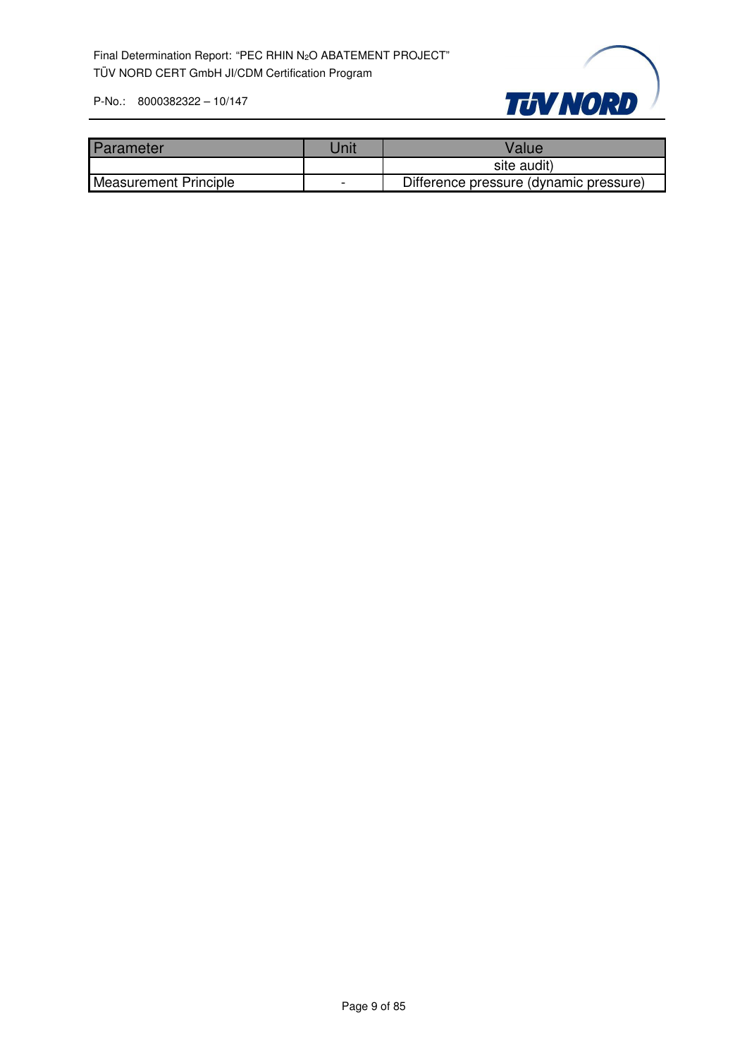| Parameter | Unit | Value |
| --- | --- | --- |
| | | site audit) |
| Measurement Principle | - | Difference pressure (dynamic pressure) |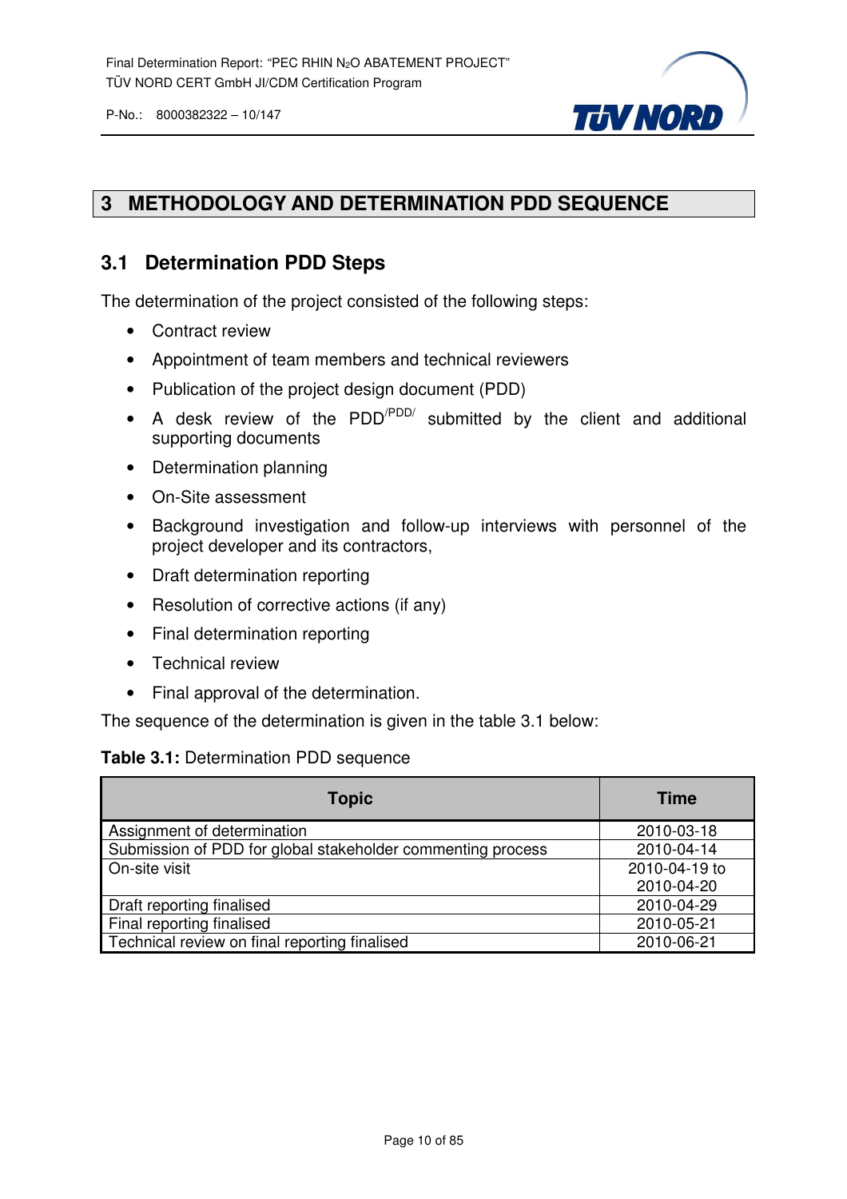# 3 METHODOLOGY AND DETERMINATION PDD SEQUENCE

## 3.1 Determination PDD Steps

The determination of the project consisted of the following steps:

- Contract review
- Appointment of team members and technical reviewers
- Publication of the project design document (PDD)
- A desk review of the PDD[/PDD/] submitted by the client and additional supporting documents
- Determination planning
- On-Site assessment
- Background investigation and follow-up interviews with personnel of the project developer and its contractors,
- Draft determination reporting
- Resolution of corrective actions (if any)
- Final determination reporting
- Technical review
- Final approval of the determination.

The sequence of the determination is given in the table 3.1 below:

**Table 3.1:** Determination PDD sequence

| Topic | Time |
|---|---|
| Assignment of determination | 2010-03-18 |
| Submission of PDD for global stakeholder commenting process | 2010-04-14 |
| On-site visit | 2010-04-19 to 2010-04-20 |
| Draft reporting finalised | 2010-04-29 |
| Final reporting finalised | 2010-05-21 |
| Technical review on final reporting finalised | 2010-06-21 |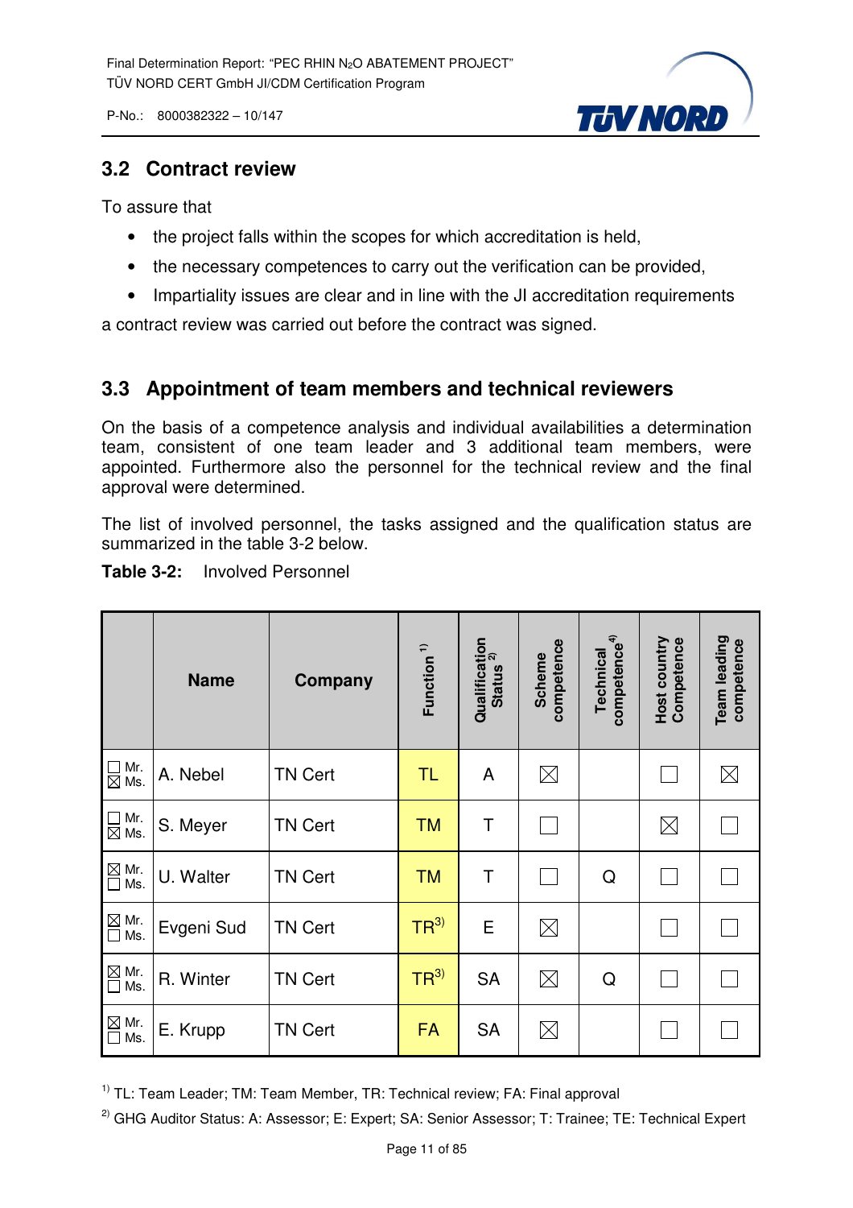## 3.2 Contract review

To assure that

- the project falls within the scopes for which accreditation is held,
- the necessary competences to carry out the verification can be provided,
- Impartiality issues are clear and in line with the JI accreditation requirements

a contract review was carried out before the contract was signed.

## 3.3 Appointment of team members and technical reviewers

On the basis of a competence analysis and individual availabilities a determination team, consistent of one team leader and 3 additional team members, were appointed. Furthermore also the personnel for the technical review and the final approval were determined.

The list of involved personnel, the tasks assigned and the qualification status are summarized in the table 3-2 below.

**Table 3-2:** Involved Personnel

| | Name | Company | Function [1] | Qualification Status [2] | Scheme competence | Technical competence[4] | Host country Competence | Team leading competence |
|---|---|---|---|---|---|---|---|---|
| ☐ Mr. ☒ Ms. | A. Nebel | TN Cert | TL | A | ☒ | | ☐ | ☒ |
| ☐ Mr. ☒ Ms. | S. Meyer | TN Cert | TM | T | ☐ | | ☒ | ☐ |
| ☒ Mr. ☐ Ms. | U. Walter | TN Cert | TM | T | ☐ | Q | ☐ | ☐ |
| ☒ Mr. ☐ Ms. | Evgeni Sud | TN Cert | TR[3] | E | ☒ | | ☐ | ☐ |
| ☒ Mr. ☐ Ms. | R. Winter | TN Cert | TR[3] | SA | ☒ | Q | ☐ | ☐ |
| ☒ Mr. ☐ Ms. | E. Krupp | TN Cert | FA | SA | ☒ | | ☐ | ☐ |

[1] TL: Team Leader; TM: Team Member, TR: Technical review; FA: Final approval

[2] GHG Auditor Status: A: Assessor; E: Expert; SA: Senior Assessor; T: Trainee; TE: Technical Expert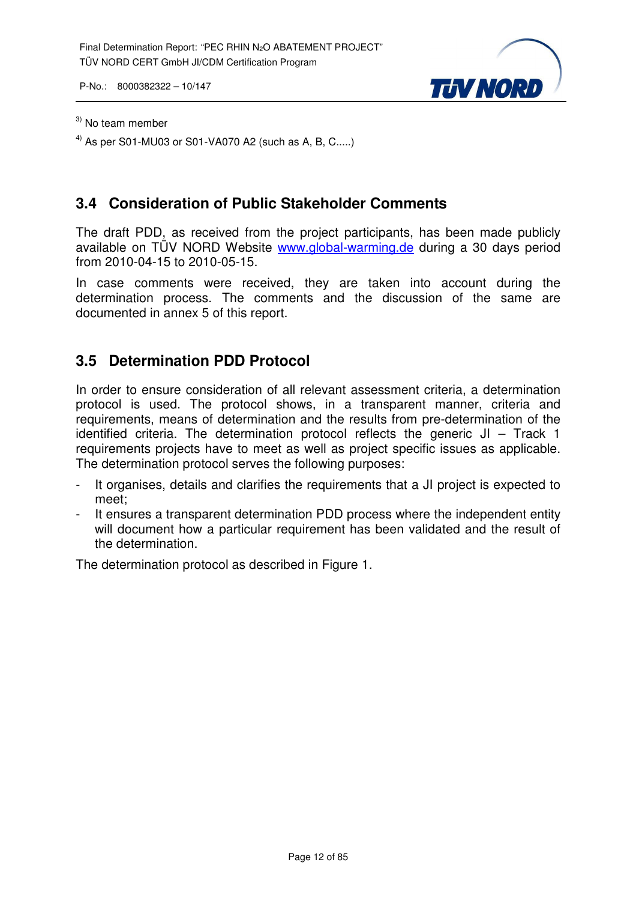[3] No team member

[4] As per S01-MU03 or S01-VA070 A2 (such as A, B, C.....)

## 3.4 Consideration of Public Stakeholder Comments

The draft PDD, as received from the project participants, has been made publicly available on TÜV NORD Website www.global-warming.de during a 30 days period from 2010-04-15 to 2010-05-15.

In case comments were received, they are taken into account during the determination process. The comments and the discussion of the same are documented in annex 5 of this report.

## 3.5 Determination PDD Protocol

In order to ensure consideration of all relevant assessment criteria, a determination protocol is used. The protocol shows, in a transparent manner, criteria and requirements, means of determination and the results from pre-determination of the identified criteria. The determination protocol reflects the generic JI – Track 1 requirements projects have to meet as well as project specific issues as applicable. The determination protocol serves the following purposes:

- It organises, details and clarifies the requirements that a JI project is expected to meet;
- It ensures a transparent determination PDD process where the independent entity will document how a particular requirement has been validated and the result of the determination.

The determination protocol as described in Figure 1.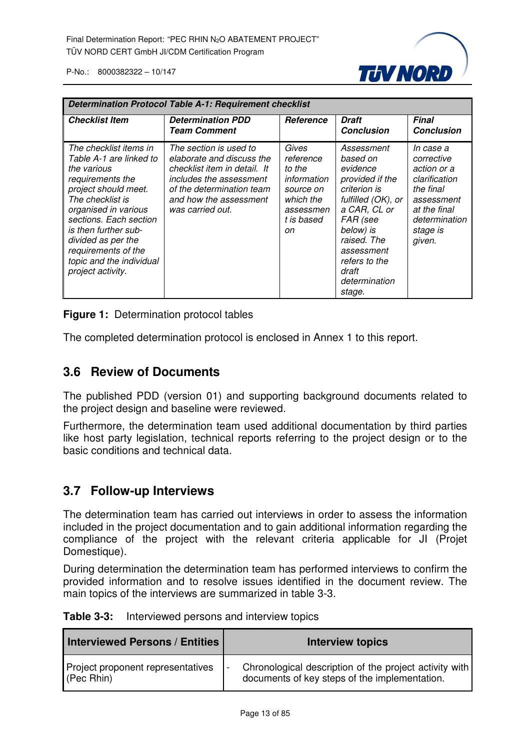| *Determination Protocol Table A-1: Requirement checklist* | | | | |
|---|---|---|---|---|
| ***Checklist Item*** | ***Determination PDD Team Comment*** | ***Reference*** | ***Draft Conclusion*** | ***Final Conclusion*** |
| *The checklist items in Table A-1 are linked to the various requirements the project should meet. The checklist is organised in various sections. Each section is then further sub-divided as per the requirements of the topic and the individual project activity.* | *The section is used to elaborate and discuss the checklist item in detail. It includes the assessment of the determination team and how the assessment was carried out.* | *Gives reference to the information source on which the assessment is based on* | *Assessment based on evidence provided if the criterion is fulfilled (OK), or a CAR, CL or FAR (see below) is raised. The assessment refers to the draft determination stage.* | *In case a corrective action or a clarification the final assessment at the final determination stage is given.* |

**Figure 1:** Determination protocol tables

The completed determination protocol is enclosed in Annex 1 to this report.

## 3.6 Review of Documents

The published PDD (version 01) and supporting background documents related to the project design and baseline were reviewed.

Furthermore, the determination team used additional documentation by third parties like host party legislation, technical reports referring to the project design or to the basic conditions and technical data.

## 3.7 Follow-up Interviews

The determination team has carried out interviews in order to assess the information included in the project documentation and to gain additional information regarding the compliance of the project with the relevant criteria applicable for JI (Projet Domestique).

During determination the determination team has performed interviews to confirm the provided information and to resolve issues identified in the document review. The main topics of the interviews are summarized in table 3-3.

**Table 3-3:** Interviewed persons and interview topics

| Interviewed Persons / Entities | Interview topics |
|---|---|
| Project proponent representatives (Pec Rhin) | - Chronological description of the project activity with documents of key steps of the implementation. |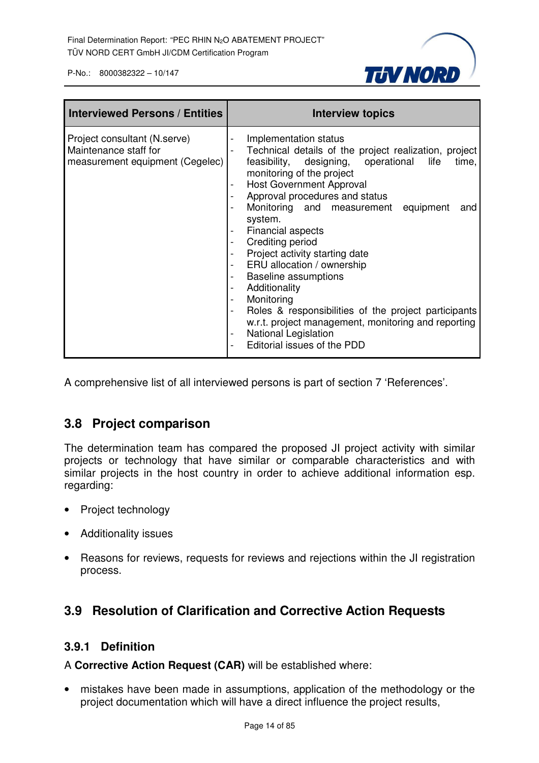| Interviewed Persons / Entities | Interview topics |
|---|---|
| Project consultant (N.serve)<br>Maintenance staff for measurement equipment (Cegelec) | - Implementation status<br>- Technical details of the project realization, project feasibility, designing, operational life time, monitoring of the project<br>- Host Government Approval<br>- Approval procedures and status<br>- Monitoring and measurement equipment and system.<br>- Financial aspects<br>- Crediting period<br>- Project activity starting date<br>- ERU allocation / ownership<br>- Baseline assumptions<br>- Additionality<br>- Monitoring<br>- Roles & responsibilities of the project participants w.r.t. project management, monitoring and reporting<br>- National Legislation<br>- Editorial issues of the PDD |

A comprehensive list of all interviewed persons is part of section 7 'References'.

## 3.8 Project comparison

The determination team has compared the proposed JI project activity with similar projects or technology that have similar or comparable characteristics and with similar projects in the host country in order to achieve additional information esp. regarding:

- Project technology
- Additionality issues
- Reasons for reviews, requests for reviews and rejections within the JI registration process.

## 3.9 Resolution of Clarification and Corrective Action Requests

### 3.9.1 Definition

A **Corrective Action Request (CAR)** will be established where:

- mistakes have been made in assumptions, application of the methodology or the project documentation which will have a direct influence the project results,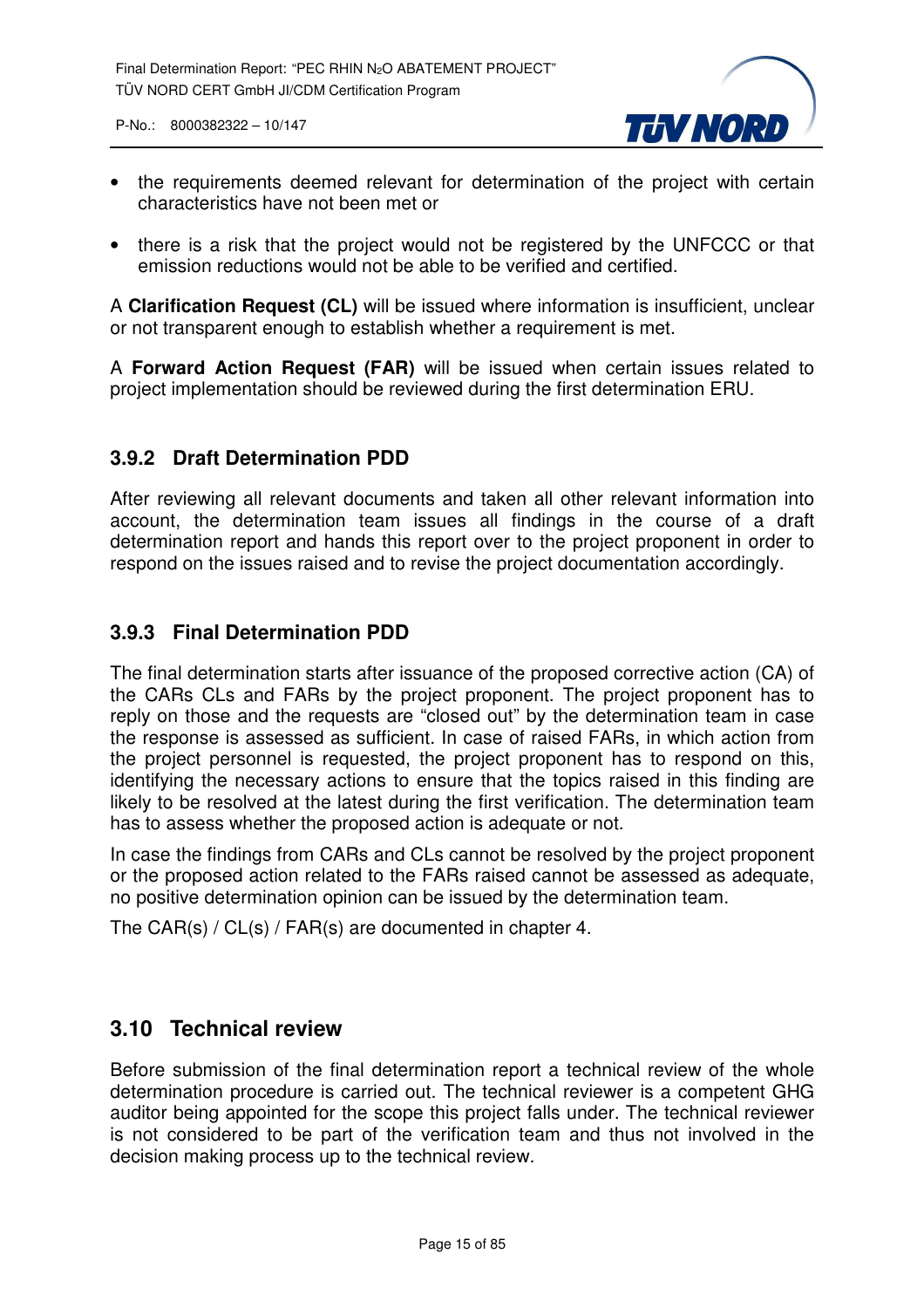- the requirements deemed relevant for determination of the project with certain characteristics have not been met or
- there is a risk that the project would not be registered by the UNFCCC or that emission reductions would not be able to be verified and certified.

A **Clarification Request (CL)** will be issued where information is insufficient, unclear or not transparent enough to establish whether a requirement is met.

A **Forward Action Request (FAR)** will be issued when certain issues related to project implementation should be reviewed during the first determination ERU.

### 3.9.2 Draft Determination PDD

After reviewing all relevant documents and taken all other relevant information into account, the determination team issues all findings in the course of a draft determination report and hands this report over to the project proponent in order to respond on the issues raised and to revise the project documentation accordingly.

### 3.9.3 Final Determination PDD

The final determination starts after issuance of the proposed corrective action (CA) of the CARs CLs and FARs by the project proponent. The project proponent has to reply on those and the requests are "closed out" by the determination team in case the response is assessed as sufficient. In case of raised FARs, in which action from the project personnel is requested, the project proponent has to respond on this, identifying the necessary actions to ensure that the topics raised in this finding are likely to be resolved at the latest during the first verification. The determination team has to assess whether the proposed action is adequate or not.

In case the findings from CARs and CLs cannot be resolved by the project proponent or the proposed action related to the FARs raised cannot be assessed as adequate, no positive determination opinion can be issued by the determination team.

The CAR(s) / CL(s) / FAR(s) are documented in chapter 4.

## 3.10 Technical review

Before submission of the final determination report a technical review of the whole determination procedure is carried out. The technical reviewer is a competent GHG auditor being appointed for the scope this project falls under. The technical reviewer is not considered to be part of the verification team and thus not involved in the decision making process up to the technical review.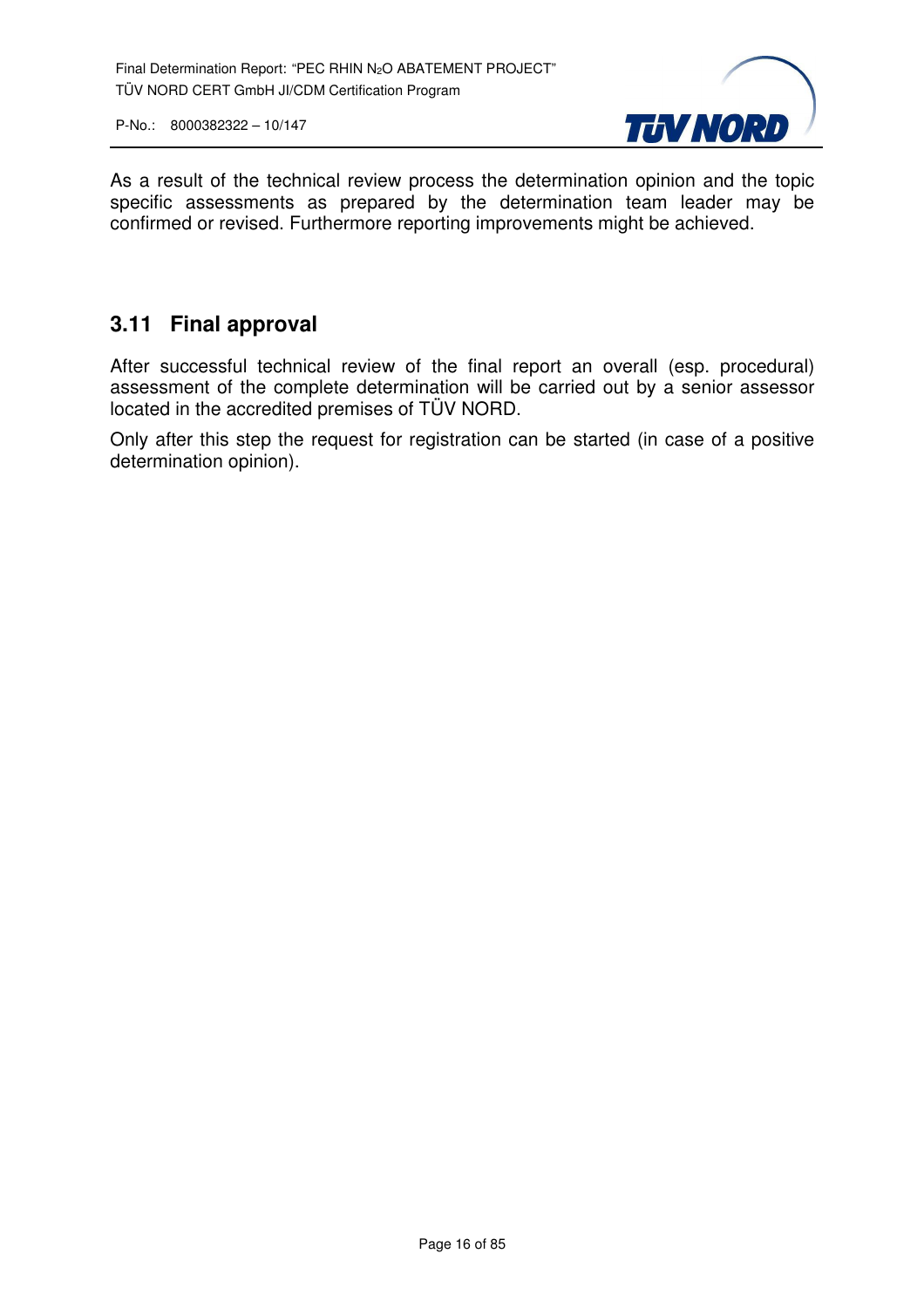As a result of the technical review process the determination opinion and the topic specific assessments as prepared by the determination team leader may be confirmed or revised. Furthermore reporting improvements might be achieved.

## 3.11 Final approval

After successful technical review of the final report an overall (esp. procedural) assessment of the complete determination will be carried out by a senior assessor located in the accredited premises of TÜV NORD.

Only after this step the request for registration can be started (in case of a positive determination opinion).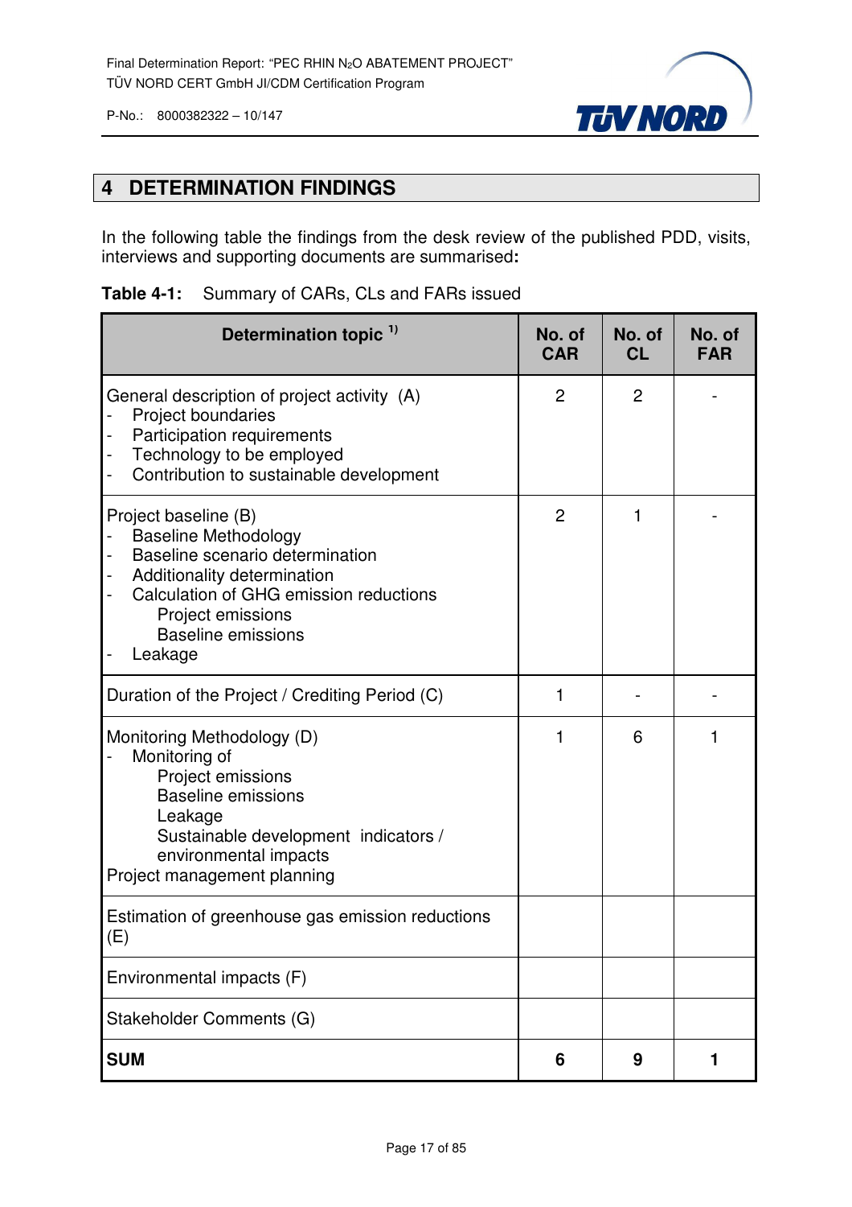## 4 DETERMINATION FINDINGS

In the following table the findings from the desk review of the published PDD, visits, interviews and supporting documents are summarised**:**

**Table 4-1:** Summary of CARs, CLs and FARs issued

| Determination topic [1)] | No. of CAR | No. of CL | No. of FAR |
|---|---|---|---|
| General description of project activity (A)<br>- Project boundaries<br>- Participation requirements<br>- Technology to be employed<br>- Contribution to sustainable development | 2 | 2 | - |
| Project baseline (B)<br>- Baseline Methodology<br>- Baseline scenario determination<br>- Additionality determination<br>- Calculation of GHG emission reductions<br>Project emissions<br>Baseline emissions<br>- Leakage | 2 | 1 | - |
| Duration of the Project / Crediting Period (C) | 1 | - | - |
| Monitoring Methodology (D)<br>- Monitoring of<br>Project emissions<br>Baseline emissions<br>Leakage<br>Sustainable development indicators / environmental impacts<br>Project management planning | 1 | 6 | 1 |
| Estimation of greenhouse gas emission reductions (E) | | | |
| Environmental impacts (F) | | | |
| Stakeholder Comments (G) | | | |
| **SUM** | **6** | **9** | **1** |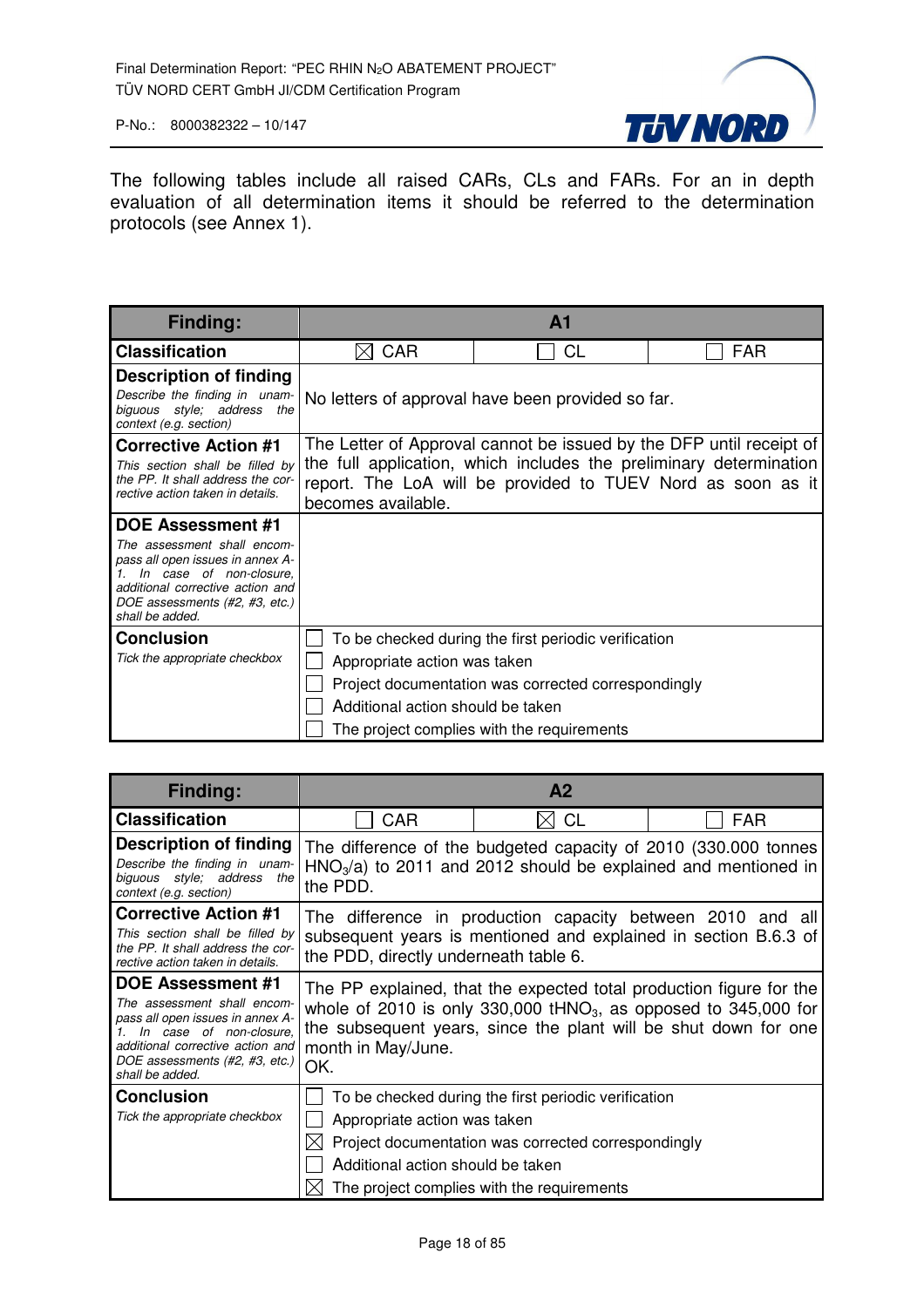The following tables include all raised CARs, CLs and FARs. For an in depth evaluation of all determination items it should be referred to the determination protocols (see Annex 1).

| **Finding:** | **A1** | | |
|---|---|---|---|
| **Classification** | ☒ CAR | ☐ CL | ☐ FAR |
| **Description of finding**<br>*Describe the finding in unambiguous style; address the context (e.g. section)* | No letters of approval have been provided so far. | | |
| **Corrective Action #1**<br>*This section shall be filled by the PP. It shall address the corrective action taken in details.* | The Letter of Approval cannot be issued by the DFP until receipt of the full application, which includes the preliminary determination report. The LoA will be provided to TUEV Nord as soon as it becomes available. | | |
| **DOE Assessment #1**<br>*The assessment shall encompass all open issues in annex A-1. In case of non-closure, additional corrective action and DOE assessments (#2, #3, etc.) shall be added.* | | | |
| **Conclusion**<br>*Tick the appropriate checkbox* | ☐ To be checked during the first periodic verification<br>☐ Appropriate action was taken<br>☐ Project documentation was corrected correspondingly<br>☐ Additional action should be taken<br>☐ The project complies with the requirements | | |

| **Finding:** | **A2** | | |
|---|---|---|---|
| **Classification** | ☐ CAR | ☒ CL | ☐ FAR |
| **Description of finding**<br>*Describe the finding in unambiguous style; address the context (e.g. section)* | The difference of the budgeted capacity of 2010 (330.000 tonnes $HNO_3$/a) to 2011 and 2012 should be explained and mentioned in the PDD. | | |
| **Corrective Action #1**<br>*This section shall be filled by the PP. It shall address the corrective action taken in details.* | The difference in production capacity between 2010 and all subsequent years is mentioned and explained in section B.6.3 of the PDD, directly underneath table 6. | | |
| **DOE Assessment #1**<br>*The assessment shall encompass all open issues in annex A-1. In case of non-closure, additional corrective action and DOE assessments (#2, #3, etc.) shall be added.* | The PP explained, that the expected total production figure for the whole of 2010 is only 330,000 $tHNO_3$, as opposed to 345,000 for the subsequent years, since the plant will be shut down for one month in May/June.<br>OK. | | |
| **Conclusion**<br>*Tick the appropriate checkbox* | ☐ To be checked during the first periodic verification<br>☐ Appropriate action was taken<br>☒ Project documentation was corrected correspondingly<br>☐ Additional action should be taken<br>☒ The project complies with the requirements | | |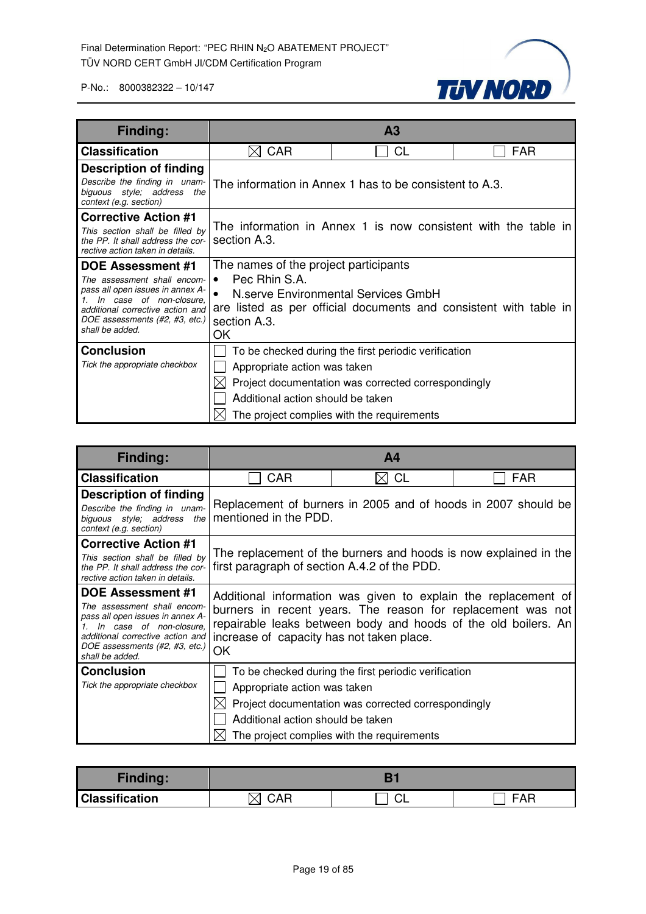| Finding: | A3 | | |
|---|---|---|---|
| **Classification** | ☒ CAR | ☐ CL | ☐ FAR |
| **Description of finding**<br>*Describe the finding in unambiguous style; address the context (e.g. section)* | The information in Annex 1 has to be consistent to A.3. | | |
| **Corrective Action #1**<br>*This section shall be filled by the PP. It shall address the corrective action taken in details.* | The information in Annex 1 is now consistent with the table in section A.3. | | |
| **DOE Assessment #1**<br>*The assessment shall encompass all open issues in annex A-1. In case of non-closure, additional corrective action and DOE assessments (#2, #3, etc.) shall be added.* | The names of the project participants<br>• Pec Rhin S.A.<br>• N.serve Environmental Services GmbH<br>are listed as per official documents and consistent with table in section A.3.<br>OK | | |
| **Conclusion**<br>*Tick the appropriate checkbox* | ☐ To be checked during the first periodic verification<br>☐ Appropriate action was taken<br>☒ Project documentation was corrected correspondingly<br>☐ Additional action should be taken<br>☒ The project complies with the requirements | | |

| Finding: | A4 | | |
|---|---|---|---|
| **Classification** | ☐ CAR | ☒ CL | ☐ FAR |
| **Description of finding**<br>*Describe the finding in unambiguous style; address the context (e.g. section)* | Replacement of burners in 2005 and of hoods in 2007 should be mentioned in the PDD. | | |
| **Corrective Action #1**<br>*This section shall be filled by the PP. It shall address the corrective action taken in details.* | The replacement of the burners and hoods is now explained in the first paragraph of section A.4.2 of the PDD. | | |
| **DOE Assessment #1**<br>*The assessment shall encompass all open issues in annex A-1. In case of non-closure, additional corrective action and DOE assessments (#2, #3, etc.) shall be added.* | Additional information was given to explain the replacement of burners in recent years. The reason for replacement was not repairable leaks between body and hoods of the old boilers. An increase of capacity has not taken place.<br>OK | | |
| **Conclusion**<br>*Tick the appropriate checkbox* | ☐ To be checked during the first periodic verification<br>☐ Appropriate action was taken<br>☒ Project documentation was corrected correspondingly<br>☐ Additional action should be taken<br>☒ The project complies with the requirements | | |

| Finding: | B1 | | |
|---|---|---|---|
| **Classification** | ☒ CAR | ☐ CL | ☐ FAR |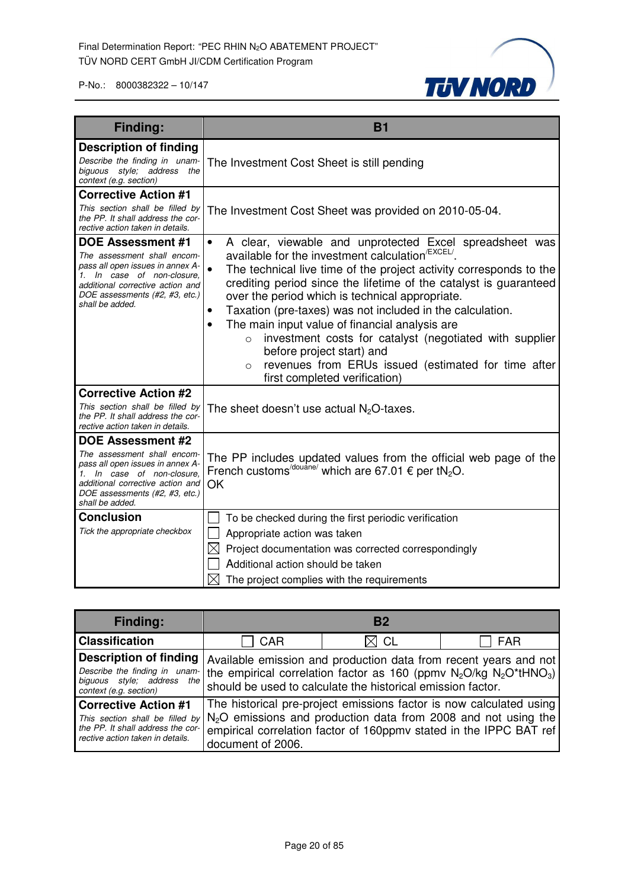| Finding: | B1 |
| --- | --- |
| **Description of finding**<br>*Describe the finding in unambiguous style; address the context (e.g. section)* | The Investment Cost Sheet is still pending |
| **Corrective Action #1**<br>*This section shall be filled by the PP. It shall address the corrective action taken in details.* | The Investment Cost Sheet was provided on 2010-05-04. |
| **DOE Assessment #1**<br>*The assessment shall encompass all open issues in annex A-1. In case of non-closure, additional corrective action and DOE assessments (#2, #3, etc.) shall be added.* | • A clear, viewable and unprotected Excel spreadsheet was available for the investment calculation[/EXCEL/].<br>• The technical live time of the project activity corresponds to the crediting period since the lifetime of the catalyst is guaranteed over the period which is technical appropriate.<br>• Taxation (pre-taxes) was not included in the calculation.<br>• The main input value of financial analysis are<br>  ○ investment costs for catalyst (negotiated with supplier before project start) and<br>  ○ revenues from ERUs issued (estimated for time after first completed verification) |
| **Corrective Action #2**<br>*This section shall be filled by the PP. It shall address the corrective action taken in details.* | The sheet doesn't use actual $N_2O$-taxes. |
| **DOE Assessment #2**<br>*The assessment shall encompass all open issues in annex A-1. In case of non-closure, additional corrective action and DOE assessments (#2, #3, etc.) shall be added.* | The PP includes updated values from the official web page of the French customs[/douane/] which are 67.01 € per $tN_2O$.<br>OK |
| **Conclusion**<br>*Tick the appropriate checkbox* | ☐ To be checked during the first periodic verification<br>☐ Appropriate action was taken<br>☒ Project documentation was corrected correspondingly<br>☐ Additional action should be taken<br>☒ The project complies with the requirements |

| Finding: | B2 | | |
| --- | --- | --- | --- |
| **Classification** | ☐ CAR | ☒ CL | ☐ FAR |
| **Description of finding**<br>*Describe the finding in unambiguous style; address the context (e.g. section)* | Available emission and production data from recent years and not the empirical correlation factor as 160 (ppmv $N_2O$/kg $N_2O$*$tHNO_3$) should be used to calculate the historical emission factor. | | |
| **Corrective Action #1**<br>*This section shall be filled by the PP. It shall address the corrective action taken in details.* | The historical pre-project emissions factor is now calculated using $N_2O$ emissions and production data from 2008 and not using the empirical correlation factor of 160ppmv stated in the IPPC BAT ref document of 2006. | | |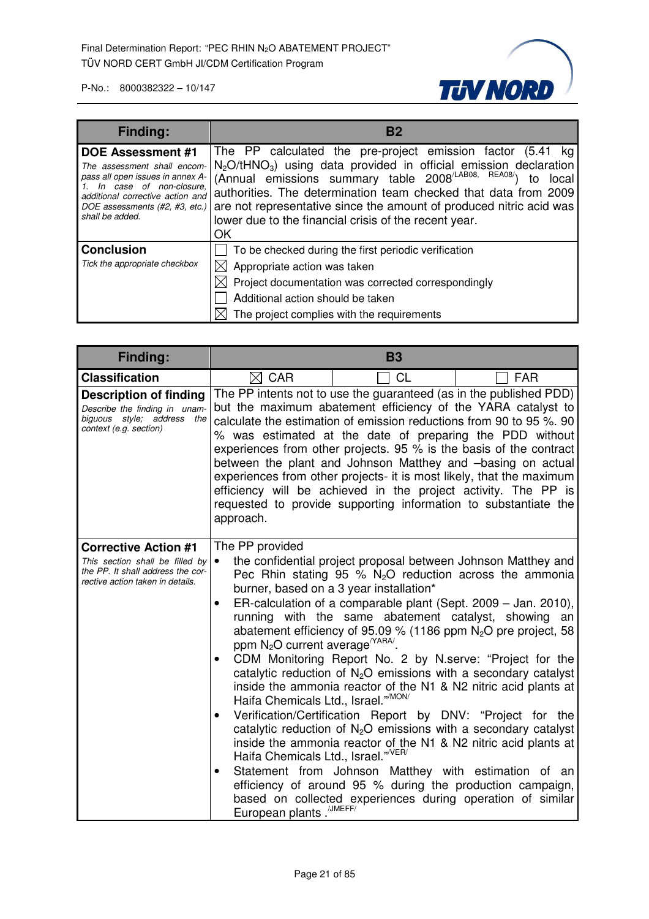| Finding: | B2 |
|---|---|
| **DOE Assessment #1**<br>*The assessment shall encompass all open issues in annex A-1. In case of non-closure, additional corrective action and DOE assessments (#2, #3, etc.) shall be added.* | The PP calculated the pre-project emission factor (5.41 kg $N_2O/tHNO_3$) using data provided in official emission declaration (Annual emissions summary table 2008[/LAB08, REA08/]) to local authorities. The determination team checked that data from 2009 are not representative since the amount of produced nitric acid was lower due to the financial crisis of the recent year.<br>OK |
| **Conclusion**<br>*Tick the appropriate checkbox* | ☐ To be checked during the first periodic verification<br>☒ Appropriate action was taken<br>☒ Project documentation was corrected correspondingly<br>☐ Additional action should be taken<br>☒ The project complies with the requirements |

| Finding: | B3 | | |
|---|---|---|---|
| **Classification** | ☒ CAR | ☐ CL | ☐ FAR |
| **Description of finding**<br>*Describe the finding in unambiguous style; address the context (e.g. section)* | The PP intents not to use the guaranteed (as in the published PDD) but the maximum abatement efficiency of the YARA catalyst to calculate the estimation of emission reductions from 90 to 95 %. 90 % was estimated at the date of preparing the PDD without experiences from other projects. 95 % is the basis of the contract between the plant and Johnson Matthey and –basing on actual experiences from other projects- it is most likely, that the maximum efficiency will be achieved in the project activity. The PP is requested to provide supporting information to substantiate the approach. | | |
| **Corrective Action #1**<br>*This section shall be filled by the PP. It shall address the corrective action taken in details.* | The PP provided<br>• the confidential project proposal between Johnson Matthey and Pec Rhin stating 95 % $N_2O$ reduction across the ammonia burner, based on a 3 year installation*<br>• ER-calculation of a comparable plant (Sept. 2009 – Jan. 2010), running with the same abatement catalyst, showing an abatement efficiency of 95.09 % (1186 ppm $N_2O$ pre project, 58 ppm $N_2O$ current average[/YARA/].<br>• CDM Monitoring Report No. 2 by N.serve: "Project for the catalytic reduction of $N_2O$ emissions with a secondary catalyst inside the ammonia reactor of the N1 & N2 nitric acid plants at Haifa Chemicals Ltd., Israel."[/MON/]<br>• Verification/Certification Report by DNV: "Project for the catalytic reduction of $N_2O$ emissions with a secondary catalyst inside the ammonia reactor of the N1 & N2 nitric acid plants at Haifa Chemicals Ltd., Israel."[/VER/]<br>• Statement from Johnson Matthey with estimation of an efficiency of around 95 % during the production campaign, based on collected experiences during operation of similar European plants .[/JMEFF/] | | |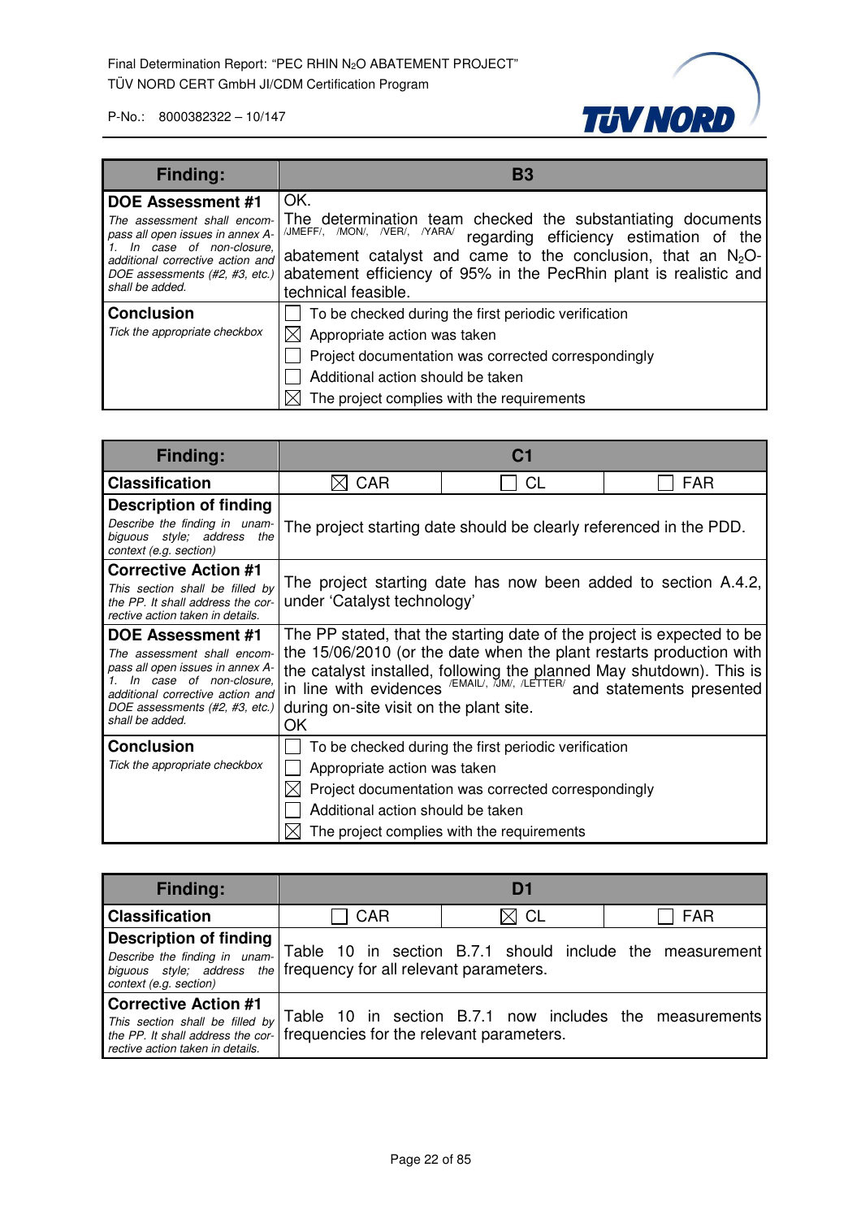| Finding: | B3 |
| --- | --- |
| **DOE Assessment #1**<br>*The assessment shall encompass all open issues in annex A-1. In case of non-closure, additional corrective action and DOE assessments (#2, #3, etc.) shall be added.* | OK.<br>The determination team checked the substantiating documents /JMEFF/, /MON/, /VER/, /YARA/ regarding efficiency estimation of the abatement catalyst and came to the conclusion, that an $N_2O$-abatement efficiency of 95% in the PecRhin plant is realistic and technical feasible. |
| **Conclusion**<br>*Tick the appropriate checkbox* | ☐ To be checked during the first periodic verification<br>☒ Appropriate action was taken<br>☐ Project documentation was corrected correspondingly<br>☐ Additional action should be taken<br>☒ The project complies with the requirements |

| Finding: | C1 | | |
| --- | --- | --- | --- |
| **Classification** | ☒ CAR | ☐ CL | ☐ FAR |
| **Description of finding**<br>*Describe the finding in unambiguous style; address the context (e.g. section)* | The project starting date should be clearly referenced in the PDD. | | |
| **Corrective Action #1**<br>*This section shall be filled by the PP. It shall address the corrective action taken in details.* | The project starting date has now been added to section A.4.2, under 'Catalyst technology' | | |
| **DOE Assessment #1**<br>*The assessment shall encompass all open issues in annex A-1. In case of non-closure, additional corrective action and DOE assessments (#2, #3, etc.) shall be added.* | The PP stated, that the starting date of the project is expected to be the 15/06/2010 (or the date when the plant restarts production with the catalyst installed, following the planned May shutdown). This is in line with evidences /EMAIL/, /JM/, /LETTER/ and statements presented during on-site visit on the plant site.<br>OK | | |
| **Conclusion**<br>*Tick the appropriate checkbox* | ☐ To be checked during the first periodic verification<br>☐ Appropriate action was taken<br>☒ Project documentation was corrected correspondingly<br>☐ Additional action should be taken<br>☒ The project complies with the requirements | | |

| Finding: | D1 | | |
| --- | --- | --- | --- |
| **Classification** | ☐ CAR | ☒ CL | ☐ FAR |
| **Description of finding**<br>*Describe the finding in unambiguous style; address the context (e.g. section)* | Table 10 in section B.7.1 should include the measurement frequency for all relevant parameters. | | |
| **Corrective Action #1**<br>*This section shall be filled by the PP. It shall address the corrective action taken in details.* | Table 10 in section B.7.1 now includes the measurements frequencies for the relevant parameters. | | |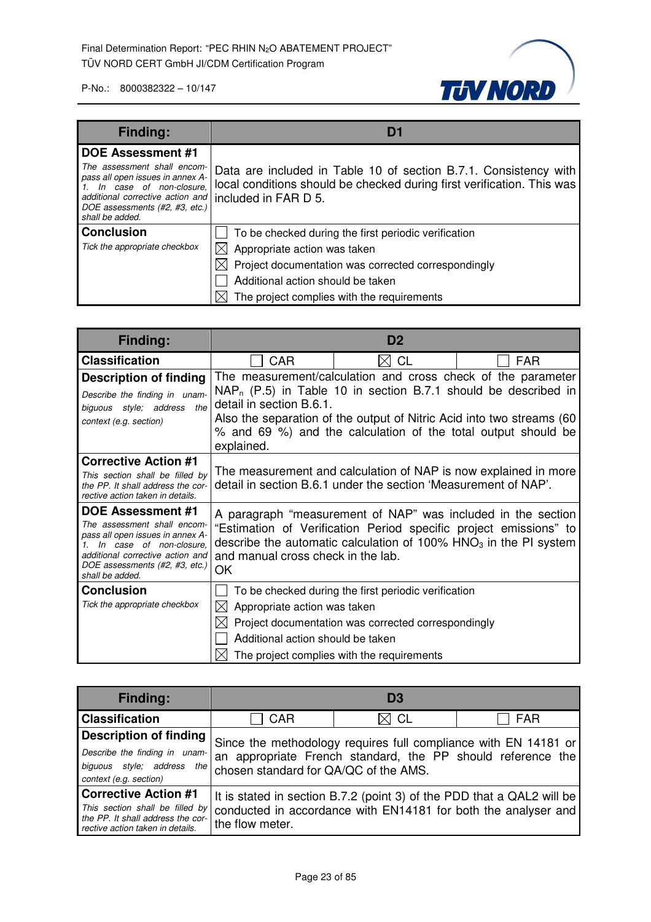| Finding: | D1 |
|---|---|
| **DOE Assessment #1**<br>*The assessment shall encompass all open issues in annex A-1. In case of non-closure, additional corrective action and DOE assessments (#2, #3, etc.) shall be added.* | Data are included in Table 10 of section B.7.1. Consistency with local conditions should be checked during first verification. This was included in FAR D 5. |
| **Conclusion**<br>*Tick the appropriate checkbox* | ☐ To be checked during the first periodic verification<br>☒ Appropriate action was taken<br>☒ Project documentation was corrected correspondingly<br>☐ Additional action should be taken<br>☒ The project complies with the requirements |

| Finding: | D2 | | |
|---|---|---|---|
| **Classification** | ☐ CAR | ☒ CL | ☐ FAR |
| **Description of finding**<br>*Describe the finding in unambiguous style; address the context (e.g. section)* | The measurement/calculation and cross check of the parameter $NAP_n$ (P.5) in Table 10 in section B.7.1 should be described in detail in section B.6.1.<br>Also the separation of the output of Nitric Acid into two streams (60 % and 69 %) and the calculation of the total output should be explained. | | |
| **Corrective Action #1**<br>*This section shall be filled by the PP. It shall address the corrective action taken in details.* | The measurement and calculation of NAP is now explained in more detail in section B.6.1 under the section 'Measurement of NAP'. | | |
| **DOE Assessment #1**<br>*The assessment shall encompass all open issues in annex A-1. In case of non-closure, additional corrective action and DOE assessments (#2, #3, etc.) shall be added.* | A paragraph "measurement of NAP" was included in the section "Estimation of Verification Period specific project emissions" to describe the automatic calculation of 100% $HNO_3$ in the PI system and manual cross check in the lab.<br>OK | | |
| **Conclusion**<br>*Tick the appropriate checkbox* | ☐ To be checked during the first periodic verification<br>☒ Appropriate action was taken<br>☒ Project documentation was corrected correspondingly<br>☐ Additional action should be taken<br>☒ The project complies with the requirements | | |

| Finding: | D3 | | |
|---|---|---|---|
| **Classification** | ☐ CAR | ☒ CL | ☐ FAR |
| **Description of finding**<br>*Describe the finding in unambiguous style; address the context (e.g. section)* | Since the methodology requires full compliance with EN 14181 or an appropriate French standard, the PP should reference the chosen standard for QA/QC of the AMS. | | |
| **Corrective Action #1**<br>*This section shall be filled by the PP. It shall address the corrective action taken in details.* | It is stated in section B.7.2 (point 3) of the PDD that a QAL2 will be conducted in accordance with EN14181 for both the analyser and the flow meter. | | |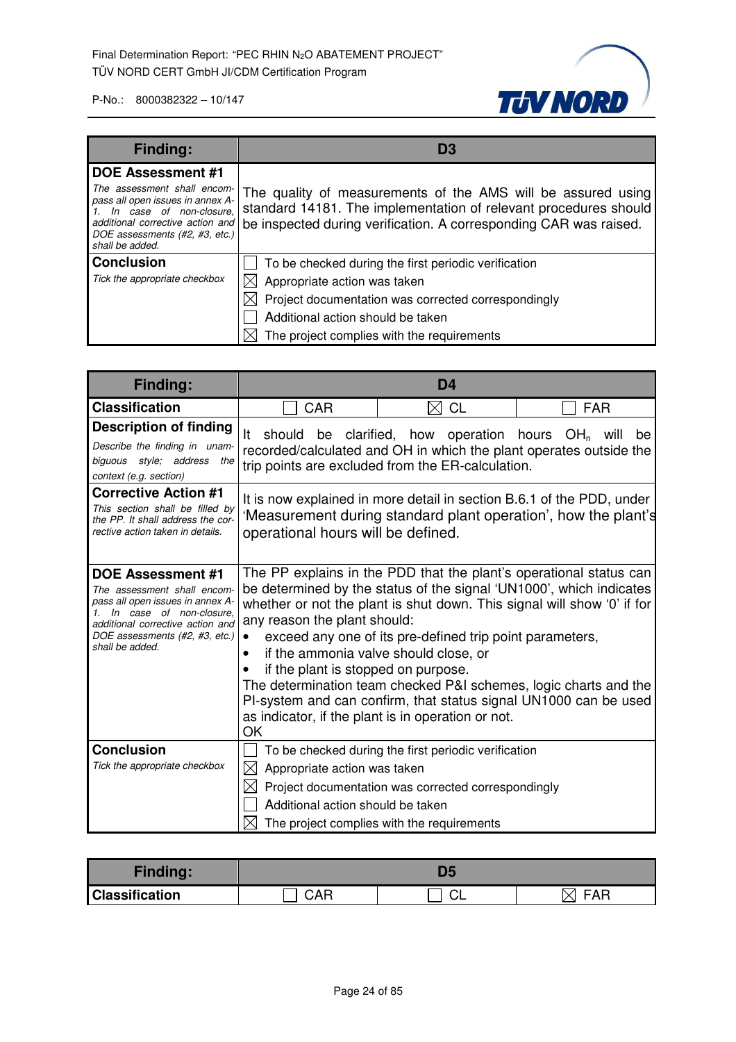| Finding: | D3 |
|---|---|
| **DOE Assessment #1**<br>*The assessment shall encompass all open issues in annex A-1. In case of non-closure, additional corrective action and DOE assessments (#2, #3, etc.) shall be added.* | The quality of measurements of the AMS will be assured using standard 14181. The implementation of relevant procedures should be inspected during verification. A corresponding CAR was raised. |
| **Conclusion**<br>*Tick the appropriate checkbox* | ☐ To be checked during the first periodic verification<br>☒ Appropriate action was taken<br>☒ Project documentation was corrected correspondingly<br>☐ Additional action should be taken<br>☒ The project complies with the requirements |

| Finding: | D4 | | |
|---|---|---|---|
| **Classification** | ☐ CAR | ☒ CL | ☐ FAR |
| **Description of finding**<br>*Describe the finding in unambiguous style; address the context (e.g. section)* | It should be clarified, how operation hours $OH_n$ will be recorded/calculated and OH in which the plant operates outside the trip points are excluded from the ER-calculation. | | |
| **Corrective Action #1**<br>*This section shall be filled by the PP. It shall address the corrective action taken in details.* | It is now explained in more detail in section B.6.1 of the PDD, under 'Measurement during standard plant operation', how the plant's operational hours will be defined. | | |
| **DOE Assessment #1**<br>*The assessment shall encompass all open issues in annex A-1. In case of non-closure, additional corrective action and DOE assessments (#2, #3, etc.) shall be added.* | The PP explains in the PDD that the plant's operational status can be determined by the status of the signal 'UN1000', which indicates whether or not the plant is shut down. This signal will show '0' if for any reason the plant should:<br>• exceed any one of its pre-defined trip point parameters,<br>• if the ammonia valve should close, or<br>• if the plant is stopped on purpose.<br>The determination team checked P&I schemes, logic charts and the PI-system and can confirm, that status signal UN1000 can be used as indicator, if the plant is in operation or not.<br>OK | | |
| **Conclusion**<br>*Tick the appropriate checkbox* | ☐ To be checked during the first periodic verification<br>☒ Appropriate action was taken<br>☒ Project documentation was corrected correspondingly<br>☐ Additional action should be taken<br>☒ The project complies with the requirements | | |

| Finding: | D5 | | |
|---|---|---|---|
| **Classification** | ☐ CAR | ☐ CL | ☒ FAR |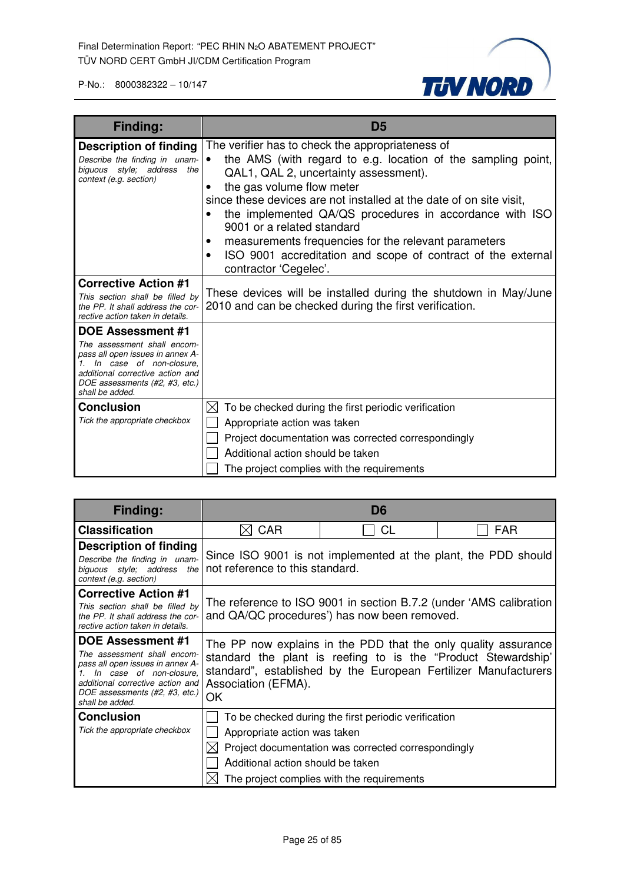| Finding: | D5 |
|---|---|
| **Description of finding**<br>*Describe the finding in unambiguous style; address the context (e.g. section)* | The verifier has to check the appropriateness of<br>• the AMS (with regard to e.g. location of the sampling point, QAL1, QAL 2, uncertainty assessment).<br>• the gas volume flow meter<br>since these devices are not installed at the date of on site visit,<br>• the implemented QA/QS procedures in accordance with ISO 9001 or a related standard<br>• measurements frequencies for the relevant parameters<br>• ISO 9001 accreditation and scope of contract of the external contractor 'Cegelec'. |
| **Corrective Action #1**<br>*This section shall be filled by the PP. It shall address the corrective action taken in details.* | These devices will be installed during the shutdown in May/June 2010 and can be checked during the first verification. |
| **DOE Assessment #1**<br>*The assessment shall encompass all open issues in annex A-1. In case of non-closure, additional corrective action and DOE assessments (#2, #3, etc.) shall be added.* | |
| **Conclusion**<br>*Tick the appropriate checkbox* | ☒ To be checked during the first periodic verification<br>☐ Appropriate action was taken<br>☐ Project documentation was corrected correspondingly<br>☐ Additional action should be taken<br>☐ The project complies with the requirements |

| Finding: | D6 | | |
|---|---|---|---|
| **Classification** | ☒ CAR | ☐ CL | ☐ FAR |
| **Description of finding**<br>*Describe the finding in unambiguous style; address the context (e.g. section)* | Since ISO 9001 is not implemented at the plant, the PDD should not reference to this standard. | | |
| **Corrective Action #1**<br>*This section shall be filled by the PP. It shall address the corrective action taken in details.* | The reference to ISO 9001 in section B.7.2 (under 'AMS calibration and QA/QC procedures') has now been removed. | | |
| **DOE Assessment #1**<br>*The assessment shall encompass all open issues in annex A-1. In case of non-closure, additional corrective action and DOE assessments (#2, #3, etc.) shall be added.* | The PP now explains in the PDD that the only quality assurance standard the plant is reefing to is the "Product Stewardship' standard", established by the European Fertilizer Manufacturers Association (EFMA).<br>OK | | |
| **Conclusion**<br>*Tick the appropriate checkbox* | ☐ To be checked during the first periodic verification<br>☐ Appropriate action was taken<br>☒ Project documentation was corrected correspondingly<br>☐ Additional action should be taken<br>☒ The project complies with the requirements | | |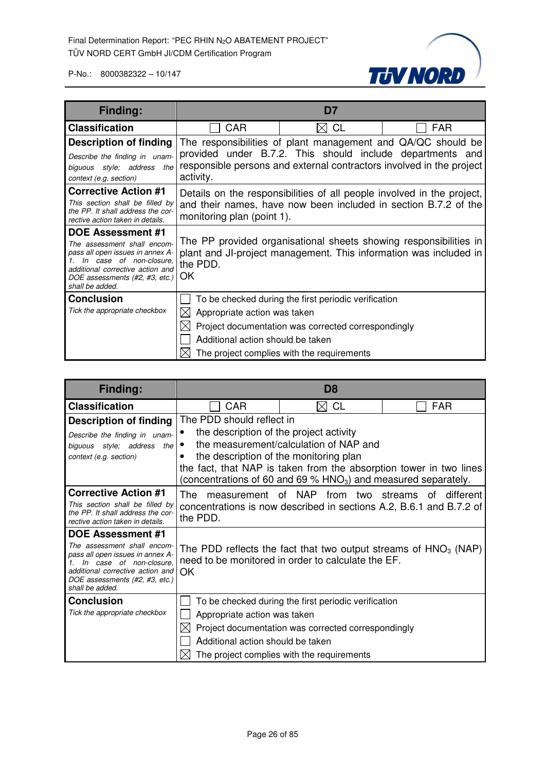| Finding: | D7 | | |
|---|---|---|---|
| **Classification** | ☐ CAR | ☒ CL | ☐ FAR |
| **Description of finding**<br>*Describe the finding in unambiguous style; address the context (e.g. section)* | The responsibilities of plant management and QA/QC should be provided under B.7.2. This should include departments and responsible persons and external contractors involved in the project activity. | | |
| **Corrective Action #1**<br>*This section shall be filled by the PP. It shall address the corrective action taken in details.* | Details on the responsibilities of all people involved in the project, and their names, have now been included in section B.7.2 of the monitoring plan (point 1). | | |
| **DOE Assessment #1**<br>*The assessment shall encompass all open issues in annex A-1. In case of non-closure, additional corrective action and DOE assessments (#2, #3, etc.) shall be added.* | The PP provided organisational sheets showing responsibilities in plant and JI-project management. This information was included in the PDD.<br>OK | | |
| **Conclusion**<br>*Tick the appropriate checkbox* | ☐ To be checked during the first periodic verification<br>☒ Appropriate action was taken<br>☒ Project documentation was corrected correspondingly<br>☐ Additional action should be taken<br>☒ The project complies with the requirements | | |

| Finding: | D8 | | |
|---|---|---|---|
| **Classification** | ☐ CAR | ☒ CL | ☐ FAR |
| **Description of finding**<br>*Describe the finding in unambiguous style; address the context (e.g. section)* | The PDD should reflect in<br>• the description of the project activity<br>• the measurement/calculation of NAP and<br>• the description of the monitoring plan<br>the fact, that NAP is taken from the absorption tower in two lines (concentrations of 60 and 69 % $HNO_3$) and measured separately. | | |
| **Corrective Action #1**<br>*This section shall be filled by the PP. It shall address the corrective action taken in details.* | The measurement of NAP from two streams of different concentrations is now described in sections A.2, B.6.1 and B.7.2 of the PDD. | | |
| **DOE Assessment #1**<br>*The assessment shall encompass all open issues in annex A-1. In case of non-closure, additional corrective action and DOE assessments (#2, #3, etc.) shall be added.* | The PDD reflects the fact that two output streams of $HNO_3$ (NAP) need to be monitored in order to calculate the EF.<br>OK | | |
| **Conclusion**<br>*Tick the appropriate checkbox* | ☐ To be checked during the first periodic verification<br>☐ Appropriate action was taken<br>☒ Project documentation was corrected correspondingly<br>☐ Additional action should be taken<br>☒ The project complies with the requirements | | |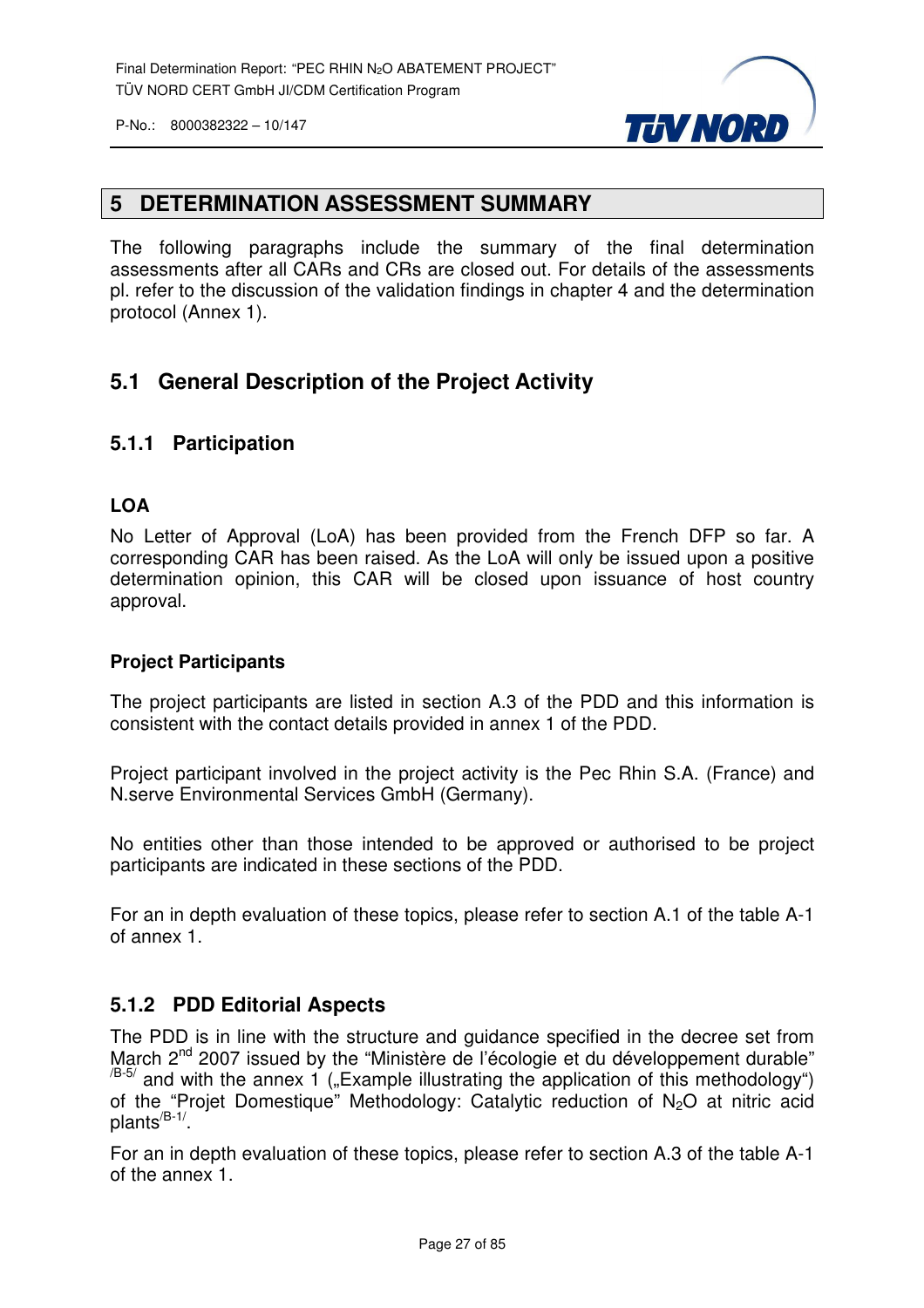## 5 DETERMINATION ASSESSMENT SUMMARY

The following paragraphs include the summary of the final determination assessments after all CARs and CRs are closed out. For details of the assessments pl. refer to the discussion of the validation findings in chapter 4 and the determination protocol (Annex 1).

### 5.1 General Description of the Project Activity

#### 5.1.1 Participation

**LOA**

No Letter of Approval (LoA) has been provided from the French DFP so far. A corresponding CAR has been raised. As the LoA will only be issued upon a positive determination opinion, this CAR will be closed upon issuance of host country approval.

**Project Participants**

The project participants are listed in section A.3 of the PDD and this information is consistent with the contact details provided in annex 1 of the PDD.

Project participant involved in the project activity is the Pec Rhin S.A. (France) and N.serve Environmental Services GmbH (Germany).

No entities other than those intended to be approved or authorised to be project participants are indicated in these sections of the PDD.

For an in depth evaluation of these topics, please refer to section A.1 of the table A-1 of annex 1.

#### 5.1.2 PDD Editorial Aspects

The PDD is in line with the structure and guidance specified in the decree set from March 2nd 2007 issued by the "Ministère de l'écologie et du développement durable" [/B-5/] and with the annex 1 („Example illustrating the application of this methodology") of the "Projet Domestique" Methodology: Catalytic reduction of $N_2O$ at nitric acid plants[/B-1/].

For an in depth evaluation of these topics, please refer to section A.3 of the table A-1 of the annex 1.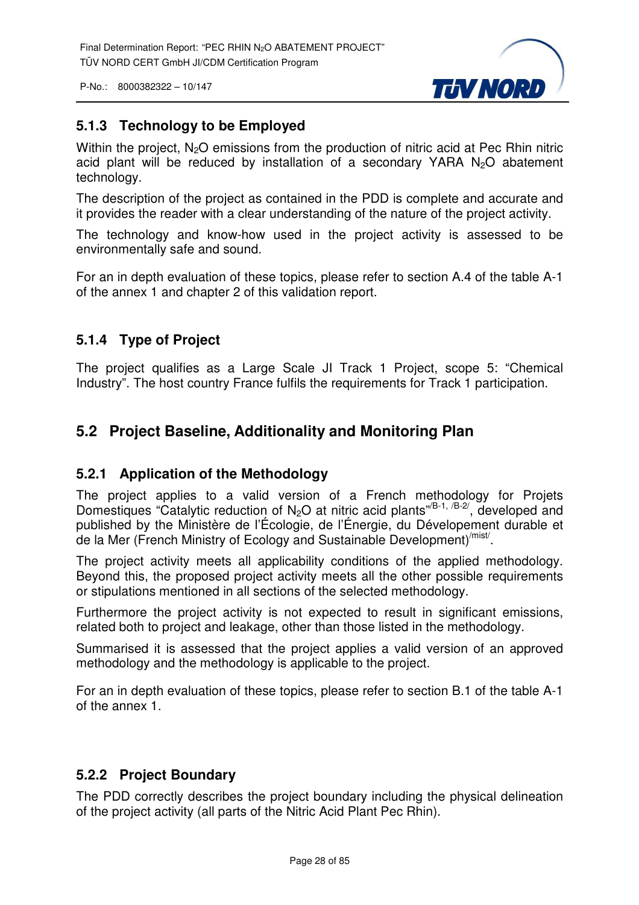### 5.1.3 Technology to be Employed

Within the project, $N_2O$ emissions from the production of nitric acid at Pec Rhin nitric acid plant will be reduced by installation of a secondary YARA $N_2O$ abatement technology.

The description of the project as contained in the PDD is complete and accurate and it provides the reader with a clear understanding of the nature of the project activity.

The technology and know-how used in the project activity is assessed to be environmentally safe and sound.

For an in depth evaluation of these topics, please refer to section A.4 of the table A-1 of the annex 1 and chapter 2 of this validation report.

### 5.1.4 Type of Project

The project qualifies as a Large Scale JI Track 1 Project, scope 5: "Chemical Industry". The host country France fulfils the requirements for Track 1 participation.

## 5.2 Project Baseline, Additionality and Monitoring Plan

### 5.2.1 Application of the Methodology

The project applies to a valid version of a French methodology for Projets Domestiques "Catalytic reduction of $N_2O$ at nitric acid plants"[/B-1, /B-2/], developed and published by the Ministère de l'Écologie, de l'Énergie, du Dévelopement durable et de la Mer (French Ministry of Ecology and Sustainable Development)[/mist/].

The project activity meets all applicability conditions of the applied methodology. Beyond this, the proposed project activity meets all the other possible requirements or stipulations mentioned in all sections of the selected methodology.

Furthermore the project activity is not expected to result in significant emissions, related both to project and leakage, other than those listed in the methodology.

Summarised it is assessed that the project applies a valid version of an approved methodology and the methodology is applicable to the project.

For an in depth evaluation of these topics, please refer to section B.1 of the table A-1 of the annex 1.

### 5.2.2 Project Boundary

The PDD correctly describes the project boundary including the physical delineation of the project activity (all parts of the Nitric Acid Plant Pec Rhin).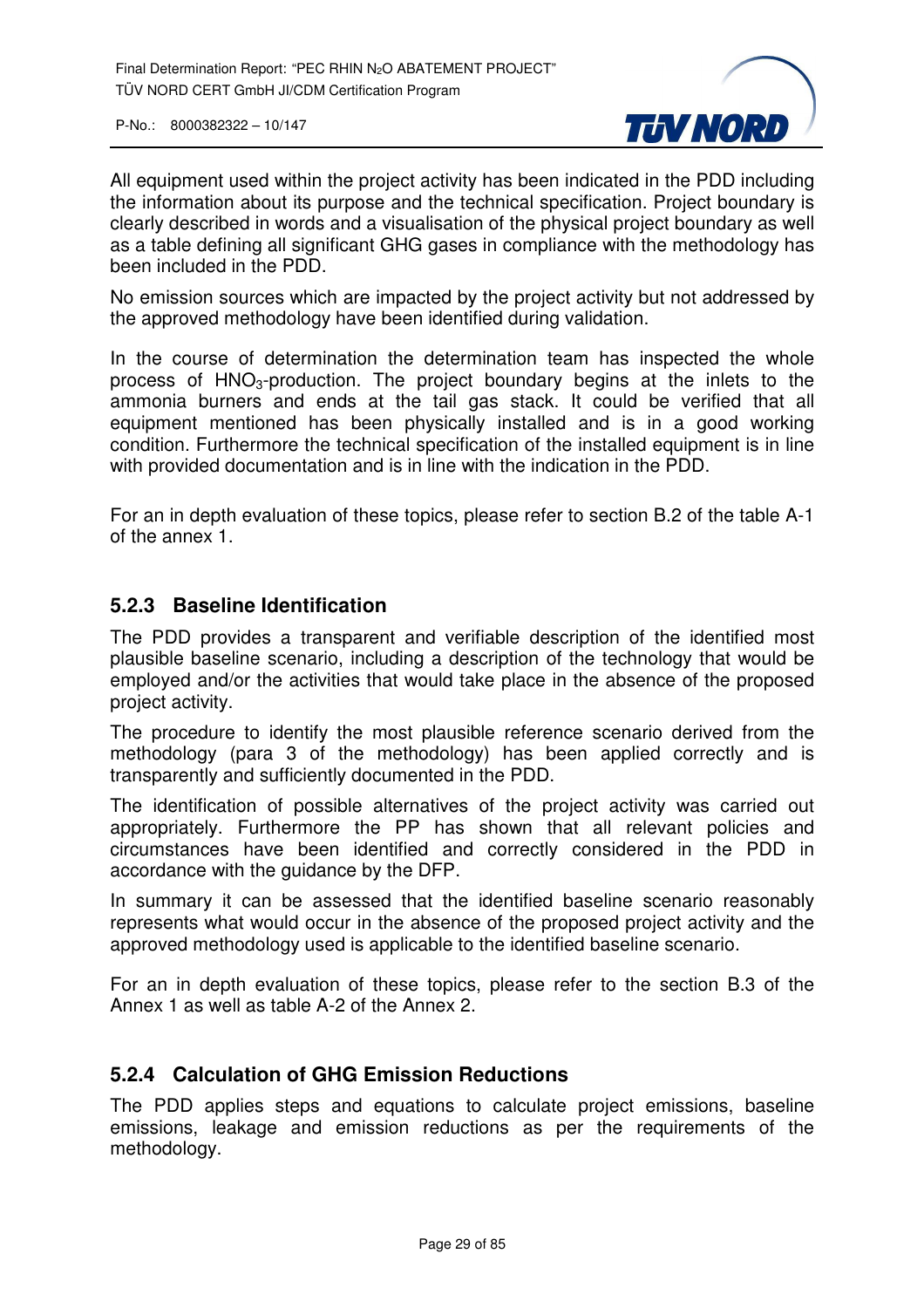All equipment used within the project activity has been indicated in the PDD including the information about its purpose and the technical specification. Project boundary is clearly described in words and a visualisation of the physical project boundary as well as a table defining all significant GHG gases in compliance with the methodology has been included in the PDD.

No emission sources which are impacted by the project activity but not addressed by the approved methodology have been identified during validation.

In the course of determination the determination team has inspected the whole process of $HNO_3$-production. The project boundary begins at the inlets to the ammonia burners and ends at the tail gas stack. It could be verified that all equipment mentioned has been physically installed and is in a good working condition. Furthermore the technical specification of the installed equipment is in line with provided documentation and is in line with the indication in the PDD.

For an in depth evaluation of these topics, please refer to section B.2 of the table A-1 of the annex 1.

### 5.2.3 Baseline Identification

The PDD provides a transparent and verifiable description of the identified most plausible baseline scenario, including a description of the technology that would be employed and/or the activities that would take place in the absence of the proposed project activity.

The procedure to identify the most plausible reference scenario derived from the methodology (para 3 of the methodology) has been applied correctly and is transparently and sufficiently documented in the PDD.

The identification of possible alternatives of the project activity was carried out appropriately. Furthermore the PP has shown that all relevant policies and circumstances have been identified and correctly considered in the PDD in accordance with the guidance by the DFP.

In summary it can be assessed that the identified baseline scenario reasonably represents what would occur in the absence of the proposed project activity and the approved methodology used is applicable to the identified baseline scenario.

For an in depth evaluation of these topics, please refer to the section B.3 of the Annex 1 as well as table A-2 of the Annex 2.

### 5.2.4 Calculation of GHG Emission Reductions

The PDD applies steps and equations to calculate project emissions, baseline emissions, leakage and emission reductions as per the requirements of the methodology.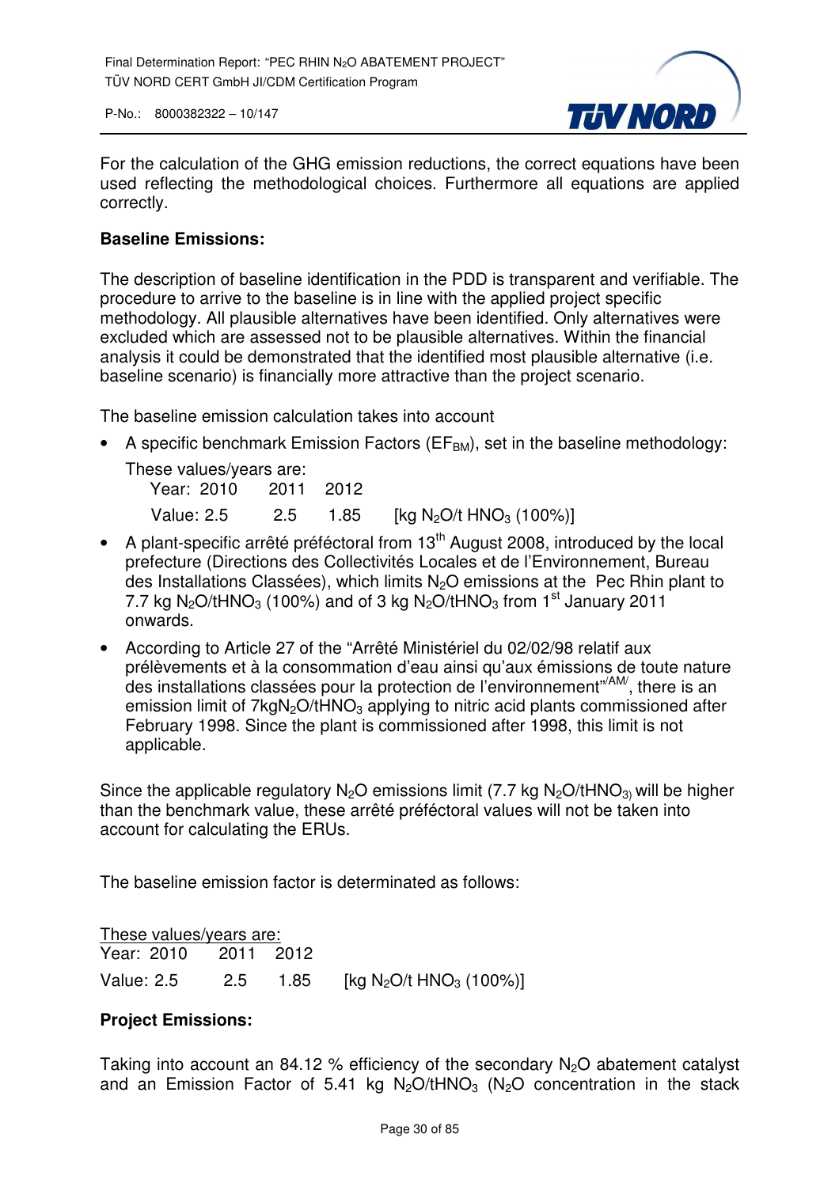For the calculation of the GHG emission reductions, the correct equations have been used reflecting the methodological choices. Furthermore all equations are applied correctly.

**Baseline Emissions:**

The description of baseline identification in the PDD is transparent and verifiable. The procedure to arrive to the baseline is in line with the applied project specific methodology. All plausible alternatives have been identified. Only alternatives were excluded which are assessed not to be plausible alternatives. Within the financial analysis it could be demonstrated that the identified most plausible alternative (i.e. baseline scenario) is financially more attractive than the project scenario.

The baseline emission calculation takes into account

- A specific benchmark Emission Factors ($EF_{BM}$), set in the baseline methodology:

  These values/years are:

  | Year: 2010 | 2011 | 2012 | |
  |---|---|---|---|
  | Value: 2.5 | 2.5 | 1.85 | [kg $N_2O$/t $HNO_3$ (100%)] |

- A plant-specific arrêté préféctoral from 13[th] August 2008, introduced by the local prefecture (Directions des Collectivités Locales et de l'Environnement, Bureau des Installations Classées), which limits $N_2O$ emissions at the Pec Rhin plant to 7.7 kg $N_2O$/t$HNO_3$ (100%) and of 3 kg $N_2O$/t$HNO_3$ from 1[st] January 2011 onwards.
- According to Article 27 of the "Arrêté Ministériel du 02/02/98 relatif aux prélèvements et à la consommation d'eau ainsi qu'aux émissions de toute nature des installations classées pour la protection de l'environnement"/AM/, there is an emission limit of 7kg$N_2O$/t$HNO_3$ applying to nitric acid plants commissioned after February 1998. Since the plant is commissioned after 1998, this limit is not applicable.

Since the applicable regulatory $N_2O$ emissions limit (7.7 kg $N_2O$/t$HNO_3$) will be higher than the benchmark value, these arrêté préféctoral values will not be taken into account for calculating the ERUs.

The baseline emission factor is determinated as follows:

These values/years are:

| Year: 2010 | 2011 | 2012 | |
|---|---|---|---|
| Value: 2.5 | 2.5 | 1.85 | [kg $N_2O$/t $HNO_3$ (100%)] |

**Project Emissions:**

Taking into account an 84.12 % efficiency of the secondary $N_2O$ abatement catalyst and an Emission Factor of 5.41 kg $N_2O$/t$HNO_3$ ($N_2O$ concentration in the stack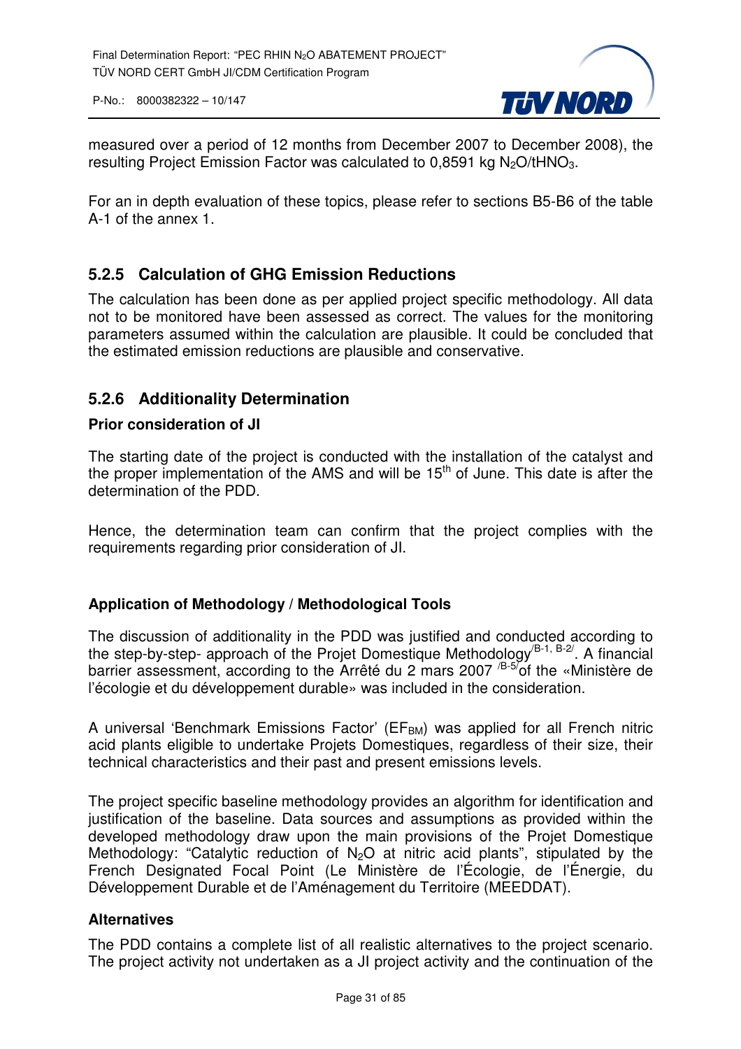measured over a period of 12 months from December 2007 to December 2008), the resulting Project Emission Factor was calculated to 0,8591 kg $N_2O/tHNO_3$.

For an in depth evaluation of these topics, please refer to sections B5-B6 of the table A-1 of the annex 1.

### 5.2.5 Calculation of GHG Emission Reductions

The calculation has been done as per applied project specific methodology. All data not to be monitored have been assessed as correct. The values for the monitoring parameters assumed within the calculation are plausible. It could be concluded that the estimated emission reductions are plausible and conservative.

### 5.2.6 Additionality Determination

**Prior consideration of JI**

The starting date of the project is conducted with the installation of the catalyst and the proper implementation of the AMS and will be 15th of June. This date is after the determination of the PDD.

Hence, the determination team can confirm that the project complies with the requirements regarding prior consideration of JI.

**Application of Methodology / Methodological Tools**

The discussion of additionality in the PDD was justified and conducted according to the step-by-step- approach of the Projet Domestique Methodology[/B-1, B-2/]. A financial barrier assessment, according to the Arrêté du 2 mars 2007 [/B-5/]of the «Ministère de l'écologie et du développement durable» was included in the consideration.

A universal 'Benchmark Emissions Factor' ($EF_{BM}$) was applied for all French nitric acid plants eligible to undertake Projets Domestiques, regardless of their size, their technical characteristics and their past and present emissions levels.

The project specific baseline methodology provides an algorithm for identification and justification of the baseline. Data sources and assumptions as provided within the developed methodology draw upon the main provisions of the Projet Domestique Methodology: "Catalytic reduction of $N_2O$ at nitric acid plants", stipulated by the French Designated Focal Point (Le Ministère de l'Écologie, de l'Énergie, du Développement Durable et de l'Aménagement du Territoire (MEEDDAT).

**Alternatives**

The PDD contains a complete list of all realistic alternatives to the project scenario. The project activity not undertaken as a JI project activity and the continuation of the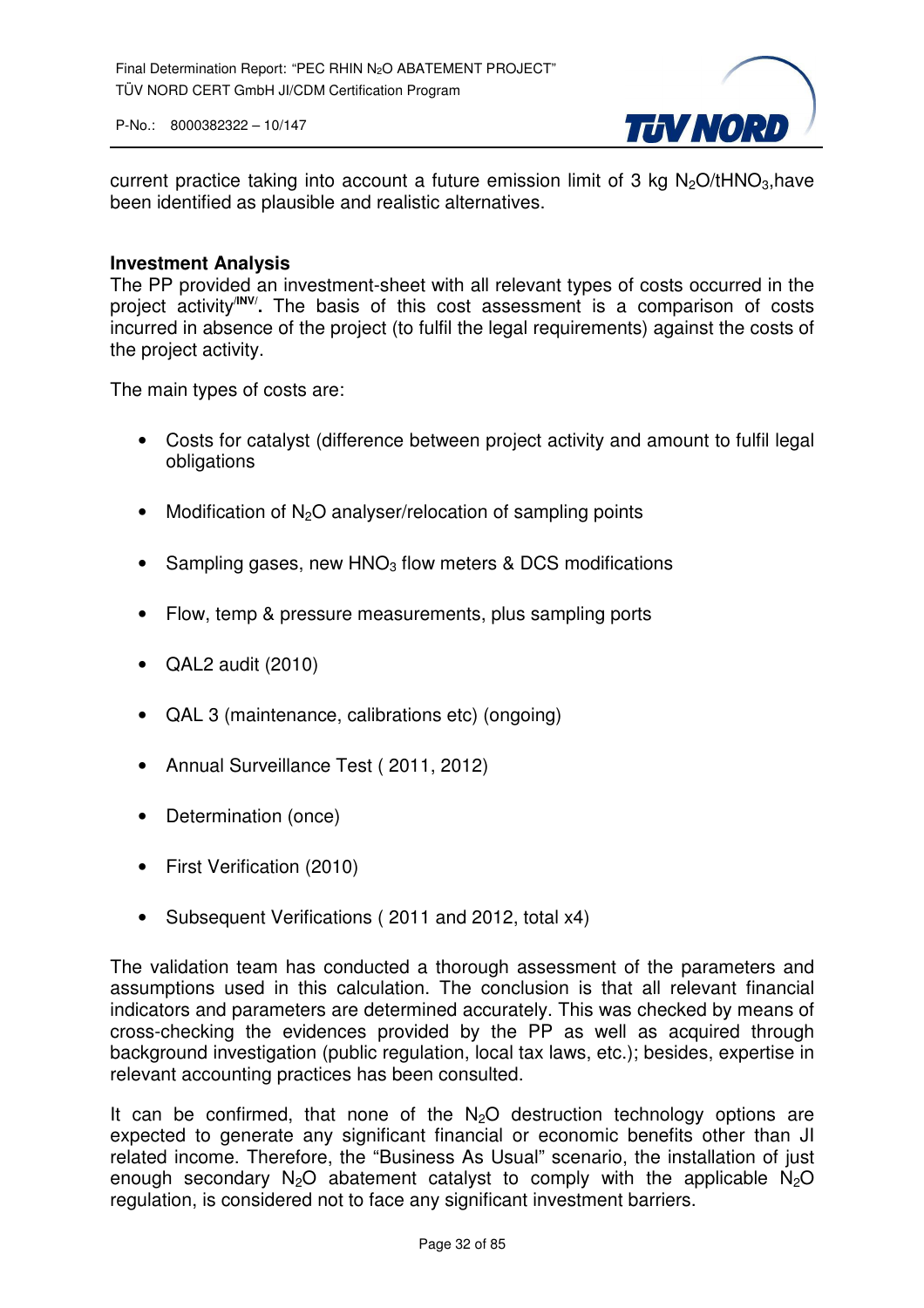current practice taking into account a future emission limit of 3 kg $N_2O/tHNO_3$,have been identified as plausible and realistic alternatives.

**Investment Analysis**

The PP provided an investment-sheet with all relevant types of costs occurred in the project activity[/INV/]**.** The basis of this cost assessment is a comparison of costs incurred in absence of the project (to fulfil the legal requirements) against the costs of the project activity.

The main types of costs are:

- Costs for catalyst (difference between project activity and amount to fulfil legal obligations
- Modification of $N_2O$ analyser/relocation of sampling points
- Sampling gases, new $HNO_3$ flow meters & DCS modifications
- Flow, temp & pressure measurements, plus sampling ports
- QAL2 audit (2010)
- QAL 3 (maintenance, calibrations etc) (ongoing)
- Annual Surveillance Test ( 2011, 2012)
- Determination (once)
- First Verification (2010)
- Subsequent Verifications ( 2011 and 2012, total x4)

The validation team has conducted a thorough assessment of the parameters and assumptions used in this calculation. The conclusion is that all relevant financial indicators and parameters are determined accurately. This was checked by means of cross-checking the evidences provided by the PP as well as acquired through background investigation (public regulation, local tax laws, etc.); besides, expertise in relevant accounting practices has been consulted.

It can be confirmed, that none of the $N_2O$ destruction technology options are expected to generate any significant financial or economic benefits other than JI related income. Therefore, the "Business As Usual" scenario, the installation of just enough secondary $N_2O$ abatement catalyst to comply with the applicable $N_2O$ regulation, is considered not to face any significant investment barriers.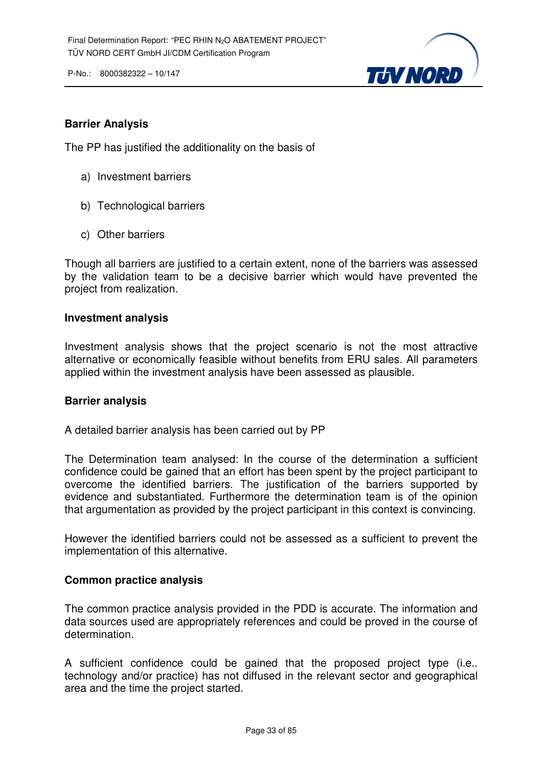**Barrier Analysis**

The PP has justified the additionality on the basis of

a) Investment barriers

b) Technological barriers

c) Other barriers

Though all barriers are justified to a certain extent, none of the barriers was assessed by the validation team to be a decisive barrier which would have prevented the project from realization.

**Investment analysis**

Investment analysis shows that the project scenario is not the most attractive alternative or economically feasible without benefits from ERU sales. All parameters applied within the investment analysis have been assessed as plausible.

**Barrier analysis**

A detailed barrier analysis has been carried out by PP

The Determination team analysed: In the course of the determination a sufficient confidence could be gained that an effort has been spent by the project participant to overcome the identified barriers. The justification of the barriers supported by evidence and substantiated. Furthermore the determination team is of the opinion that argumentation as provided by the project participant in this context is convincing.

However the identified barriers could not be assessed as a sufficient to prevent the implementation of this alternative.

**Common practice analysis**

The common practice analysis provided in the PDD is accurate. The information and data sources used are appropriately references and could be proved in the course of determination.

A sufficient confidence could be gained that the proposed project type (i.e.. technology and/or practice) has not diffused in the relevant sector and geographical area and the time the project started.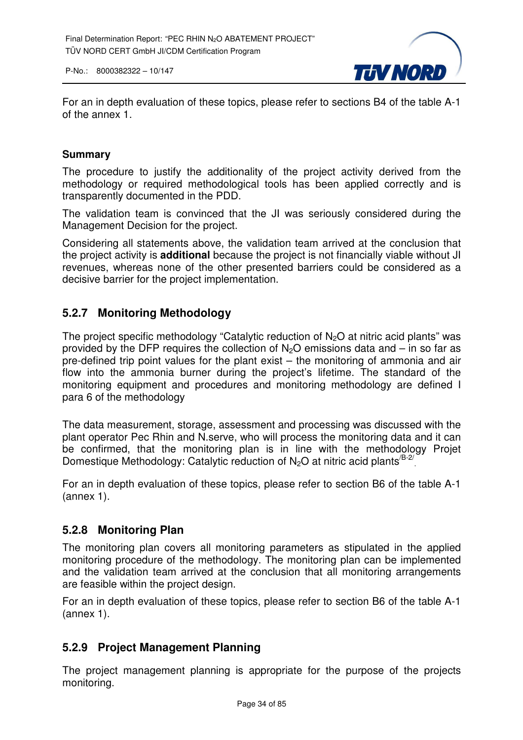For an in depth evaluation of these topics, please refer to sections B4 of the table A-1 of the annex 1.

**Summary**

The procedure to justify the additionality of the project activity derived from the methodology or required methodological tools has been applied correctly and is transparently documented in the PDD.

The validation team is convinced that the JI was seriously considered during the Management Decision for the project.

Considering all statements above, the validation team arrived at the conclusion that the project activity is **additional** because the project is not financially viable without JI revenues, whereas none of the other presented barriers could be considered as a decisive barrier for the project implementation.

### 5.2.7 Monitoring Methodology

The project specific methodology "Catalytic reduction of $N_2O$ at nitric acid plants" was provided by the DFP requires the collection of $N_2O$ emissions data and – in so far as pre-defined trip point values for the plant exist – the monitoring of ammonia and air flow into the ammonia burner during the project's lifetime. The standard of the monitoring equipment and procedures and monitoring methodology are defined I para 6 of the methodology

The data measurement, storage, assessment and processing was discussed with the plant operator Pec Rhin and N.serve, who will process the monitoring data and it can be confirmed, that the monitoring plan is in line with the methodology Projet Domestique Methodology: Catalytic reduction of $N_2O$ at nitric acid plants[/B-2/].

For an in depth evaluation of these topics, please refer to section B6 of the table A-1 (annex 1).

### 5.2.8 Monitoring Plan

The monitoring plan covers all monitoring parameters as stipulated in the applied monitoring procedure of the methodology. The monitoring plan can be implemented and the validation team arrived at the conclusion that all monitoring arrangements are feasible within the project design.

For an in depth evaluation of these topics, please refer to section B6 of the table A-1 (annex 1).

### 5.2.9 Project Management Planning

The project management planning is appropriate for the purpose of the projects monitoring.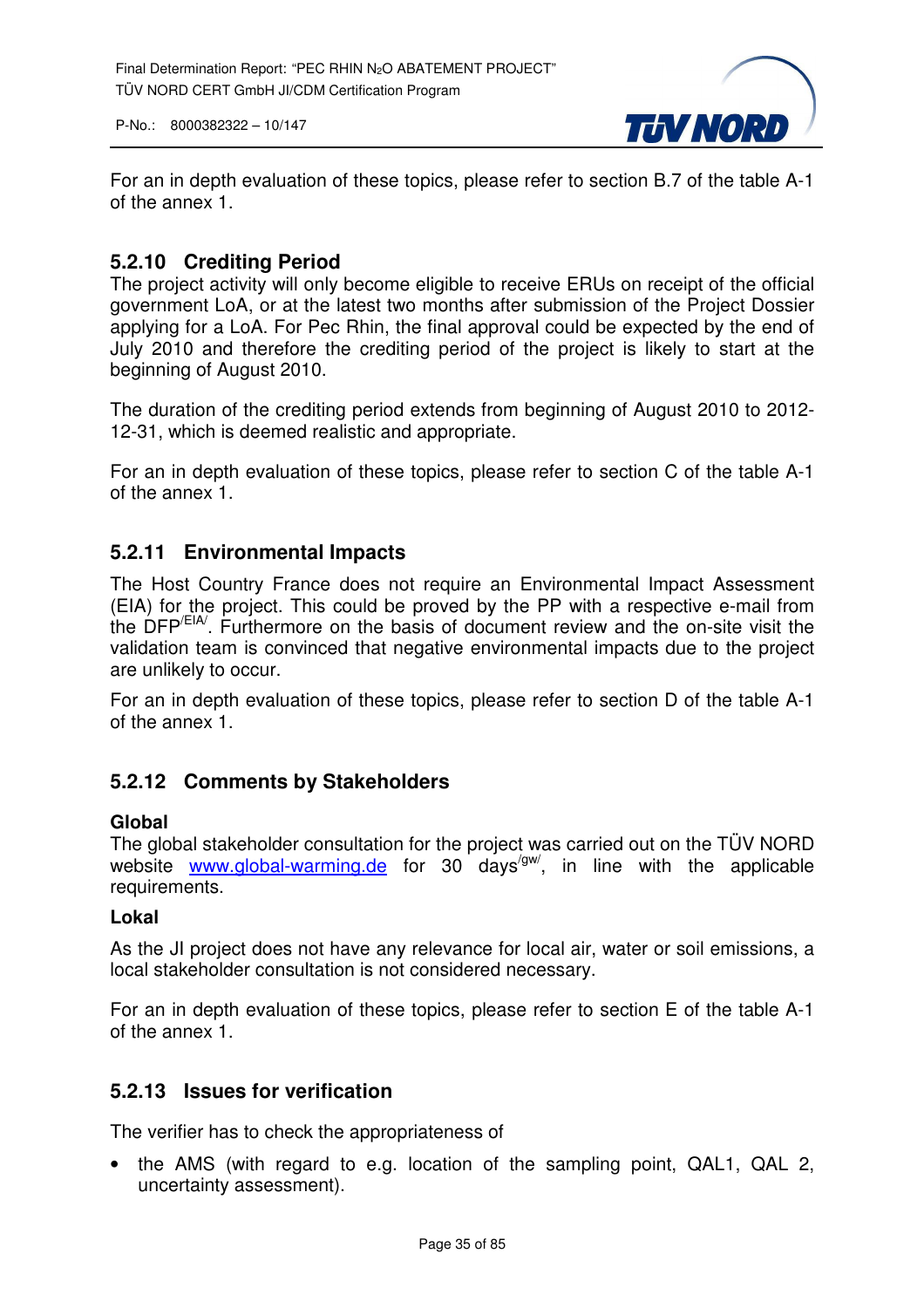For an in depth evaluation of these topics, please refer to section B.7 of the table A-1 of the annex 1.

### 5.2.10 Crediting Period

The project activity will only become eligible to receive ERUs on receipt of the official government LoA, or at the latest two months after submission of the Project Dossier applying for a LoA. For Pec Rhin, the final approval could be expected by the end of July 2010 and therefore the crediting period of the project is likely to start at the beginning of August 2010.

The duration of the crediting period extends from beginning of August 2010 to 2012-12-31, which is deemed realistic and appropriate.

For an in depth evaluation of these topics, please refer to section C of the table A-1 of the annex 1.

### 5.2.11 Environmental Impacts

The Host Country France does not require an Environmental Impact Assessment (EIA) for the project. This could be proved by the PP with a respective e-mail from the DFP[/EIA/]. Furthermore on the basis of document review and the on-site visit the validation team is convinced that negative environmental impacts due to the project are unlikely to occur.

For an in depth evaluation of these topics, please refer to section D of the table A-1 of the annex 1.

### 5.2.12 Comments by Stakeholders

**Global**

The global stakeholder consultation for the project was carried out on the TÜV NORD website www.global-warming.de for 30 days[/gw/], in line with the applicable requirements.

**Lokal**

As the JI project does not have any relevance for local air, water or soil emissions, a local stakeholder consultation is not considered necessary.

For an in depth evaluation of these topics, please refer to section E of the table A-1 of the annex 1.

### 5.2.13 Issues for verification

The verifier has to check the appropriateness of

- the AMS (with regard to e.g. location of the sampling point, QAL1, QAL 2, uncertainty assessment).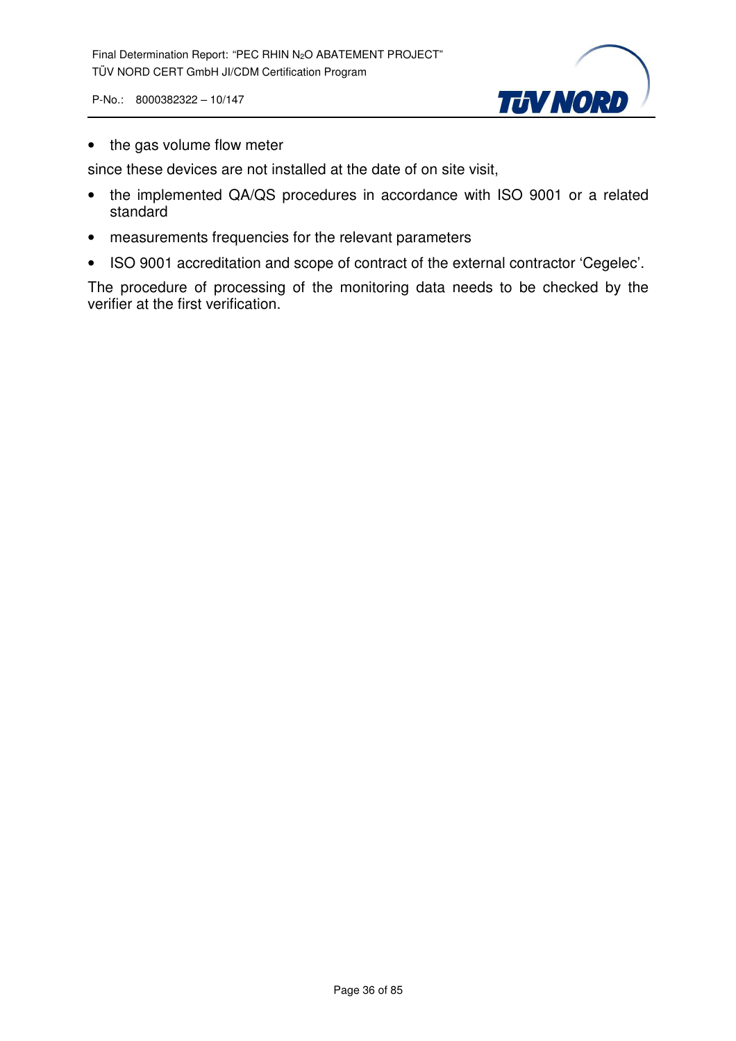- the gas volume flow meter

since these devices are not installed at the date of on site visit,

- the implemented QA/QS procedures in accordance with ISO 9001 or a related standard
- measurements frequencies for the relevant parameters
- ISO 9001 accreditation and scope of contract of the external contractor 'Cegelec'.

The procedure of processing of the monitoring data needs to be checked by the verifier at the first verification.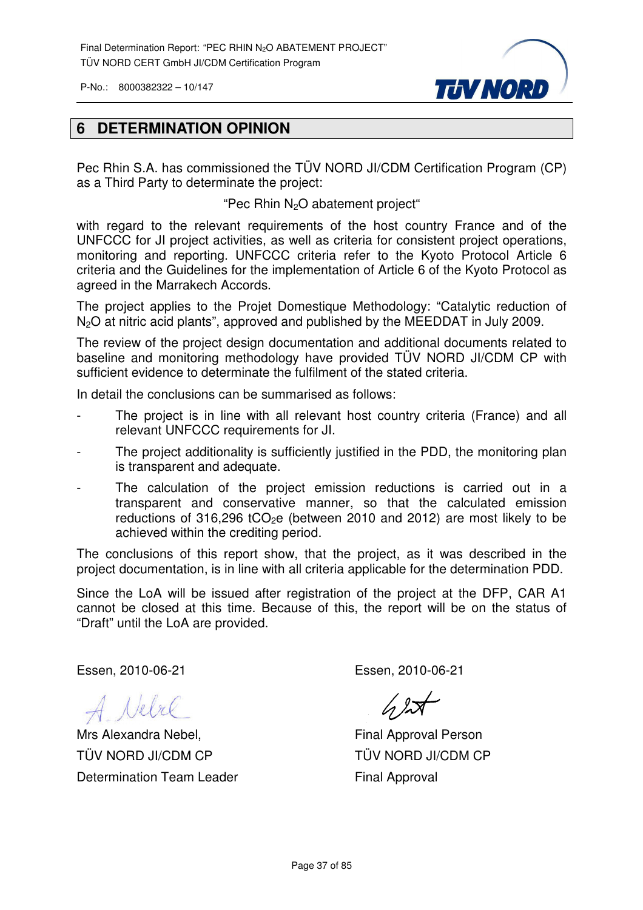# 6 DETERMINATION OPINION

Pec Rhin S.A. has commissioned the TÜV NORD JI/CDM Certification Program (CP) as a Third Party to determinate the project:

"Pec Rhin $N_2O$ abatement project"

with regard to the relevant requirements of the host country France and of the UNFCCC for JI project activities, as well as criteria for consistent project operations, monitoring and reporting. UNFCCC criteria refer to the Kyoto Protocol Article 6 criteria and the Guidelines for the implementation of Article 6 of the Kyoto Protocol as agreed in the Marrakech Accords.

The project applies to the Projet Domestique Methodology: "Catalytic reduction of $N_2O$ at nitric acid plants", approved and published by the MEEDDAT in July 2009.

The review of the project design documentation and additional documents related to baseline and monitoring methodology have provided TÜV NORD JI/CDM CP with sufficient evidence to determinate the fulfilment of the stated criteria.

In detail the conclusions can be summarised as follows:

- The project is in line with all relevant host country criteria (France) and all relevant UNFCCC requirements for JI.
- The project additionality is sufficiently justified in the PDD, the monitoring plan is transparent and adequate.
- The calculation of the project emission reductions is carried out in a transparent and conservative manner, so that the calculated emission reductions of 316,296 $tCO_2e$ (between 2010 and 2012) are most likely to be achieved within the crediting period.

The conclusions of this report show, that the project, as it was described in the project documentation, is in line with all criteria applicable for the determination PDD.

Since the LoA will be issued after registration of the project at the DFP, CAR A1 cannot be closed at this time. Because of this, the report will be on the status of "Draft" until the LoA are provided.

Essen, 2010-06-21

Mrs Alexandra Nebel,
TÜV NORD JI/CDM CP
Determination Team Leader

Essen, 2010-06-21

Final Approval Person
TÜV NORD JI/CDM CP
Final Approval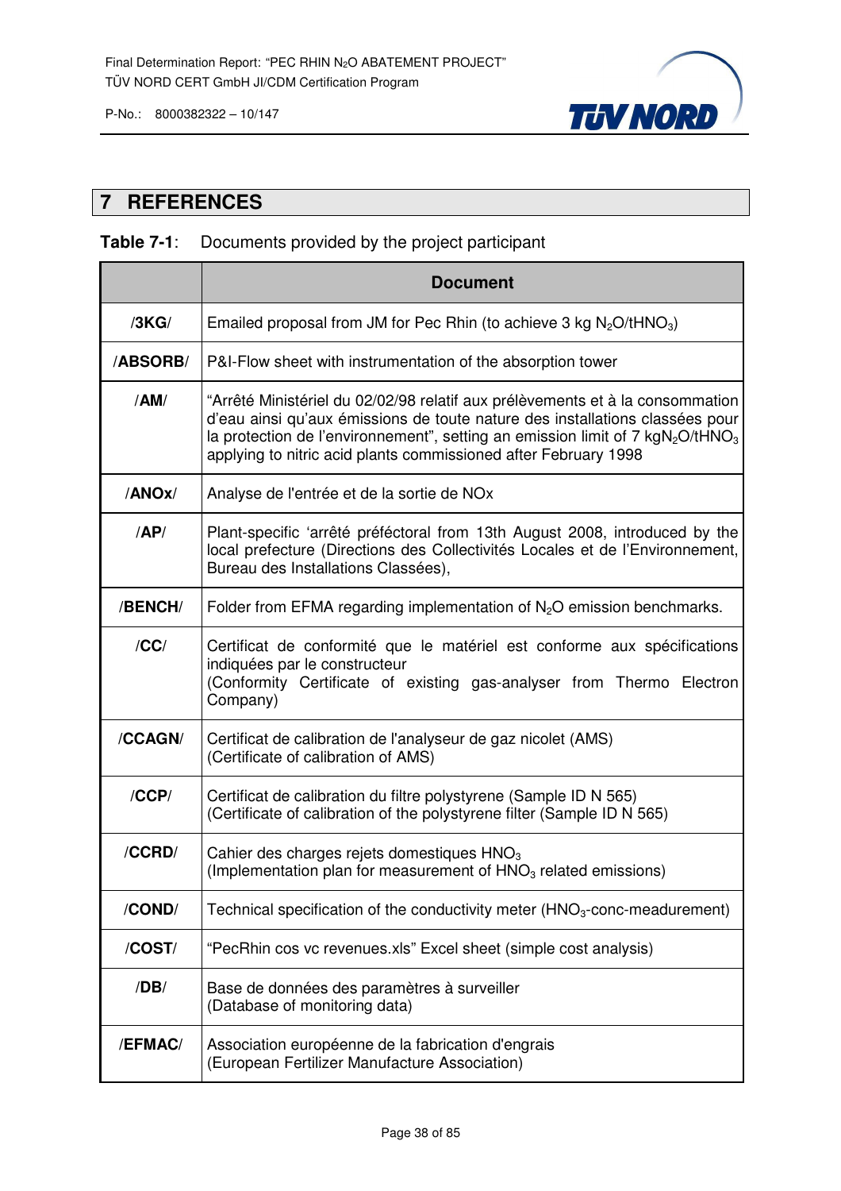# 7 REFERENCES

**Table 7-1**: Documents provided by the project participant

| | Document |
|---|---|
| **/3KG/** | Emailed proposal from JM for Pec Rhin (to achieve 3 kg $N_2O/tHNO_3$) |
| **/ABSORB/** | P&I-Flow sheet with instrumentation of the absorption tower |
| **/AM/** | "Arrêté Ministériel du 02/02/98 relatif aux prélèvements et à la consommation d'eau ainsi qu'aux émissions de toute nature des installations classées pour la protection de l'environnement", setting an emission limit of 7 $kgN_2O/tHNO_3$ applying to nitric acid plants commissioned after February 1998 |
| **/ANOx/** | Analyse de l'entrée et de la sortie de NOx |
| **/AP/** | Plant-specific 'arrêté préféctoral from 13th August 2008, introduced by the local prefecture (Directions des Collectivités Locales et de l'Environnement, Bureau des Installations Classées), |
| **/BENCH/** | Folder from EFMA regarding implementation of $N_2O$ emission benchmarks. |
| **/CC/** | Certificat de conformité que le matériel est conforme aux spécifications indiquées par le constructeur<br>(Conformity Certificate of existing gas-analyser from Thermo Electron Company) |
| **/CCAGN/** | Certificat de calibration de l'analyseur de gaz nicolet (AMS)<br>(Certificate of calibration of AMS) |
| **/CCP/** | Certificat de calibration du filtre polystyrene (Sample ID N 565)<br>(Certificate of calibration of the polystyrene filter (Sample ID N 565) |
| **/CCRD/** | Cahier des charges rejets domestiques $HNO_3$<br>(Implementation plan for measurement of $HNO_3$ related emissions) |
| **/COND/** | Technical specification of the conductivity meter ($HNO_3$-conc-meadurement) |
| **/COST/** | "PecRhin cos vc revenues.xls" Excel sheet (simple cost analysis) |
| **/DB/** | Base de données des paramètres à surveiller<br>(Database of monitoring data) |
| **/EFMAC/** | Association européenne de la fabrication d'engrais<br>(European Fertilizer Manufacture Association) |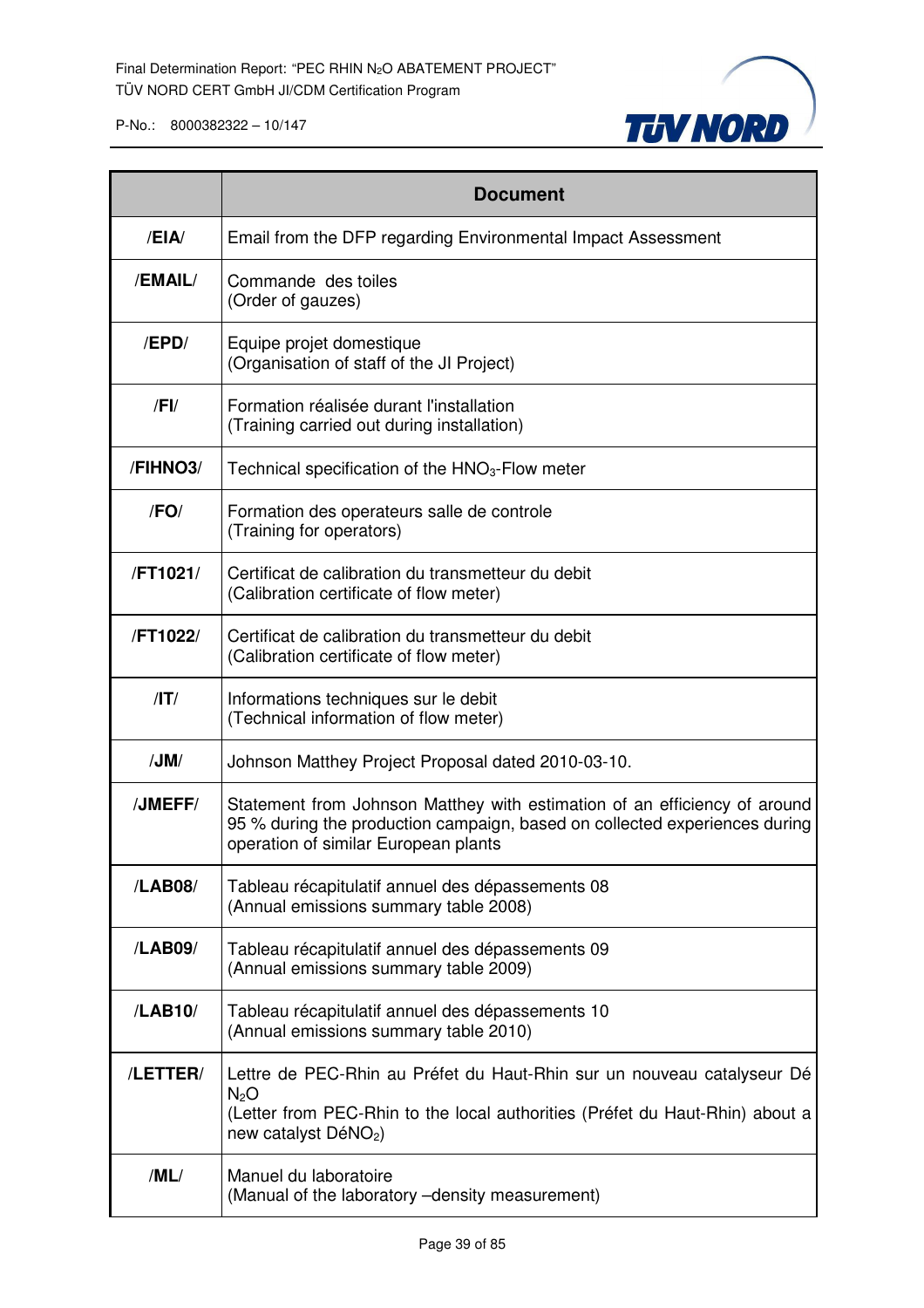| | Document |
|---|---|
| /EIA/ | Email from the DFP regarding Environmental Impact Assessment |
| /EMAIL/ | Commande des toiles<br>(Order of gauzes) |
| /EPD/ | Equipe projet domestique<br>(Organisation of staff of the JI Project) |
| /FI/ | Formation réalisée durant l'installation<br>(Training carried out during installation) |
| /FIHNO3/ | Technical specification of the $HNO_3$-Flow meter |
| /FO/ | Formation des operateurs salle de controle<br>(Training for operators) |
| /FT1021/ | Certificat de calibration du transmetteur du debit<br>(Calibration certificate of flow meter) |
| /FT1022/ | Certificat de calibration du transmetteur du debit<br>(Calibration certificate of flow meter) |
| /IT/ | Informations techniques sur le debit<br>(Technical information of flow meter) |
| /JM/ | Johnson Matthey Project Proposal dated 2010-03-10. |
| /JMEFF/ | Statement from Johnson Matthey with estimation of an efficiency of around 95 % during the production campaign, based on collected experiences during operation of similar European plants |
| /LAB08/ | Tableau récapitulatif annuel des dépassements 08<br>(Annual emissions summary table 2008) |
| /LAB09/ | Tableau récapitulatif annuel des dépassements 09<br>(Annual emissions summary table 2009) |
| /LAB10/ | Tableau récapitulatif annuel des dépassements 10<br>(Annual emissions summary table 2010) |
| /LETTER/ | Lettre de PEC-Rhin au Préfet du Haut-Rhin sur un nouveau catalyseur Dé $N_2O$<br>(Letter from PEC-Rhin to the local authorities (Préfet du Haut-Rhin) about a new catalyst Dé$NO_2$) |
| /ML/ | Manuel du laboratoire<br>(Manual of the laboratory –density measurement) |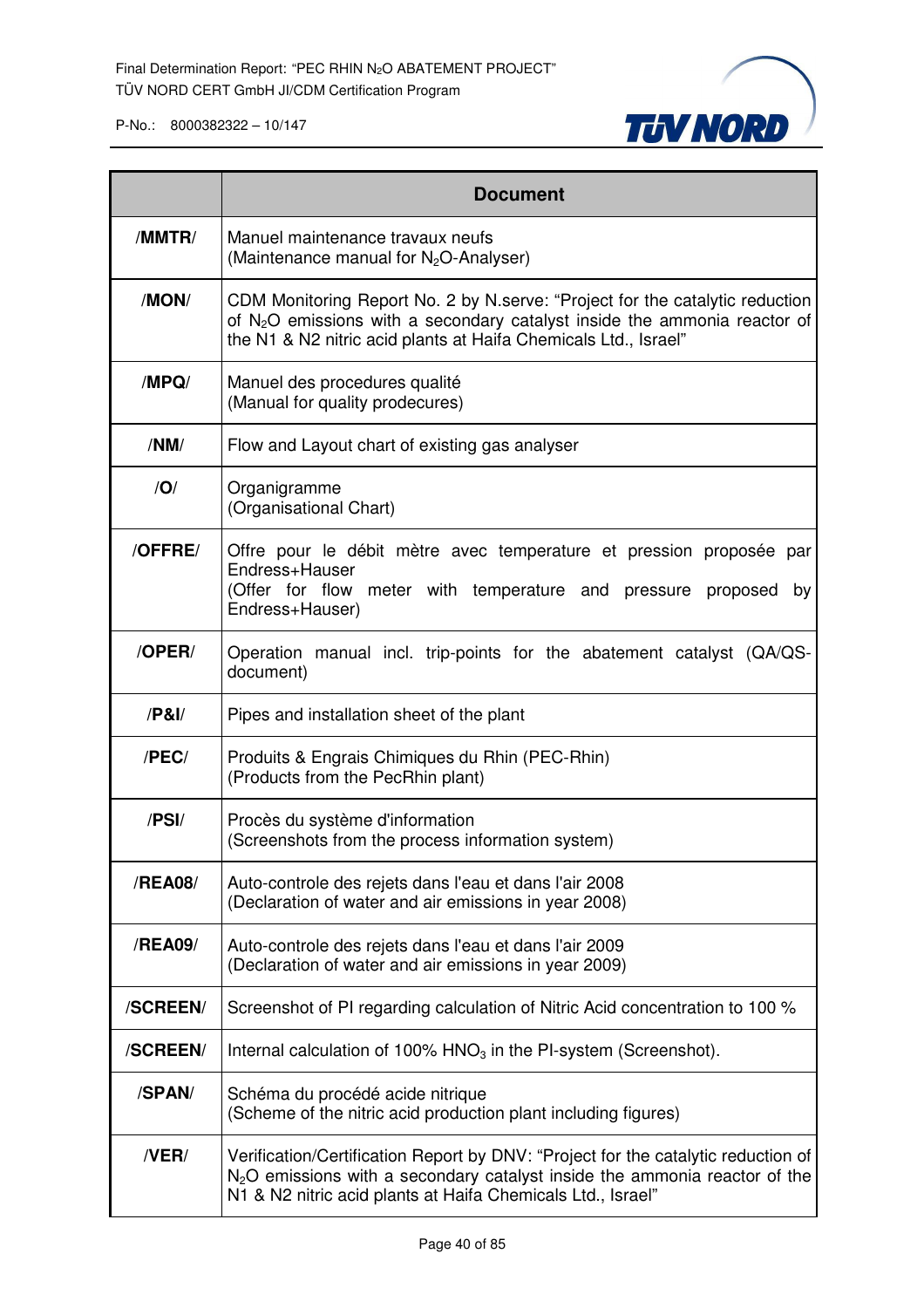| | Document |
|---|---|
| /MMTR/ | Manuel maintenance travaux neufs<br>(Maintenance manual for $N_2O$-Analyser) |
| /MON/ | CDM Monitoring Report No. 2 by N.serve: "Project for the catalytic reduction of $N_2O$ emissions with a secondary catalyst inside the ammonia reactor of the N1 & N2 nitric acid plants at Haifa Chemicals Ltd., Israel" |
| /MPQ/ | Manuel des procedures qualité<br>(Manual for quality prodecures) |
| /NM/ | Flow and Layout chart of existing gas analyser |
| /O/ | Organigramme<br>(Organisational Chart) |
| /OFFRE/ | Offre pour le débit mètre avec temperature et pression proposée par Endress+Hauser<br>(Offer for flow meter with temperature and pressure proposed by Endress+Hauser) |
| /OPER/ | Operation manual incl. trip-points for the abatement catalyst (QA/QS-document) |
| /P&I/ | Pipes and installation sheet of the plant |
| /PEC/ | Produits & Engrais Chimiques du Rhin (PEC-Rhin)<br>(Products from the PecRhin plant) |
| /PSI/ | Procès du système d'information<br>(Screenshots from the process information system) |
| /REA08/ | Auto-controle des rejets dans l'eau et dans l'air 2008<br>(Declaration of water and air emissions in year 2008) |
| /REA09/ | Auto-controle des rejets dans l'eau et dans l'air 2009<br>(Declaration of water and air emissions in year 2009) |
| /SCREEN/ | Screenshot of PI regarding calculation of Nitric Acid concentration to 100 % |
| /SCREEN/ | Internal calculation of 100% $HNO_3$ in the PI-system (Screenshot). |
| /SPAN/ | Schéma du procédé acide nitrique<br>(Scheme of the nitric acid production plant including figures) |
| /VER/ | Verification/Certification Report by DNV: "Project for the catalytic reduction of $N_2O$ emissions with a secondary catalyst inside the ammonia reactor of the N1 & N2 nitric acid plants at Haifa Chemicals Ltd., Israel" |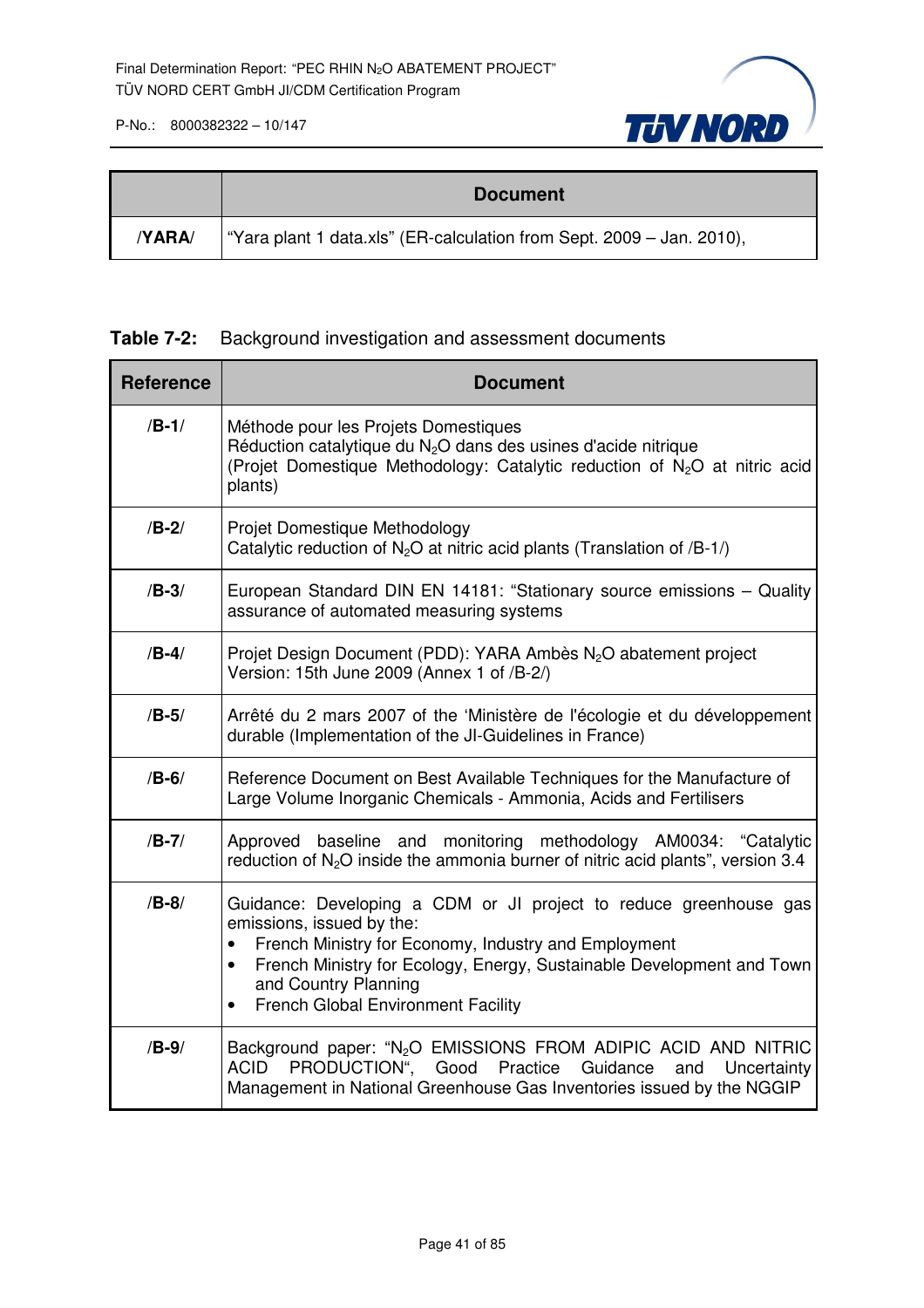| | Document |
|---|---|
| /YARA/ | "Yara plant 1 data.xls" (ER-calculation from Sept. 2009 – Jan. 2010), |

**Table 7-2:** Background investigation and assessment documents

| Reference | Document |
|---|---|
| /B-1/ | Méthode pour les Projets Domestiques<br>Réduction catalytique du $N_2O$ dans des usines d'acide nitrique<br>(Projet Domestique Methodology: Catalytic reduction of $N_2O$ at nitric acid plants) |
| /B-2/ | Projet Domestique Methodology<br>Catalytic reduction of $N_2O$ at nitric acid plants (Translation of /B-1/) |
| /B-3/ | European Standard DIN EN 14181: "Stationary source emissions – Quality assurance of automated measuring systems |
| /B-4/ | Projet Design Document (PDD): YARA Ambès $N_2O$ abatement project<br>Version: 15th June 2009 (Annex 1 of /B-2/) |
| /B-5/ | Arrêté du 2 mars 2007 of the 'Ministère de l'écologie et du développement durable (Implementation of the JI-Guidelines in France) |
| /B-6/ | Reference Document on Best Available Techniques for the Manufacture of Large Volume Inorganic Chemicals - Ammonia, Acids and Fertilisers |
| /B-7/ | Approved baseline and monitoring methodology AM0034: "Catalytic reduction of $N_2O$ inside the ammonia burner of nitric acid plants", version 3.4 |
| /B-8/ | Guidance: Developing a CDM or JI project to reduce greenhouse gas emissions, issued by the:<br>• French Ministry for Economy, Industry and Employment<br>• French Ministry for Ecology, Energy, Sustainable Development and Town and Country Planning<br>• French Global Environment Facility |
| /B-9/ | Background paper: "$N_2O$ EMISSIONS FROM ADIPIC ACID AND NITRIC ACID PRODUCTION", Good Practice Guidance and Uncertainty Management in National Greenhouse Gas Inventories issued by the NGGIP |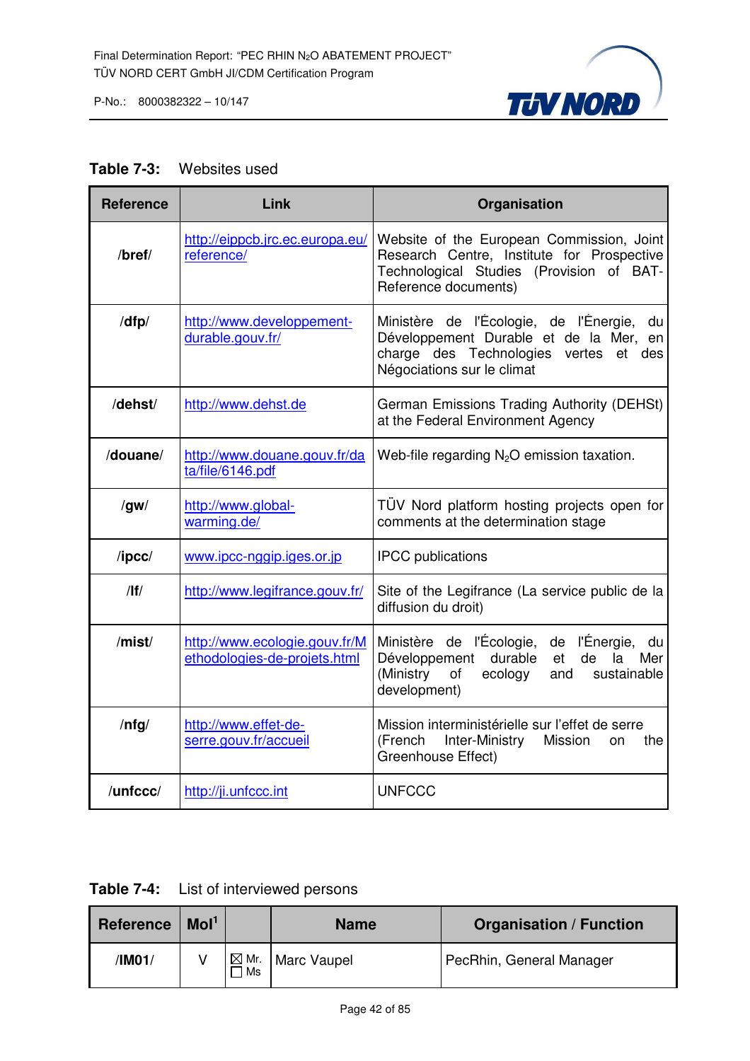**Table 7-3:** Websites used

| Reference | Link | Organisation |
|---|---|---|
| /bref/ | http://eippcb.jrc.ec.europa.eu/reference/ | Website of the European Commission, Joint Research Centre, Institute for Prospective Technological Studies (Provision of BAT-Reference documents) |
| /dfp/ | http://www.developpement-durable.gouv.fr/ | Ministère de l'Écologie, de l'Énergie, du Développement Durable et de la Mer, en charge des Technologies vertes et des Négociations sur le climat |
| /dehst/ | http://www.dehst.de | German Emissions Trading Authority (DEHSt) at the Federal Environment Agency |
| /douane/ | http://www.douane.gouv.fr/data/file/6146.pdf | Web-file regarding $N_2O$ emission taxation. |
| /gw/ | http://www.global-warming.de/ | TÜV Nord platform hosting projects open for comments at the determination stage |
| /ipcc/ | www.ipcc-nggip.iges.or.jp | IPCC publications |
| /lf/ | http://www.legifrance.gouv.fr/ | Site of the Legifrance (La service public de la diffusion du droit) |
| /mist/ | http://www.ecologie.gouv.fr/Methodologies-de-projets.html | Ministère de l'Écologie, de l'Énergie, du Développement durable et de la Mer (Ministry of ecology and sustainable development) |
| /nfg/ | http://www.effet-de-serre.gouv.fr/accueil | Mission interministérielle sur l'effet de serre (French Inter-Ministry Mission on the Greenhouse Effect) |
| /unfccc/ | http://ji.unfccc.int | UNFCCC |

**Table 7-4:** List of interviewed persons

| Reference | MoI[1] | | Name | Organisation / Function |
|---|---|---|---|---|
| /IM01/ | V | ☒ Mr. ☐ Ms | Marc Vaupel | PecRhin, General Manager |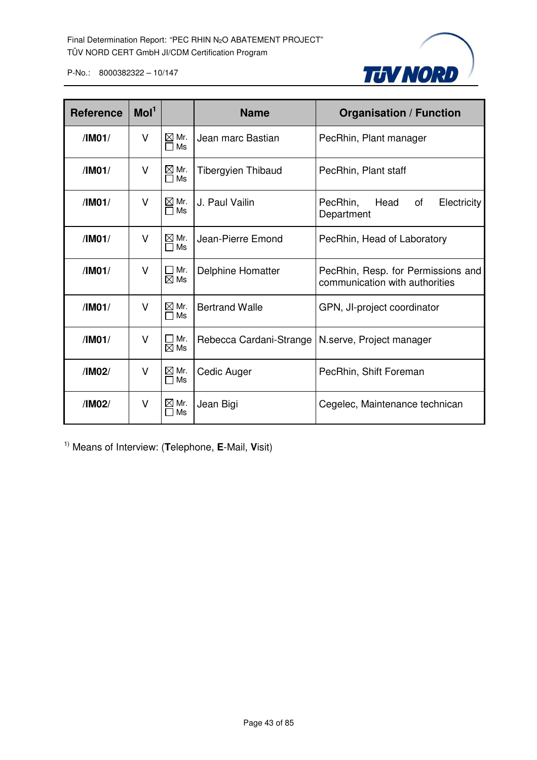| Reference | MoI[1] | | Name | Organisation / Function |
|---|---|---|---|---|
| /IM01/ | V | ☒ Mr. ☐ Ms | Jean marc Bastian | PecRhin, Plant manager |
| /IM01/ | V | ☒ Mr. ☐ Ms | Tibergyien Thibaud | PecRhin, Plant staff |
| /IM01/ | V | ☒ Mr. ☐ Ms | J. Paul Vailin | PecRhin, Head of Electricity Department |
| /IM01/ | V | ☒ Mr. ☐ Ms | Jean-Pierre Emond | PecRhin, Head of Laboratory |
| /IM01/ | V | ☐ Mr. ☒ Ms | Delphine Homatter | PecRhin, Resp. for Permissions and communication with authorities |
| /IM01/ | V | ☒ Mr. ☐ Ms | Bertrand Walle | GPN, JI-project coordinator |
| /IM01/ | V | ☐ Mr. ☒ Ms | Rebecca Cardani-Strange | N.serve, Project manager |
| /IM02/ | V | ☒ Mr. ☐ Ms | Cedic Auger | PecRhin, Shift Foreman |
| /IM02/ | V | ☒ Mr. ☐ Ms | Jean Bigi | Cegelec, Maintenance technican |

[1)] Means of Interview: (**T**elephone, **E**-Mail, **V**isit)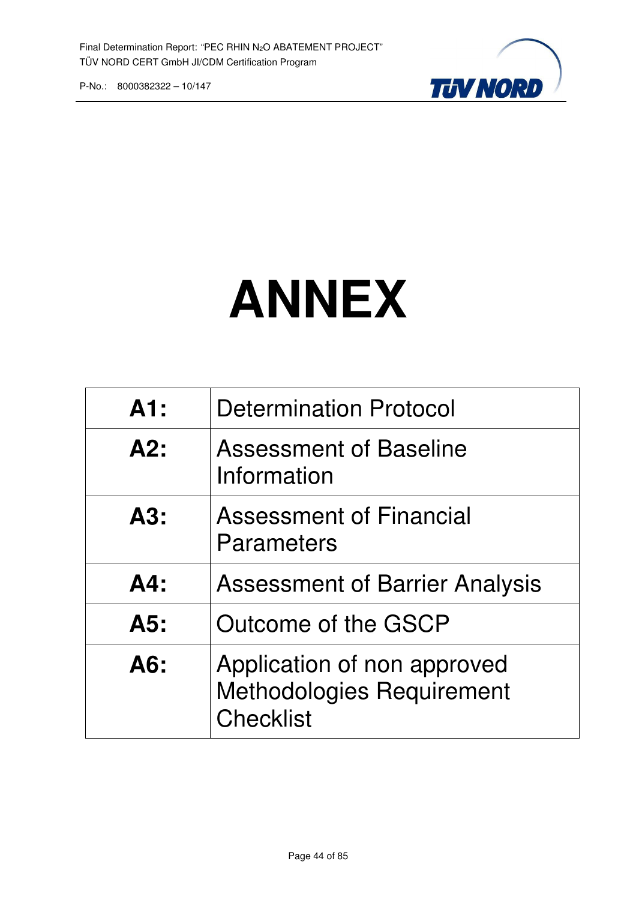# ANNEX

| | |
|---|---|
| **A1:** | Determination Protocol |
| **A2:** | Assessment of Baseline Information |
| **A3:** | Assessment of Financial Parameters |
| **A4:** | Assessment of Barrier Analysis |
| **A5:** | Outcome of the GSCP |
| **A6:** | Application of non approved Methodologies Requirement Checklist |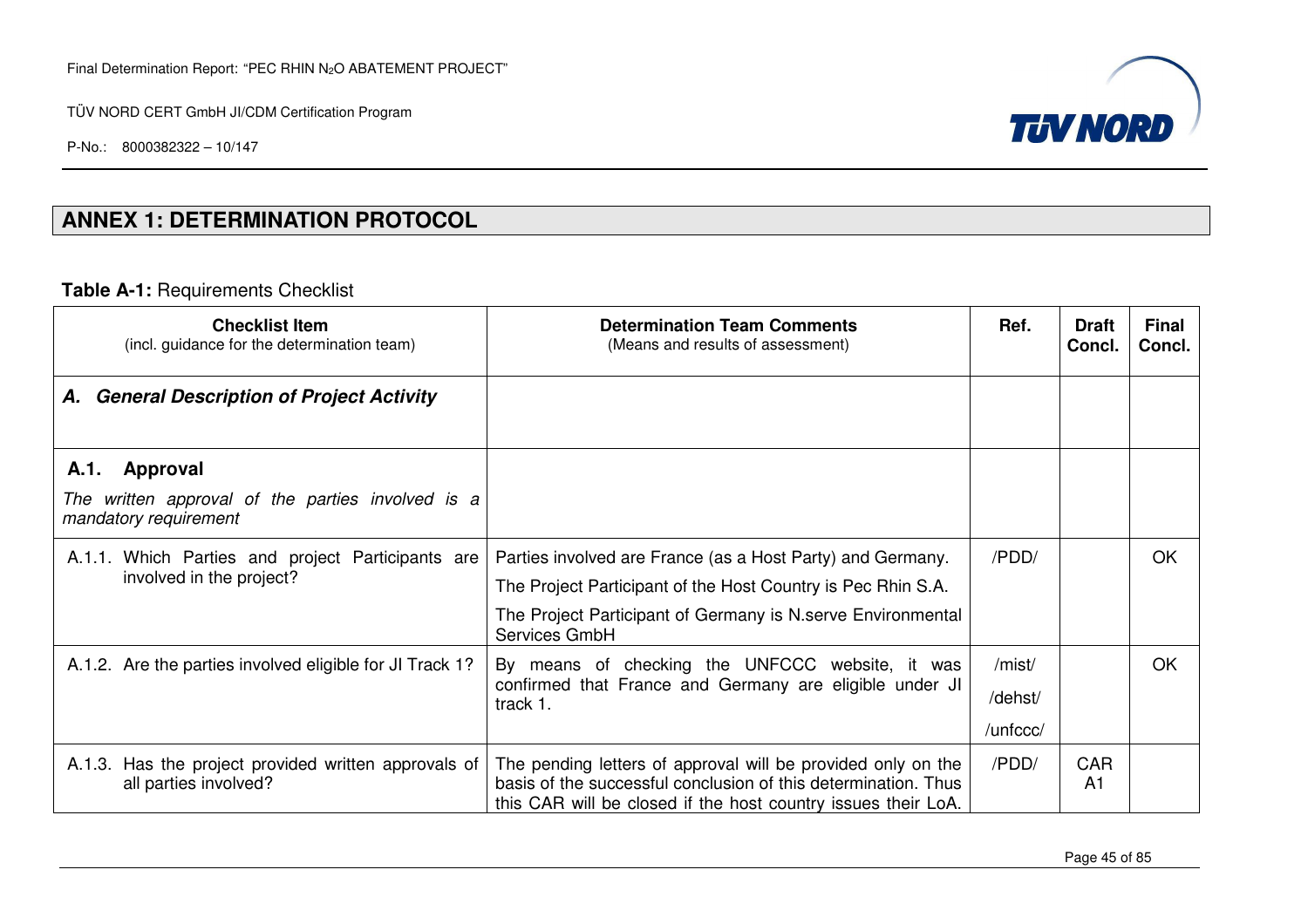## ANNEX 1: DETERMINATION PROTOCOL

**Table A-1:** Requirements Checklist

| **Checklist Item** (incl. guidance for the determination team) | **Determination Team Comments** (Means and results of assessment) | **Ref.** | **Draft Concl.** | **Final Concl.** |
|---|---|---|---|---|
| ***A. General Description of Project Activity*** | | | | |
| **A.1. Approval** *The written approval of the parties involved is a mandatory requirement* | | | | |
| A.1.1. Which Parties and project Participants are involved in the project? | Parties involved are France (as a Host Party) and Germany. The Project Participant of the Host Country is Pec Rhin S.A. The Project Participant of Germany is N.serve Environmental Services GmbH | /PDD/ | | OK |
| A.1.2. Are the parties involved eligible for JI Track 1? | By means of checking the UNFCCC website, it was confirmed that France and Germany are eligible under JI track 1. | /mist/ /dehst/ /unfccc/ | | OK |
| A.1.3. Has the project provided written approvals of all parties involved? | The pending letters of approval will be provided only on the basis of the successful conclusion of this determination. Thus this CAR will be closed if the host country issues their LoA. | /PDD/ | CAR A1 | |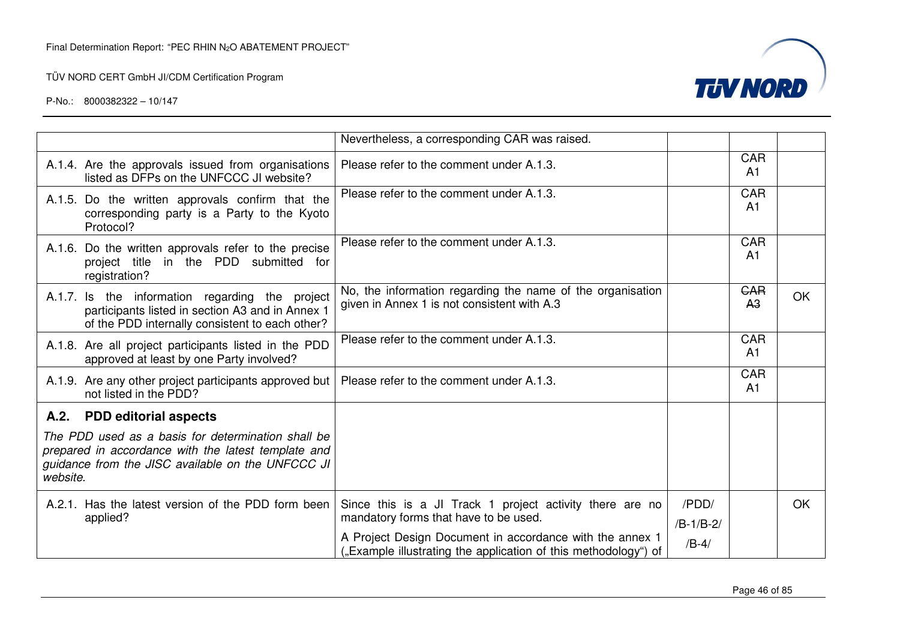| | | | | |
|---|---|---|---|---|
| | Nevertheless, a corresponding CAR was raised. | | | |
| A.1.4. Are the approvals issued from organisations listed as DFPs on the UNFCCC JI website? | Please refer to the comment under A.1.3. | | CAR A1 | |
| A.1.5. Do the written approvals confirm that the corresponding party is a Party to the Kyoto Protocol? | Please refer to the comment under A.1.3. | | CAR A1 | |
| A.1.6. Do the written approvals refer to the precise project title in the PDD submitted for registration? | Please refer to the comment under A.1.3. | | CAR A1 | |
| A.1.7. Is the information regarding the project participants listed in section A3 and in Annex 1 of the PDD internally consistent to each other? | No, the information regarding the name of the organisation given in Annex 1 is not consistent with A.3 | | ~~CAR A3~~ | OK |
| A.1.8. Are all project participants listed in the PDD approved at least by one Party involved? | Please refer to the comment under A.1.3. | | CAR A1 | |
| A.1.9. Are any other project participants approved but not listed in the PDD? | Please refer to the comment under A.1.3. | | CAR A1 | |
| **A.2. PDD editorial aspects**<br>*The PDD used as a basis for determination shall be prepared in accordance with the latest template and guidance from the JISC available on the UNFCCC JI website.* | | | | |
| A.2.1. Has the latest version of the PDD form been applied? | Since this is a JI Track 1 project activity there are no mandatory forms that have to be used.<br>A Project Design Document in accordance with the annex 1 („Example illustrating the application of this methodology") of | /PDD/<br>/B-1/B-2/<br>/B-4/ | | OK |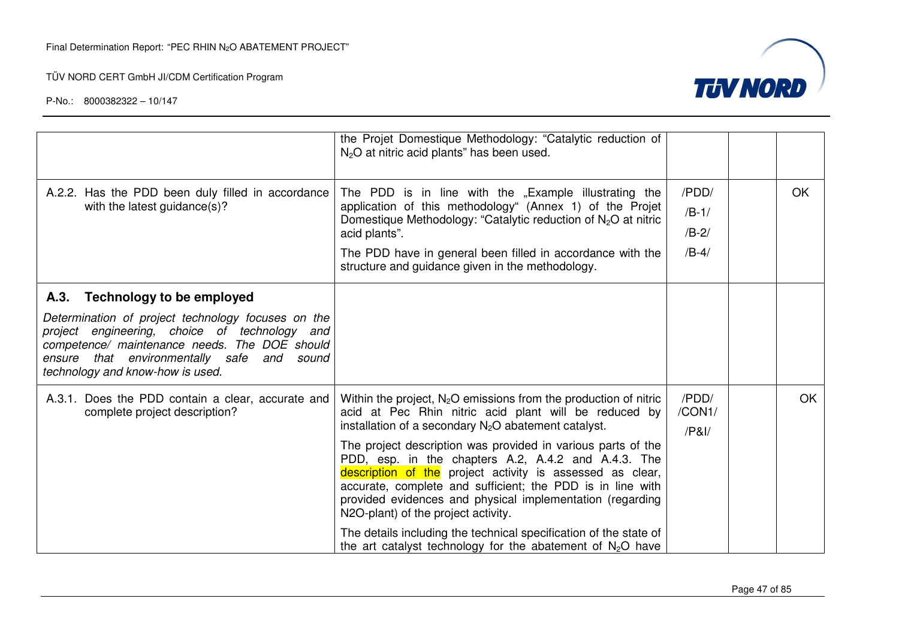| | | | | |
|---|---|---|---|---|
| | the Projet Domestique Methodology: "Catalytic reduction of $N_2O$ at nitric acid plants" has been used. | | | |
| A.2.2. Has the PDD been duly filled in accordance with the latest guidance(s)? | The PDD is in line with the „Example illustrating the application of this methodology" (Annex 1) of the Projet Domestique Methodology: "Catalytic reduction of $N_2O$ at nitric acid plants".<br><br>The PDD have in general been filled in accordance with the structure and guidance given in the methodology. | /PDD/<br>/B-1/<br>/B-2/<br>/B-4/ | | OK |
| **A.3. Technology to be employed**<br><br>*Determination of project technology focuses on the project engineering, choice of technology and competence/ maintenance needs. The DOE should ensure that environmentally safe and sound technology and know-how is used.* | | | | |
| A.3.1. Does the PDD contain a clear, accurate and complete project description? | Within the project, $N_2O$ emissions from the production of nitric acid at Pec Rhin nitric acid plant will be reduced by installation of a secondary $N_2O$ abatement catalyst.<br><br>The project description was provided in various parts of the PDD, esp. in the chapters A.2, A.4.2 and A.4.3. The description of the project activity is assessed as clear, accurate, complete and sufficient; the PDD is in line with provided evidences and physical implementation (regarding N2O-plant) of the project activity.<br><br>The details including the technical specification of the state of the art catalyst technology for the abatement of $N_2O$ have | /PDD/<br>/CON1/<br>/P&I/ | | OK |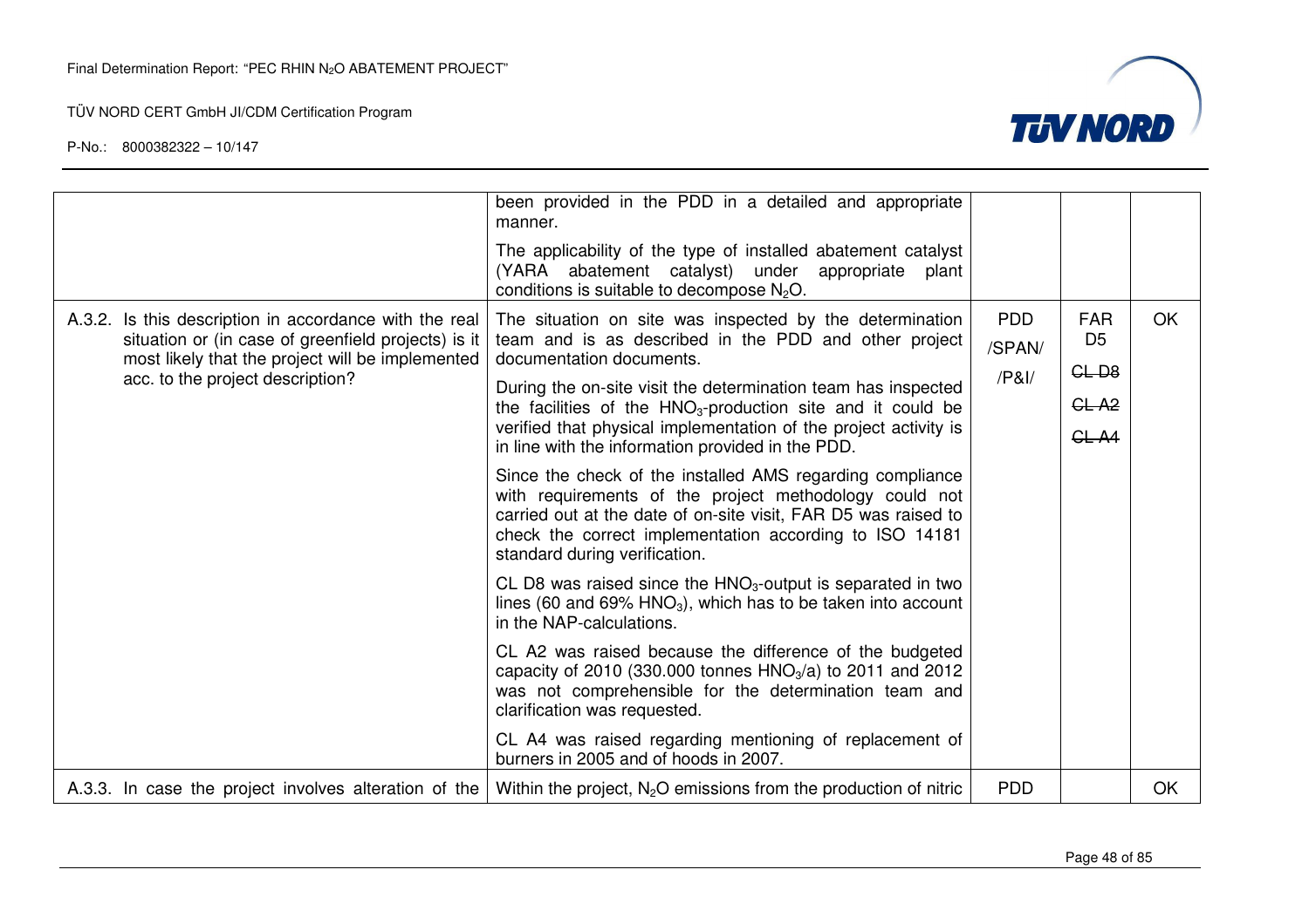| | | | | |
|---|---|---|---|---|
| | been provided in the PDD in a detailed and appropriate manner.<br><br>The applicability of the type of installed abatement catalyst (YARA abatement catalyst) under appropriate plant conditions is suitable to decompose $N_2O$. | | | |
| A.3.2. Is this description in accordance with the real situation or (in case of greenfield projects) is it most likely that the project will be implemented acc. to the project description? | The situation on site was inspected by the determination team and is as described in the PDD and other project documentation documents.<br><br>During the on-site visit the determination team has inspected the facilities of the $HNO_3$-production site and it could be verified that physical implementation of the project activity is in line with the information provided in the PDD.<br><br>Since the check of the installed AMS regarding compliance with requirements of the project methodology could not carried out at the date of on-site visit, FAR D5 was raised to check the correct implementation according to ISO 14181 standard during verification.<br><br>CL D8 was raised since the $HNO_3$-output is separated in two lines (60 and 69% $HNO_3$), which has to be taken into account in the NAP-calculations.<br><br>CL A2 was raised because the difference of the budgeted capacity of 2010 (330.000 tonnes $HNO_3$/a) to 2011 and 2012 was not comprehensible for the determination team and clarification was requested.<br><br>CL A4 was raised regarding mentioning of replacement of burners in 2005 and of hoods in 2007. | PDD /SPAN/ /P&I/ | FAR D5<br><br>~~CL D8~~<br><br>~~CL A2~~<br><br>~~CL A4~~ | OK |
| A.3.3. In case the project involves alteration of the | Within the project, $N_2O$ emissions from the production of nitric | PDD | | OK |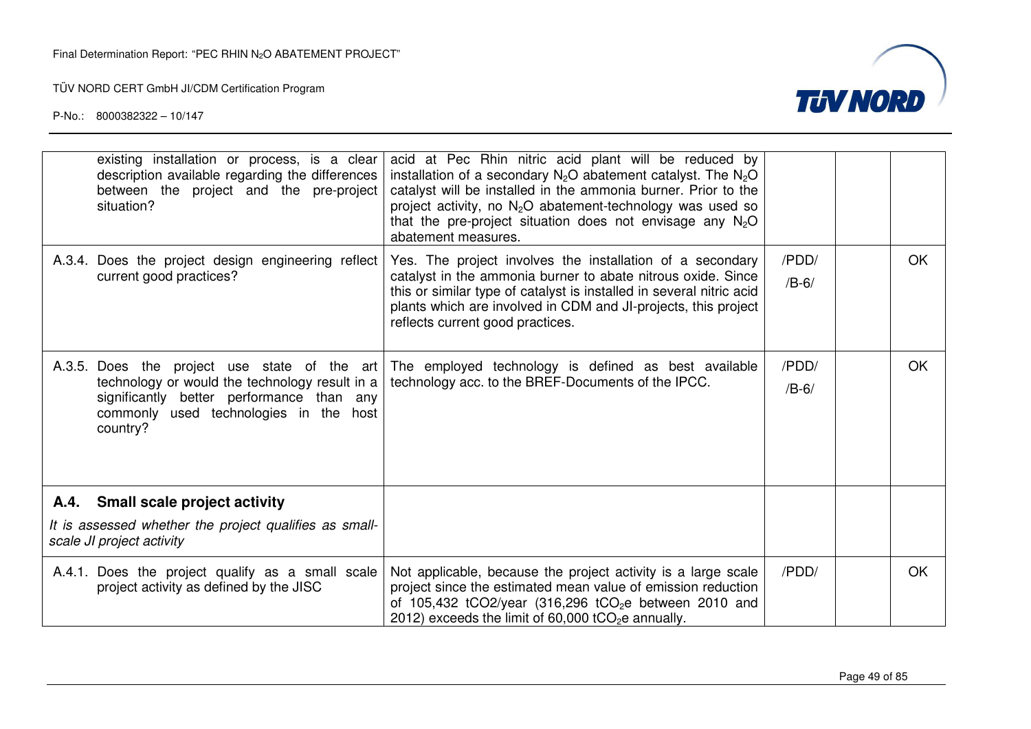| | | | | |
|---|---|---|---|---|
| existing installation or process, is a clear description available regarding the differences between the project and the pre-project situation? | acid at Pec Rhin nitric acid plant will be reduced by installation of a secondary $N_2O$ abatement catalyst. The $N_2O$ catalyst will be installed in the ammonia burner. Prior to the project activity, no $N_2O$ abatement-technology was used so that the pre-project situation does not envisage any $N_2O$ abatement measures. | | | |
| A.3.4. Does the project design engineering reflect current good practices? | Yes. The project involves the installation of a secondary catalyst in the ammonia burner to abate nitrous oxide. Since this or similar type of catalyst is installed in several nitric acid plants which are involved in CDM and JI-projects, this project reflects current good practices. | /PDD/ /B-6/ | | OK |
| A.3.5. Does the project use state of the art technology or would the technology result in a significantly better performance than any commonly used technologies in the host country? | The employed technology is defined as best available technology acc. to the BREF-Documents of the IPCC. | /PDD/ /B-6/ | | OK |
| **A.4. Small scale project activity** *It is assessed whether the project qualifies as small-scale JI project activity* | | | | |
| A.4.1. Does the project qualify as a small scale project activity as defined by the JISC | Not applicable, because the project activity is a large scale project since the estimated mean value of emission reduction of 105,432 tCO2/year (316,296 $tCO_2e$ between 2010 and 2012) exceeds the limit of 60,000 $tCO_2e$ annually. | /PDD/ | | OK |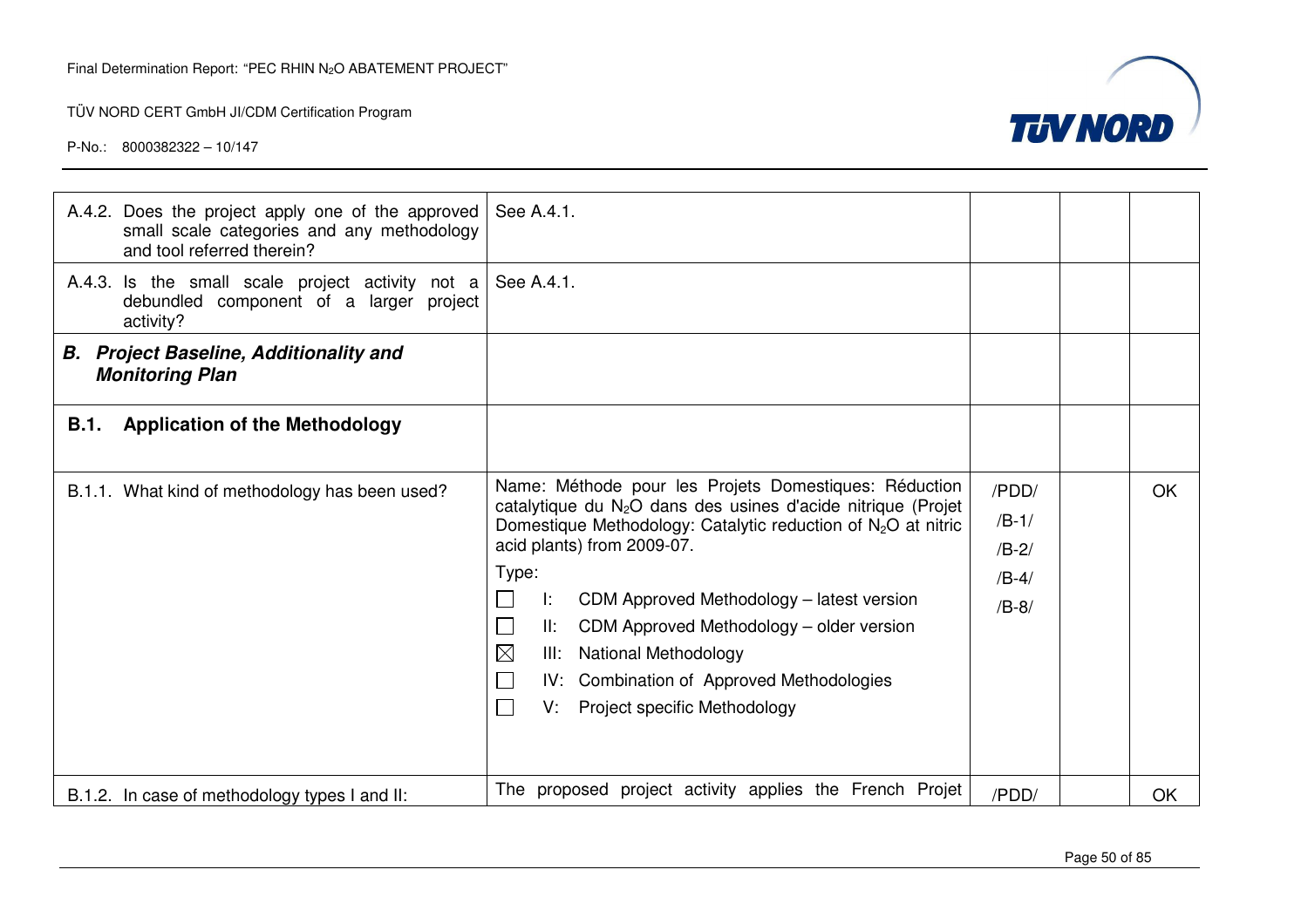| | | | | |
|---|---|---|---|---|
| A.4.2. Does the project apply one of the approved small scale categories and any methodology and tool referred therein? | See A.4.1. | | | |
| A.4.3. Is the small scale project activity not a debundled component of a larger project activity? | See A.4.1. | | | |
| ***B. Project Baseline, Additionality and Monitoring Plan*** | | | | |
| **B.1. Application of the Methodology** | | | | |
| B.1.1. What kind of methodology has been used? | Name: Méthode pour les Projets Domestiques: Réduction catalytique du $N_2O$ dans des usines d'acide nitrique (Projet Domestique Methodology: Catalytic reduction of $N_2O$ at nitric acid plants) from 2009-07.<br><br>Type:<br>☐ I: CDM Approved Methodology – latest version<br>☐ II: CDM Approved Methodology – older version<br>☒ III: National Methodology<br>☐ IV: Combination of Approved Methodologies<br>☐ V: Project specific Methodology | /PDD/<br>/B-1/<br>/B-2/<br>/B-4/<br>/B-8/ | | OK |
| B.1.2. In case of methodology types I and II: | The proposed project activity applies the French Projet | /PDD/ | | OK |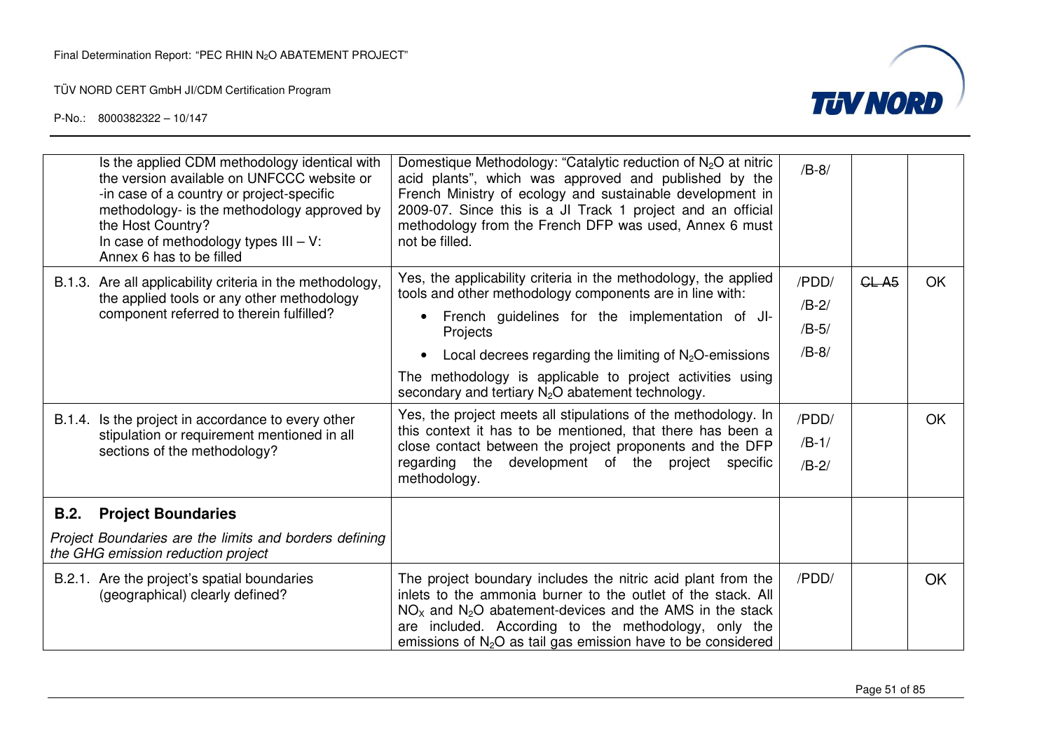| | | | | |
|---|---|---|---|---|
| Is the applied CDM methodology identical with the version available on UNFCCC website or -in case of a country or project-specific methodology- is the methodology approved by the Host Country?<br>In case of methodology types III – V: Annex 6 has to be filled | Domestique Methodology: "Catalytic reduction of $N_2O$ at nitric acid plants", which was approved and published by the French Ministry of ecology and sustainable development in 2009-07. Since this is a JI Track 1 project and an official methodology from the French DFP was used, Annex 6 must not be filled. | /B-8/ | | |
| B.1.3. Are all applicability criteria in the methodology, the applied tools or any other methodology component referred to therein fulfilled? | Yes, the applicability criteria in the methodology, the applied tools and other methodology components are in line with:<br>• French guidelines for the implementation of JI-Projects<br>• Local decrees regarding the limiting of $N_2O$-emissions<br>The methodology is applicable to project activities using secondary and tertiary $N_2O$ abatement technology. | /PDD/<br>/B-2/<br>/B-5/<br>/B-8/ | ~~CL A5~~ | OK |
| B.1.4. Is the project in accordance to every other stipulation or requirement mentioned in all sections of the methodology? | Yes, the project meets all stipulations of the methodology. In this context it has to be mentioned, that there has been a close contact between the project proponents and the DFP regarding the development of the project specific methodology. | /PDD/<br>/B-1/<br>/B-2/ | | OK |
| **B.2. Project Boundaries**<br>*Project Boundaries are the limits and borders defining the GHG emission reduction project* | | | | |
| B.2.1. Are the project's spatial boundaries (geographical) clearly defined? | The project boundary includes the nitric acid plant from the inlets to the ammonia burner to the outlet of the stack. All $NO_X$ and $N_2O$ abatement-devices and the AMS in the stack are included. According to the methodology, only the emissions of $N_2O$ as tail gas emission have to be considered | /PDD/ | | OK |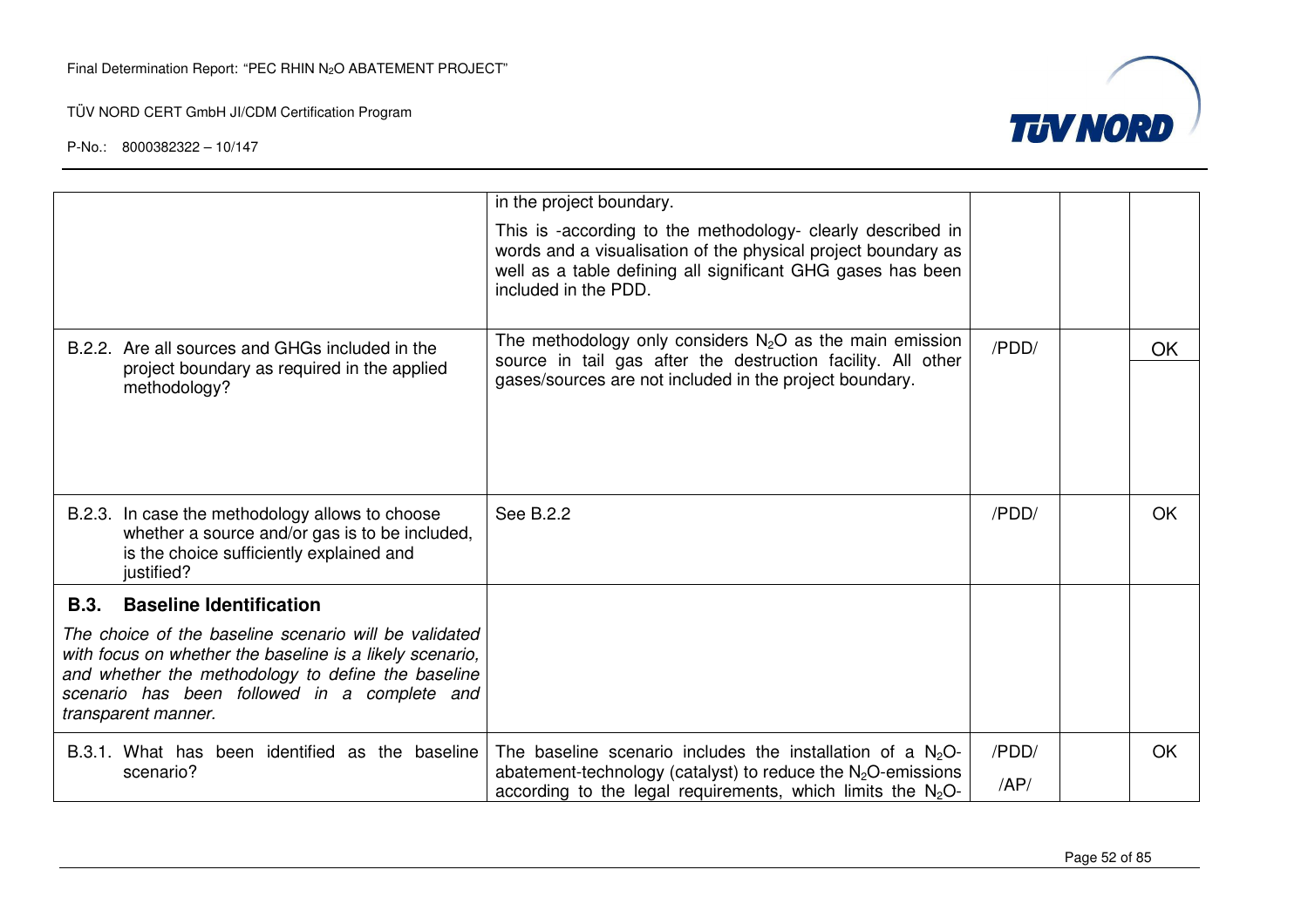| | | | | |
|---|---|---|---|---|
| | in the project boundary.<br><br>This is -according to the methodology- clearly described in words and a visualisation of the physical project boundary as well as a table defining all significant GHG gases has been included in the PDD. | | | |
| B.2.2. Are all sources and GHGs included in the project boundary as required in the applied methodology? | The methodology only considers $N_2O$ as the main emission source in tail gas after the destruction facility. All other gases/sources are not included in the project boundary. | /PDD/ | | OK |
| B.2.3. In case the methodology allows to choose whether a source and/or gas is to be included, is the choice sufficiently explained and justified? | See B.2.2 | /PDD/ | | OK |
| **B.3. Baseline Identification**<br><br>*The choice of the baseline scenario will be validated with focus on whether the baseline is a likely scenario, and whether the methodology to define the baseline scenario has been followed in a complete and transparent manner.* | | | | |
| B.3.1. What has been identified as the baseline scenario? | The baseline scenario includes the installation of a $N_2O$-abatement-technology (catalyst) to reduce the $N_2O$-emissions according to the legal requirements, which limits the $N_2O$- | /PDD/<br><br>/AP/ | | OK |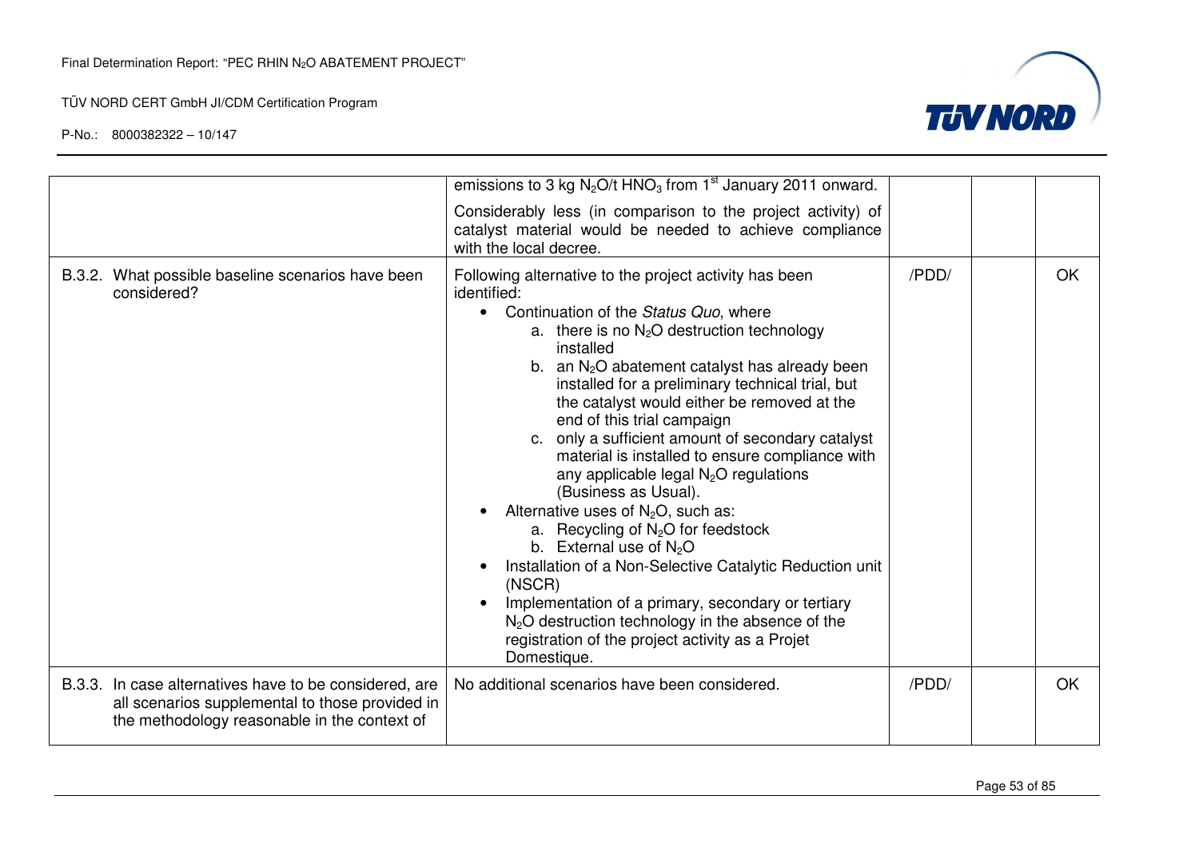| | | | | |
|---|---|---|---|---|
| | emissions to 3 kg $N_2O$/t $HNO_3$ from 1st January 2011 onward.<br><br>Considerably less (in comparison to the project activity) of catalyst material would be needed to achieve compliance with the local decree. | | | |
| B.3.2. What possible baseline scenarios have been considered? | Following alternative to the project activity has been identified:<br>• Continuation of the *Status Quo*, where<br>a. there is no $N_2O$ destruction technology installed<br>b. an $N_2O$ abatement catalyst has already been installed for a preliminary technical trial, but the catalyst would either be removed at the end of this trial campaign<br>c. only a sufficient amount of secondary catalyst material is installed to ensure compliance with any applicable legal $N_2O$ regulations (Business as Usual).<br>• Alternative uses of $N_2O$, such as:<br>a. Recycling of $N_2O$ for feedstock<br>b. External use of $N_2O$<br>• Installation of a Non-Selective Catalytic Reduction unit (NSCR)<br>• Implementation of a primary, secondary or tertiary $N_2O$ destruction technology in the absence of the registration of the project activity as a Projet Domestique. | /PDD/ | | OK |
| B.3.3. In case alternatives have to be considered, are all scenarios supplemental to those provided in the methodology reasonable in the context of | No additional scenarios have been considered. | /PDD/ | | OK |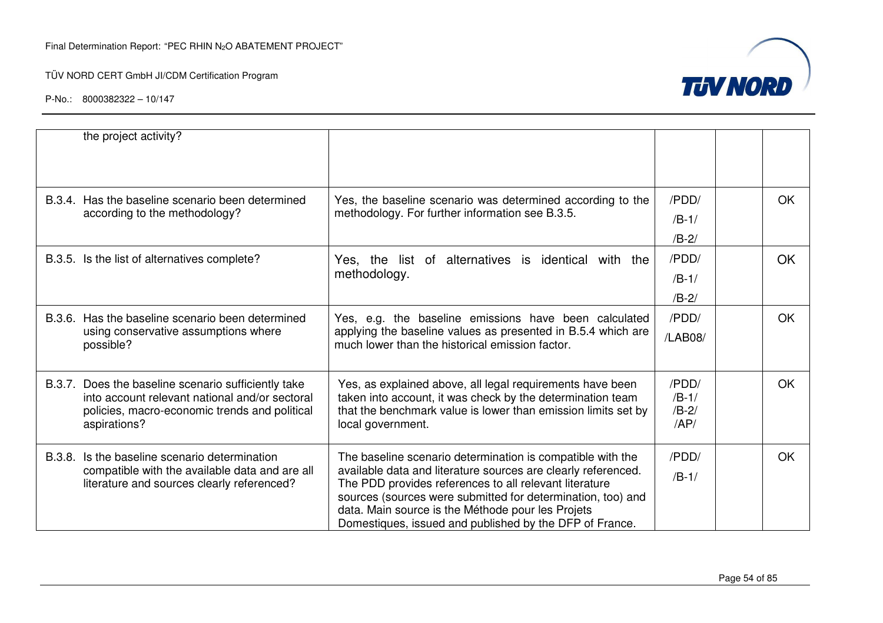| | | | | |
|---|---|---|---|---|
| the project activity? | | | | |
| B.3.4. Has the baseline scenario been determined according to the methodology? | Yes, the baseline scenario was determined according to the methodology. For further information see B.3.5. | /PDD/ /B-1/ /B-2/ | | OK |
| B.3.5. Is the list of alternatives complete? | Yes, the list of alternatives is identical with the methodology. | /PDD/ /B-1/ /B-2/ | | OK |
| B.3.6. Has the baseline scenario been determined using conservative assumptions where possible? | Yes, e.g. the baseline emissions have been calculated applying the baseline values as presented in B.5.4 which are much lower than the historical emission factor. | /PDD/ /LAB08/ | | OK |
| B.3.7. Does the baseline scenario sufficiently take into account relevant national and/or sectoral policies, macro-economic trends and political aspirations? | Yes, as explained above, all legal requirements have been taken into account, it was check by the determination team that the benchmark value is lower than emission limits set by local government. | /PDD/ /B-1/ /B-2/ /AP/ | | OK |
| B.3.8. Is the baseline scenario determination compatible with the available data and are all literature and sources clearly referenced? | The baseline scenario determination is compatible with the available data and literature sources are clearly referenced. The PDD provides references to all relevant literature sources (sources were submitted for determination, too) and data. Main source is the Méthode pour les Projets Domestiques, issued and published by the DFP of France. | /PDD/ /B-1/ | | OK |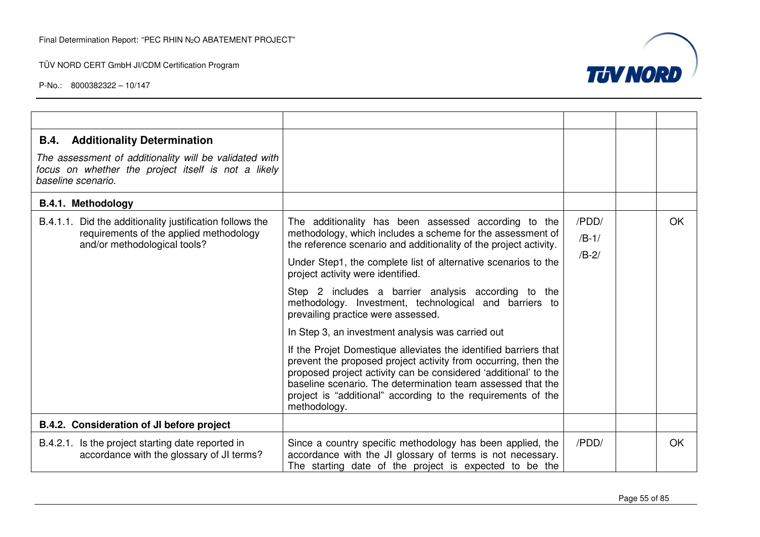| | | | | |
|---|---|---|---|---|
| **B.4. Additionality Determination**<br>*The assessment of additionality will be validated with focus on whether the project itself is not a likely baseline scenario.* | | | | |
| **B.4.1. Methodology** | | | | |
| B.4.1.1. Did the additionality justification follows the requirements of the applied methodology and/or methodological tools? | The additionality has been assessed according to the methodology, which includes a scheme for the assessment of the reference scenario and additionality of the project activity.<br><br>Under Step1, the complete list of alternative scenarios to the project activity were identified.<br><br>Step 2 includes a barrier analysis according to the methodology. Investment, technological and barriers to prevailing practice were assessed.<br><br>In Step 3, an investment analysis was carried out<br><br>If the Projet Domestique alleviates the identified barriers that prevent the proposed project activity from occurring, then the proposed project activity can be considered 'additional' to the baseline scenario. The determination team assessed that the project is "additional" according to the requirements of the methodology. | /PDD/<br>/B-1/<br>/B-2/ | | OK |
| **B.4.2. Consideration of JI before project** | | | | |
| B.4.2.1. Is the project starting date reported in accordance with the glossary of JI terms? | Since a country specific methodology has been applied, the accordance with the JI glossary of terms is not necessary. The starting date of the project is expected to be the | /PDD/ | | OK |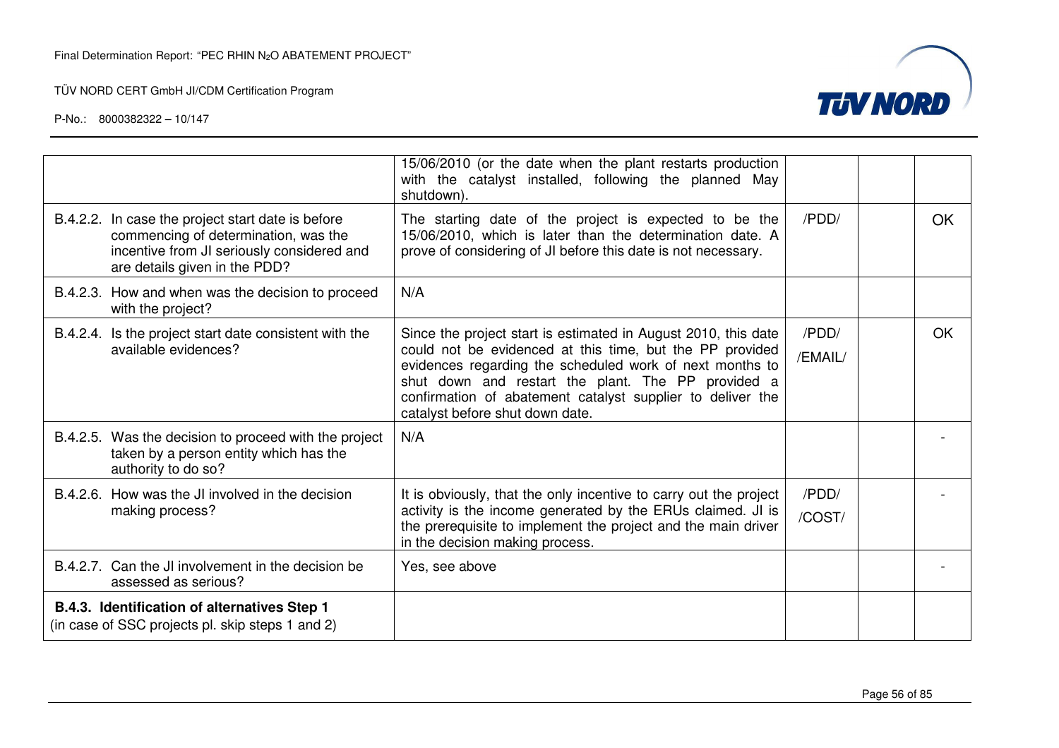| | | | | |
|---|---|---|---|---|
| | 15/06/2010 (or the date when the plant restarts production with the catalyst installed, following the planned May shutdown). | | | |
| B.4.2.2. In case the project start date is before commencing of determination, was the incentive from JI seriously considered and are details given in the PDD? | The starting date of the project is expected to be the 15/06/2010, which is later than the determination date. A prove of considering of JI before this date is not necessary. | /PDD/ | | OK |
| B.4.2.3. How and when was the decision to proceed with the project? | N/A | | | |
| B.4.2.4. Is the project start date consistent with the available evidences? | Since the project start is estimated in August 2010, this date could not be evidenced at this time, but the PP provided evidences regarding the scheduled work of next months to shut down and restart the plant. The PP provided a confirmation of abatement catalyst supplier to deliver the catalyst before shut down date. | /PDD/ /EMAIL/ | | OK |
| B.4.2.5. Was the decision to proceed with the project taken by a person entity which has the authority to do so? | N/A | | | - |
| B.4.2.6. How was the JI involved in the decision making process? | It is obviously, that the only incentive to carry out the project activity is the income generated by the ERUs claimed. JI is the prerequisite to implement the project and the main driver in the decision making process. | /PDD/ /COST/ | | - |
| B.4.2.7. Can the JI involvement in the decision be assessed as serious? | Yes, see above | | | - |
| **B.4.3. Identification of alternatives Step 1** (in case of SSC projects pl. skip steps 1 and 2) | | | | |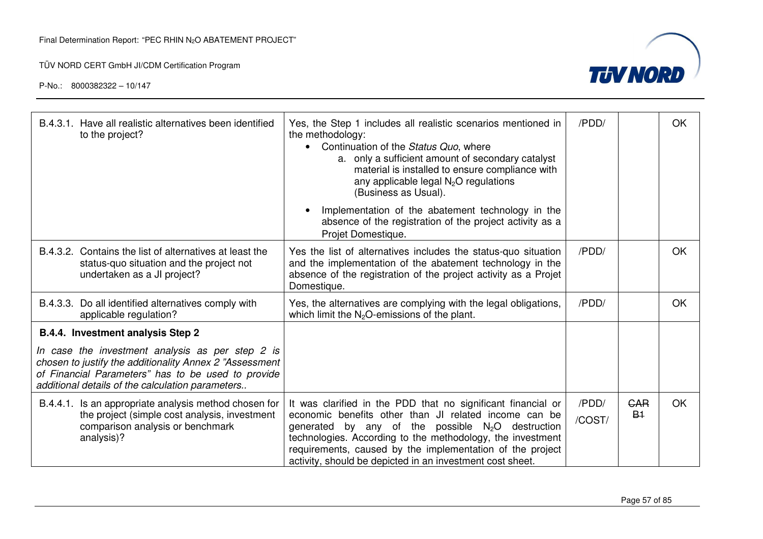| | | | | |
|---|---|---|---|---|
| B.4.3.1. Have all realistic alternatives been identified to the project? | Yes, the Step 1 includes all realistic scenarios mentioned in the methodology:<br>• Continuation of the *Status Quo*, where<br>a. only a sufficient amount of secondary catalyst material is installed to ensure compliance with any applicable legal $N_2O$ regulations (Business as Usual).<br>• Implementation of the abatement technology in the absence of the registration of the project activity as a Projet Domestique. | /PDD/ | | OK |
| B.4.3.2. Contains the list of alternatives at least the status-quo situation and the project not undertaken as a JI project? | Yes the list of alternatives includes the status-quo situation and the implementation of the abatement technology in the absence of the registration of the project activity as a Projet Domestique. | /PDD/ | | OK |
| B.4.3.3. Do all identified alternatives comply with applicable regulation? | Yes, the alternatives are complying with the legal obligations, which limit the $N_2O$-emissions of the plant. | /PDD/ | | OK |
| **B.4.4. Investment analysis Step 2**<br>*In case the investment analysis as per step 2 is chosen to justify the additionality Annex 2 "Assessment of Financial Parameters" has to be used to provide additional details of the calculation parameters..* | | | | |
| B.4.4.1. Is an appropriate analysis method chosen for the project (simple cost analysis, investment comparison analysis or benchmark analysis)? | It was clarified in the PDD that no significant financial or economic benefits other than JI related income can be generated by any of the possible $N_2O$ destruction technologies. According to the methodology, the investment requirements, caused by the implementation of the project activity, should be depicted in an investment cost sheet. | /PDD/<br>/COST/ | ~~CAR~~<br>~~B1~~ | OK |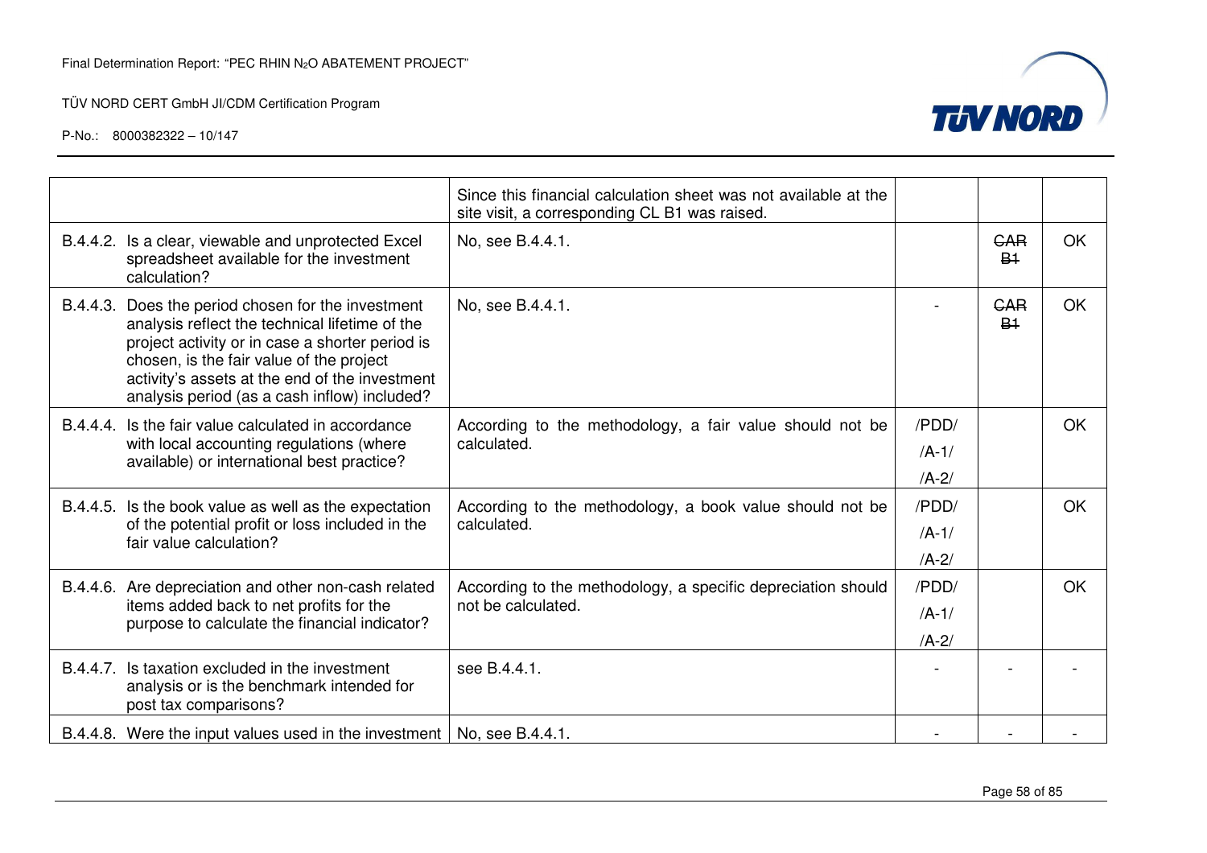| | | | | |
|---|---|---|---|---|
| | Since this financial calculation sheet was not available at the site visit, a corresponding CL B1 was raised. | | | |
| B.4.4.2. Is a clear, viewable and unprotected Excel spreadsheet available for the investment calculation? | No, see B.4.4.1. | | ~~CAR B1~~ | OK |
| B.4.4.3. Does the period chosen for the investment analysis reflect the technical lifetime of the project activity or in case a shorter period is chosen, is the fair value of the project activity's assets at the end of the investment analysis period (as a cash inflow) included? | No, see B.4.4.1. | - | ~~CAR B1~~ | OK |
| B.4.4.4. Is the fair value calculated in accordance with local accounting regulations (where available) or international best practice? | According to the methodology, a fair value should not be calculated. | /PDD/ /A-1/ /A-2/ | | OK |
| B.4.4.5. Is the book value as well as the expectation of the potential profit or loss included in the fair value calculation? | According to the methodology, a book value should not be calculated. | /PDD/ /A-1/ /A-2/ | | OK |
| B.4.4.6. Are depreciation and other non-cash related items added back to net profits for the purpose to calculate the financial indicator? | According to the methodology, a specific depreciation should not be calculated. | /PDD/ /A-1/ /A-2/ | | OK |
| B.4.4.7. Is taxation excluded in the investment analysis or is the benchmark intended for post tax comparisons? | see B.4.4.1. | - | - | - |
| B.4.4.8. Were the input values used in the investment | No, see B.4.4.1. | - | - | - |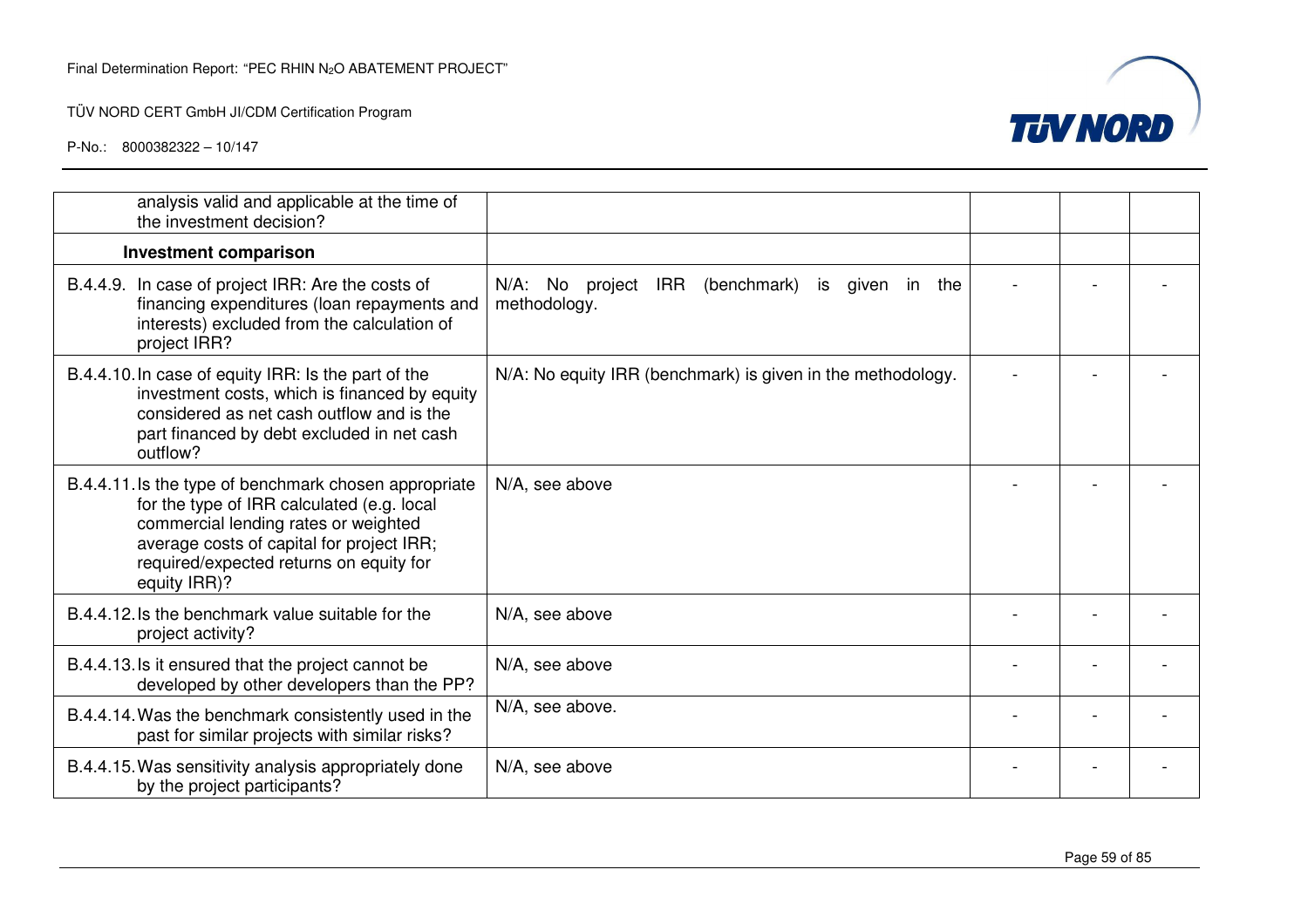| | | | | |
|---|---|---|---|---|
| analysis valid and applicable at the time of the investment decision? | | | | |
| **Investment comparison** | | | | |
| B.4.4.9. In case of project IRR: Are the costs of financing expenditures (loan repayments and interests) excluded from the calculation of project IRR? | N/A: No project IRR (benchmark) is given in the methodology. | - | - | - |
| B.4.4.10. In case of equity IRR: Is the part of the investment costs, which is financed by equity considered as net cash outflow and is the part financed by debt excluded in net cash outflow? | N/A: No equity IRR (benchmark) is given in the methodology. | - | - | - |
| B.4.4.11. Is the type of benchmark chosen appropriate for the type of IRR calculated (e.g. local commercial lending rates or weighted average costs of capital for project IRR; required/expected returns on equity for equity IRR)? | N/A, see above | - | - | - |
| B.4.4.12. Is the benchmark value suitable for the project activity? | N/A, see above | - | - | - |
| B.4.4.13. Is it ensured that the project cannot be developed by other developers than the PP? | N/A, see above | - | - | - |
| B.4.4.14. Was the benchmark consistently used in the past for similar projects with similar risks? | N/A, see above. | - | - | - |
| B.4.4.15. Was sensitivity analysis appropriately done by the project participants? | N/A, see above | - | - | - |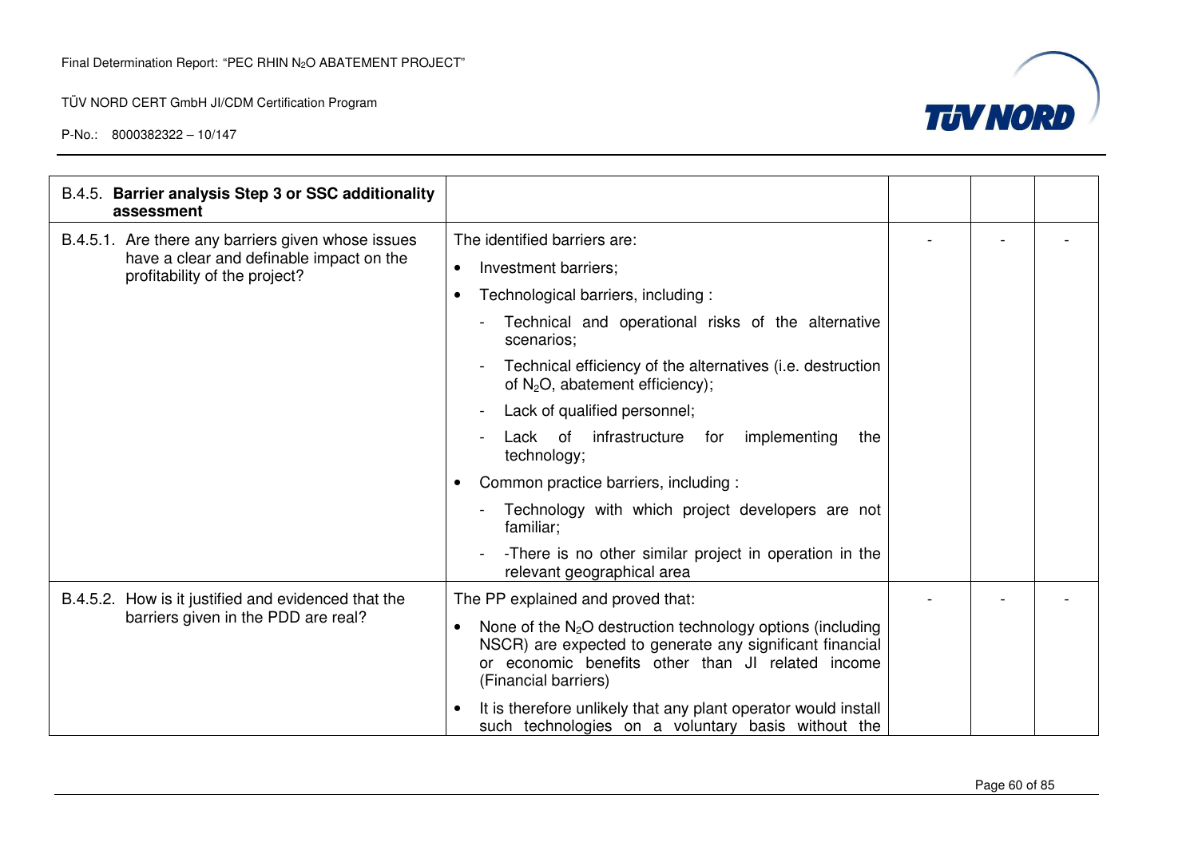| B.4.5. **Barrier analysis Step 3 or SSC additionality assessment** | | | | |
|---|---|---|---|---|
| B.4.5.1. Are there any barriers given whose issues have a clear and definable impact on the profitability of the project? | The identified barriers are:<br>• Investment barriers;<br>• Technological barriers, including :<br>- Technical and operational risks of the alternative scenarios;<br>- Technical efficiency of the alternatives (i.e. destruction of $N_2O$, abatement efficiency);<br>- Lack of qualified personnel;<br>- Lack of infrastructure for implementing the technology;<br>• Common practice barriers, including :<br>- Technology with which project developers are not familiar;<br>- -There is no other similar project in operation in the relevant geographical area | - | - | - |
| B.4.5.2. How is it justified and evidenced that the barriers given in the PDD are real? | The PP explained and proved that:<br>• None of the $N_2O$ destruction technology options (including NSCR) are expected to generate any significant financial or economic benefits other than JI related income (Financial barriers)<br>• It is therefore unlikely that any plant operator would install such technologies on a voluntary basis without the | - | - | - |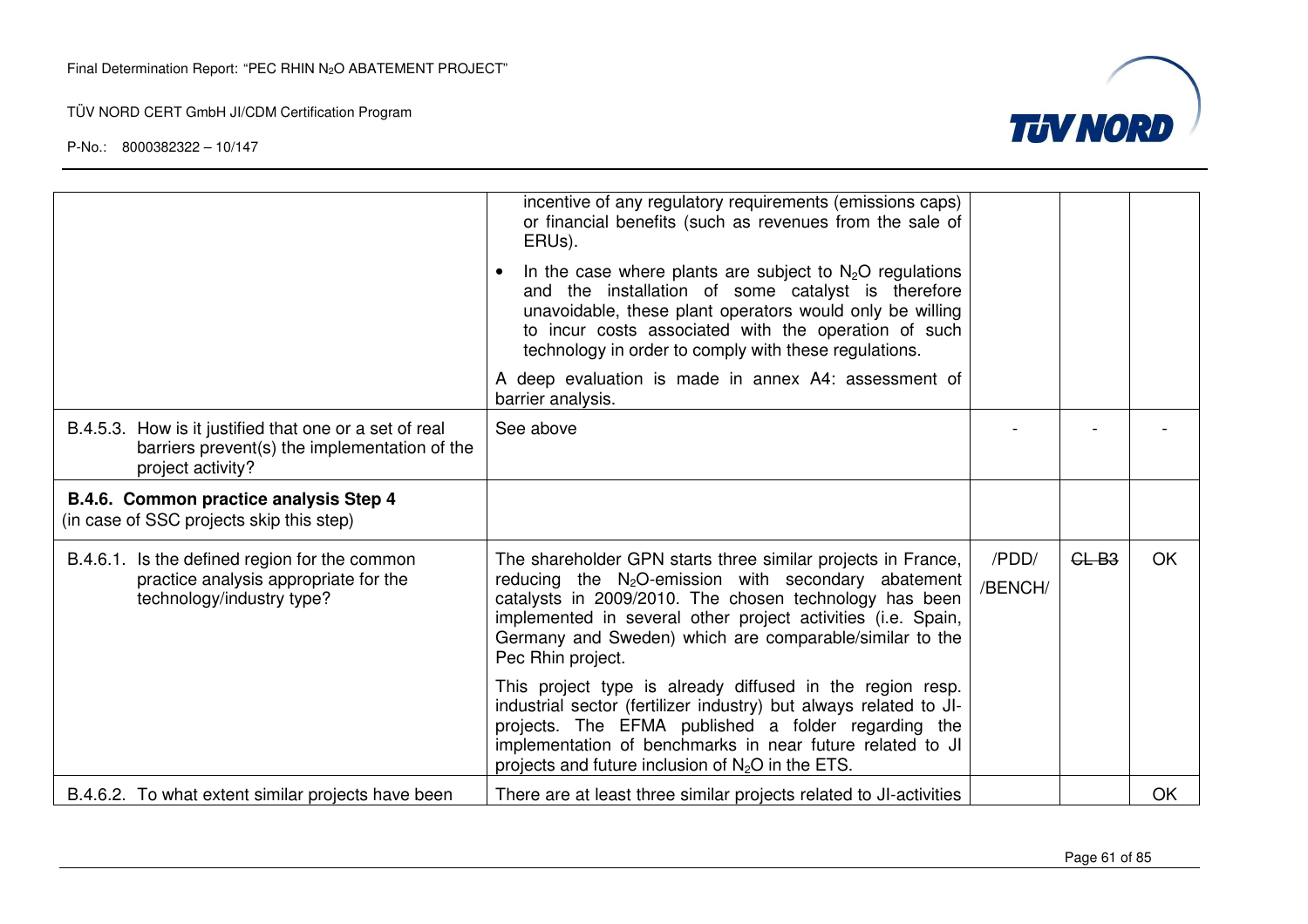| | | | | |
|---|---|---|---|---|
| | incentive of any regulatory requirements (emissions caps) or financial benefits (such as revenues from the sale of ERUs).<br>• In the case where plants are subject to $N_2O$ regulations and the installation of some catalyst is therefore unavoidable, these plant operators would only be willing to incur costs associated with the operation of such technology in order to comply with these regulations.<br>A deep evaluation is made in annex A4: assessment of barrier analysis. | | | |
| B.4.5.3. How is it justified that one or a set of real barriers prevent(s) the implementation of the project activity? | See above | - | - | - |
| **B.4.6. Common practice analysis Step 4** (in case of SSC projects skip this step) | | | | |
| B.4.6.1. Is the defined region for the common practice analysis appropriate for the technology/industry type? | The shareholder GPN starts three similar projects in France, reducing the $N_2O$-emission with secondary abatement catalysts in 2009/2010. The chosen technology has been implemented in several other project activities (i.e. Spain, Germany and Sweden) which are comparable/similar to the Pec Rhin project.<br>This project type is already diffused in the region resp. industrial sector (fertilizer industry) but always related to JI-projects. The EFMA published a folder regarding the implementation of benchmarks in near future related to JI projects and future inclusion of $N_2O$ in the ETS. | /PDD/<br>/BENCH/ | ~~CL B3~~ | OK |
| B.4.6.2. To what extent similar projects have been | There are at least three similar projects related to JI-activities | | | OK |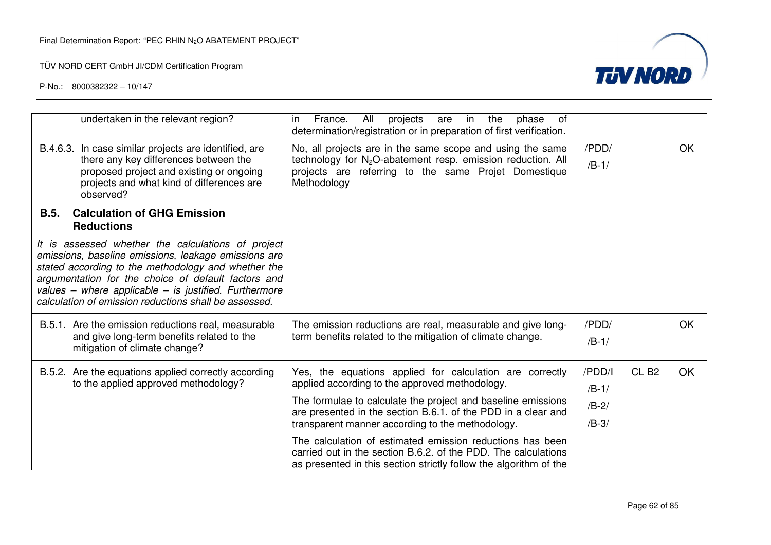| | | | | |
|---|---|---|---|---|
| undertaken in the relevant region? | in France. All projects are in the phase of determination/registration or in preparation of first verification. | | | |
| B.4.6.3. In case similar projects are identified, are there any key differences between the proposed project and existing or ongoing projects and what kind of differences are observed? | No, all projects are in the same scope and using the same technology for $N_2O$-abatement resp. emission reduction. All projects are referring to the same Projet Domestique Methodology | /PDD/ /B-1/ | | OK |
| **B.5. Calculation of GHG Emission Reductions** *It is assessed whether the calculations of project emissions, baseline emissions, leakage emissions are stated according to the methodology and whether the argumentation for the choice of default factors and values – where applicable – is justified. Furthermore calculation of emission reductions shall be assessed.* | | | | |
| B.5.1. Are the emission reductions real, measurable and give long-term benefits related to the mitigation of climate change? | The emission reductions are real, measurable and give long-term benefits related to the mitigation of climate change. | /PDD/ /B-1/ | | OK |
| B.5.2. Are the equations applied correctly according to the applied approved methodology? | Yes, the equations applied for calculation are correctly applied according to the approved methodology. The formulae to calculate the project and baseline emissions are presented in the section B.6.1. of the PDD in a clear and transparent manner according to the methodology. The calculation of estimated emission reductions has been carried out in the section B.6.2. of the PDD. The calculations as presented in this section strictly follow the algorithm of the | /PDD/I /B-1/ /B-2/ /B-3/ | ~~CL B2~~ | OK |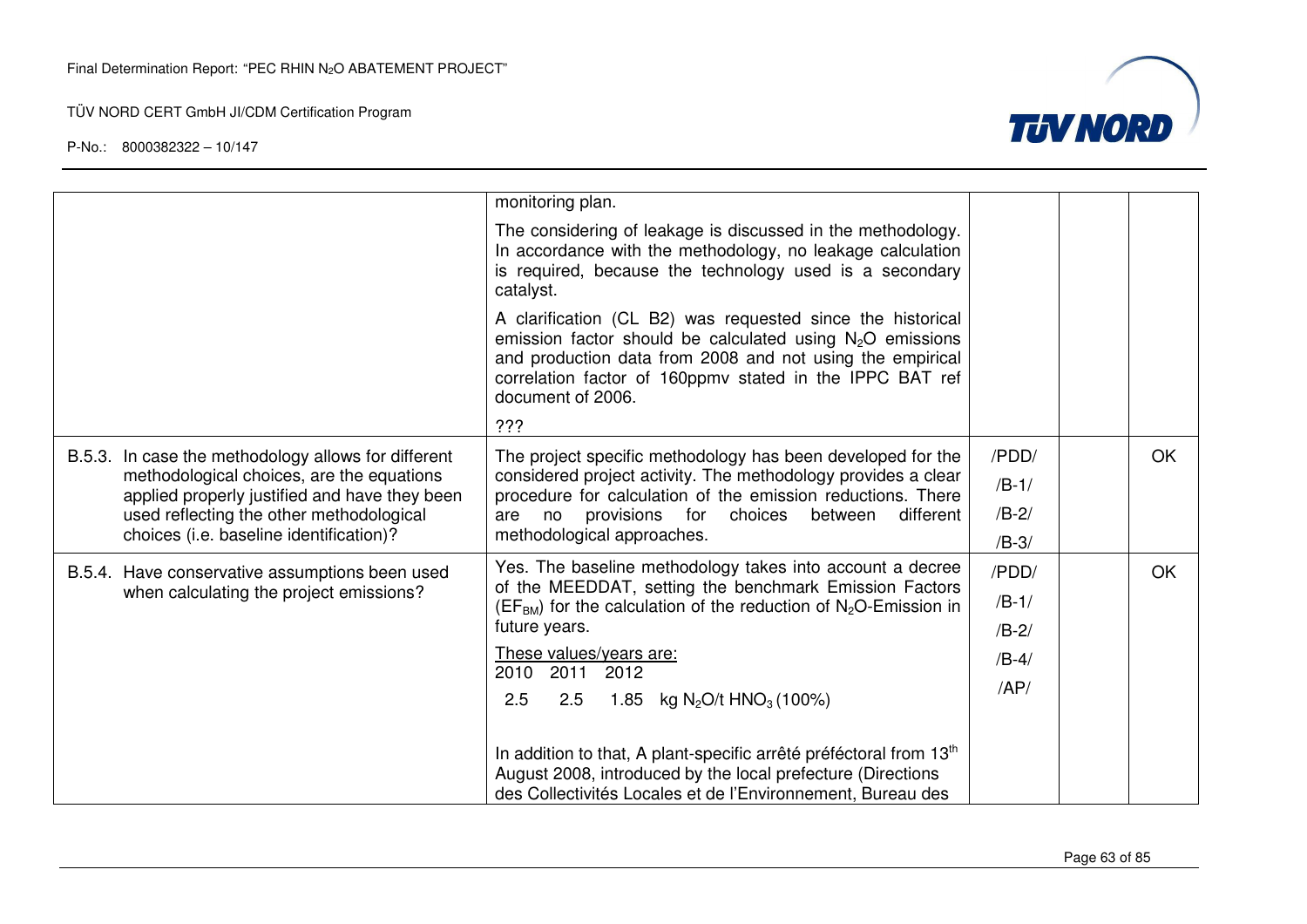| | | | | |
|---|---|---|---|---|
| | monitoring plan.<br><br>The considering of leakage is discussed in the methodology. In accordance with the methodology, no leakage calculation is required, because the technology used is a secondary catalyst.<br><br>A clarification (CL B2) was requested since the historical emission factor should be calculated using $N_2O$ emissions and production data from 2008 and not using the empirical correlation factor of 160ppmv stated in the IPPC BAT ref document of 2006.<br><br>??? | | | |
| B.5.3. In case the methodology allows for different methodological choices, are the equations applied properly justified and have they been used reflecting the other methodological choices (i.e. baseline identification)? | The project specific methodology has been developed for the considered project activity. The methodology provides a clear procedure for calculation of the emission reductions. There are no provisions for choices between different methodological approaches. | /PDD/<br>/B-1/<br>/B-2/<br>/B-3/ | | OK |
| B.5.4. Have conservative assumptions been used when calculating the project emissions? | Yes. The baseline methodology takes into account a decree of the MEEDDAT, setting the benchmark Emission Factors ($EF_{BM}$) for the calculation of the reduction of $N_2O$-Emission in future years.<br><br><u>These values/years are:</u><br>2010 2011 2012<br>2.5 2.5 1.85 kg $N_2O$/t $HNO_3$ (100%)<br><br>In addition to that, A plant-specific arrêté préféctoral from 13th August 2008, introduced by the local prefecture (Directions des Collectivités Locales et de l'Environnement, Bureau des | /PDD/<br>/B-1/<br>/B-2/<br>/B-4/<br>/AP/ | | OK |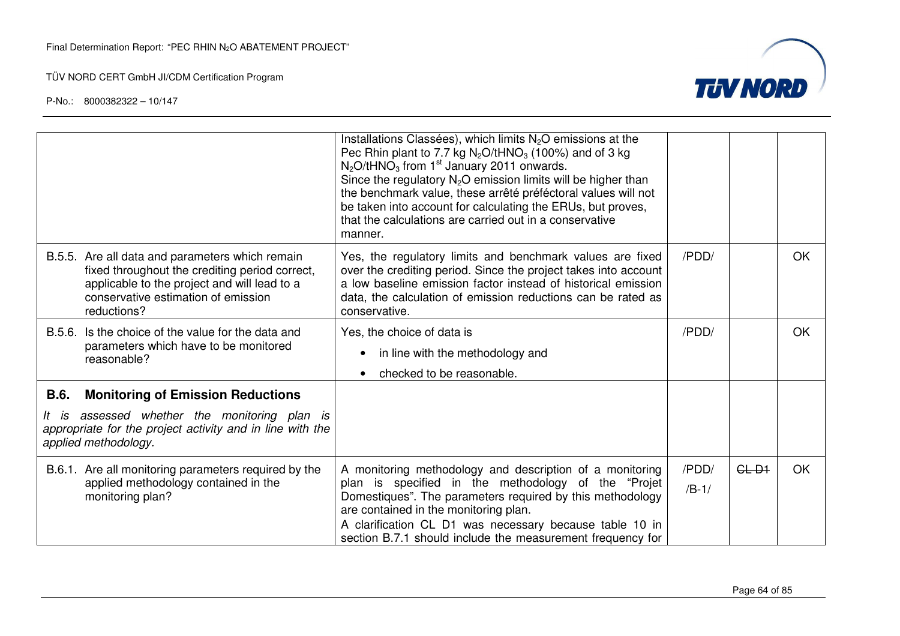| | | | | |
|---|---|---|---|---|
| | Installations Classées), which limits $N_2O$ emissions at the Pec Rhin plant to 7.7 kg $N_2O/tHNO_3$ (100%) and of 3 kg $N_2O/tHNO_3$ from 1st January 2011 onwards. Since the regulatory $N_2O$ emission limits will be higher than the benchmark value, these arrêté préféctoral values will not be taken into account for calculating the ERUs, but proves, that the calculations are carried out in a conservative manner. | | | |
| B.5.5. Are all data and parameters which remain fixed throughout the crediting period correct, applicable to the project and will lead to a conservative estimation of emission reductions? | Yes, the regulatory limits and benchmark values are fixed over the crediting period. Since the project takes into account a low baseline emission factor instead of historical emission data, the calculation of emission reductions can be rated as conservative. | /PDD/ | | OK |
| B.5.6. Is the choice of the value for the data and parameters which have to be monitored reasonable? | Yes, the choice of data is<br>• in line with the methodology and<br>• checked to be reasonable. | /PDD/ | | OK |
| **B.6. Monitoring of Emission Reductions**<br>*It is assessed whether the monitoring plan is appropriate for the project activity and in line with the applied methodology.* | | | | |
| B.6.1. Are all monitoring parameters required by the applied methodology contained in the monitoring plan? | A monitoring methodology and description of a monitoring plan is specified in the methodology of the "Projet Domestiques". The parameters required by this methodology are contained in the monitoring plan.<br>A clarification CL D1 was necessary because table 10 in section B.7.1 should include the measurement frequency for | /PDD/<br>/B-1/ | ~~CL D1~~ | OK |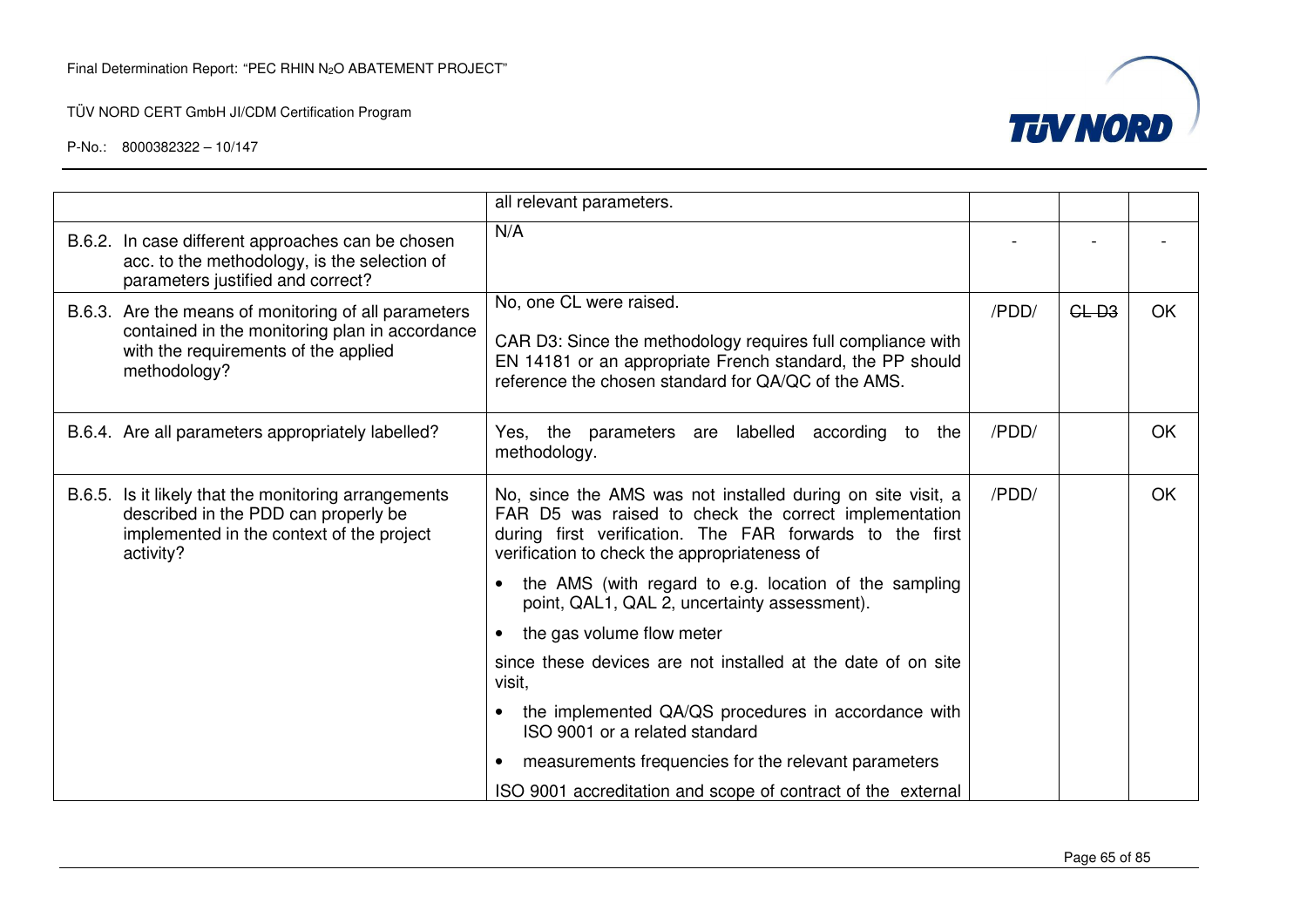| | | | | |
|---|---|---|---|---|
| | all relevant parameters. | | | |
| B.6.2. In case different approaches can be chosen acc. to the methodology, is the selection of parameters justified and correct? | N/A | - | - | - |
| B.6.3. Are the means of monitoring of all parameters contained in the monitoring plan in accordance with the requirements of the applied methodology? | No, one CL were raised.<br><br>CAR D3: Since the methodology requires full compliance with EN 14181 or an appropriate French standard, the PP should reference the chosen standard for QA/QC of the AMS. | /PDD/ | ~~CL D3~~ | OK |
| B.6.4. Are all parameters appropriately labelled? | Yes, the parameters are labelled according to the methodology. | /PDD/ | | OK |
| B.6.5. Is it likely that the monitoring arrangements described in the PDD can properly be implemented in the context of the project activity? | No, since the AMS was not installed during on site visit, a FAR D5 was raised to check the correct implementation during first verification. The FAR forwards to the first verification to check the appropriateness of<br><br>• the AMS (with regard to e.g. location of the sampling point, QAL1, QAL 2, uncertainty assessment).<br><br>• the gas volume flow meter<br><br>since these devices are not installed at the date of on site visit,<br><br>• the implemented QA/QS procedures in accordance with ISO 9001 or a related standard<br><br>• measurements frequencies for the relevant parameters<br><br>ISO 9001 accreditation and scope of contract of the external | /PDD/ | | OK |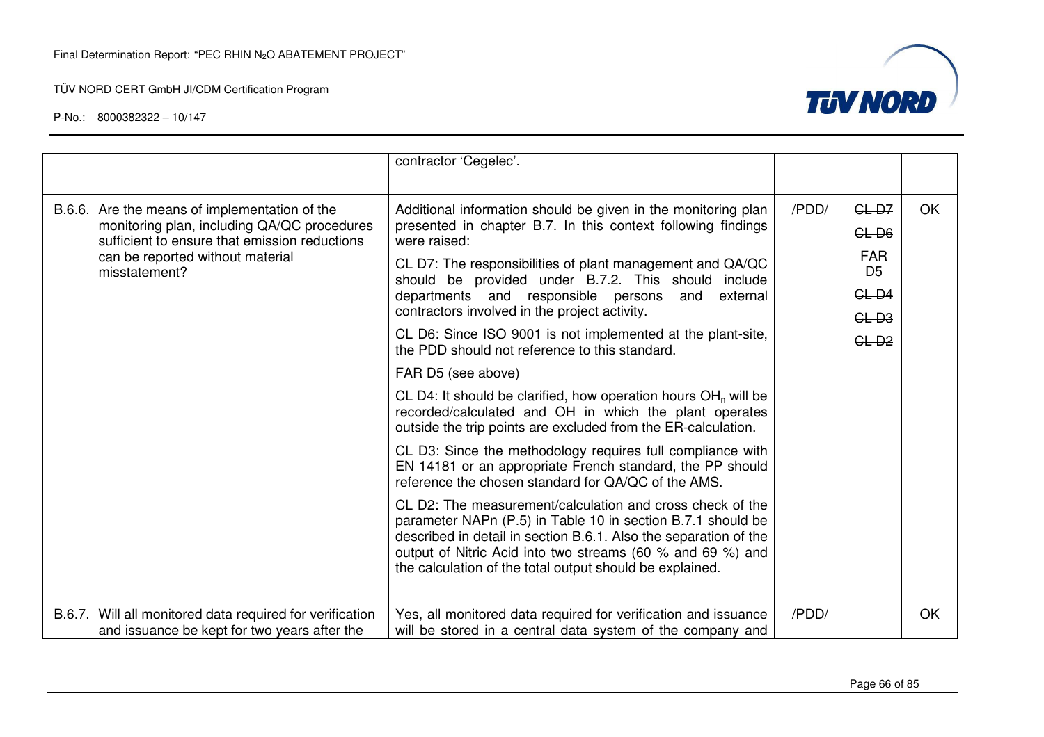| | | | | |
|---|---|---|---|---|
| | contractor 'Cegelec'. | | | |
| B.6.6. Are the means of implementation of the monitoring plan, including QA/QC procedures sufficient to ensure that emission reductions can be reported without material misstatement? | Additional information should be given in the monitoring plan presented in chapter B.7. In this context following findings were raised:<br><br>CL D7: The responsibilities of plant management and QA/QC should be provided under B.7.2. This should include departments and responsible persons and external contractors involved in the project activity.<br><br>CL D6: Since ISO 9001 is not implemented at the plant-site, the PDD should not reference to this standard.<br><br>FAR D5 (see above)<br><br>CL D4: It should be clarified, how operation hours $OH_n$ will be recorded/calculated and OH in which the plant operates outside the trip points are excluded from the ER-calculation.<br><br>CL D3: Since the methodology requires full compliance with EN 14181 or an appropriate French standard, the PP should reference the chosen standard for QA/QC of the AMS.<br><br>CL D2: The measurement/calculation and cross check of the parameter NAPn (P.5) in Table 10 in section B.7.1 should be described in detail in section B.6.1. Also the separation of the output of Nitric Acid into two streams (60 % and 69 %) and the calculation of the total output should be explained. | /PDD/ | ~~CL D7~~<br>~~CL D6~~<br>FAR D5<br>~~CL D4~~<br>~~CL D3~~<br>~~CL D2~~ | OK |
| B.6.7. Will all monitored data required for verification and issuance be kept for two years after the | Yes, all monitored data required for verification and issuance will be stored in a central data system of the company and | /PDD/ | | OK |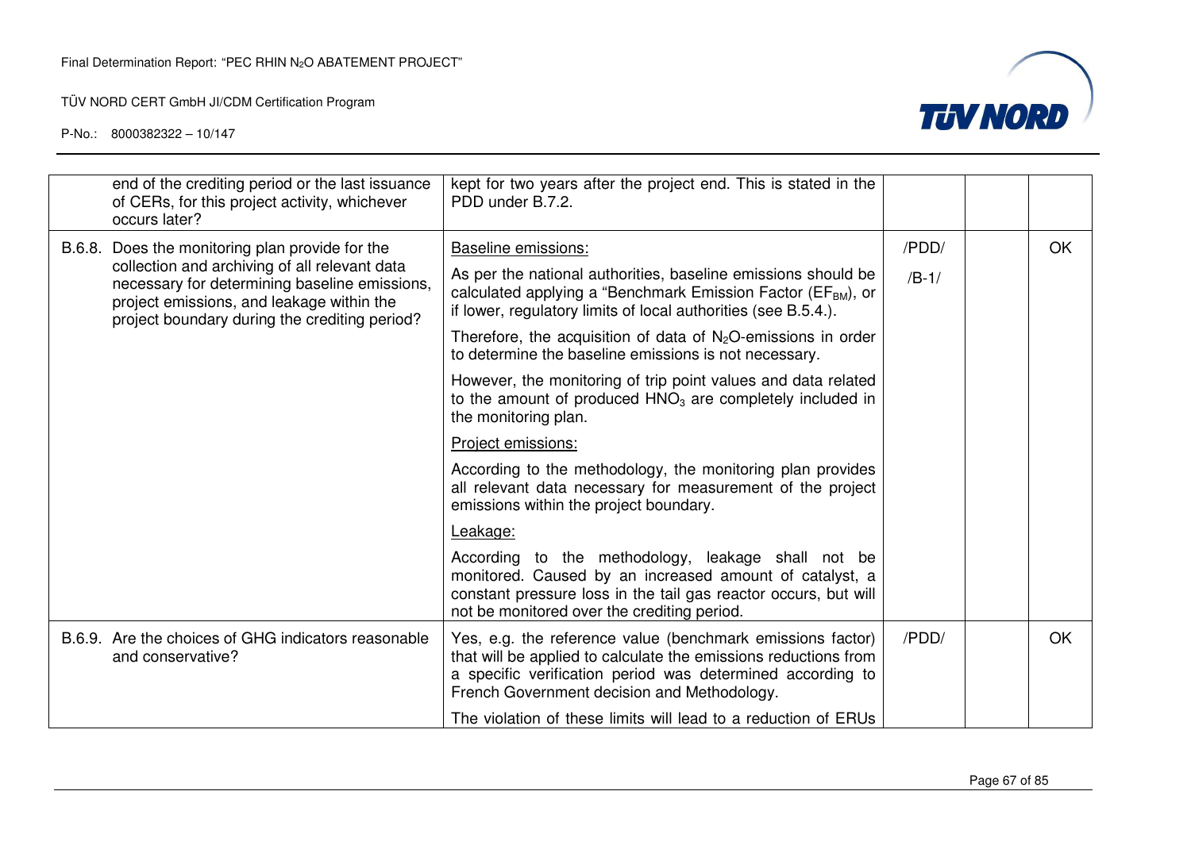| | | | | |
|---|---|---|---|---|
| end of the crediting period or the last issuance of CERs, for this project activity, whichever occurs later? | kept for two years after the project end. This is stated in the PDD under B.7.2. | | | |
| B.6.8. Does the monitoring plan provide for the collection and archiving of all relevant data necessary for determining baseline emissions, project emissions, and leakage within the project boundary during the crediting period? | <u>Baseline emissions:</u><br><br>As per the national authorities, baseline emissions should be calculated applying a "Benchmark Emission Factor ($EF_{BM}$), or if lower, regulatory limits of local authorities (see B.5.4.).<br><br>Therefore, the acquisition of data of $N_2O$-emissions in order to determine the baseline emissions is not necessary.<br><br>However, the monitoring of trip point values and data related to the amount of produced $HNO_3$ are completely included in the monitoring plan.<br><br><u>Project emissions:</u><br><br>According to the methodology, the monitoring plan provides all relevant data necessary for measurement of the project emissions within the project boundary.<br><br><u>Leakage:</u><br><br>According to the methodology, leakage shall not be monitored. Caused by an increased amount of catalyst, a constant pressure loss in the tail gas reactor occurs, but will not be monitored over the crediting period. | /PDD/<br><br>/B-1/ | | OK |
| B.6.9. Are the choices of GHG indicators reasonable and conservative? | Yes, e.g. the reference value (benchmark emissions factor) that will be applied to calculate the emissions reductions from a specific verification period was determined according to French Government decision and Methodology.<br><br>The violation of these limits will lead to a reduction of ERUs | /PDD/ | | OK |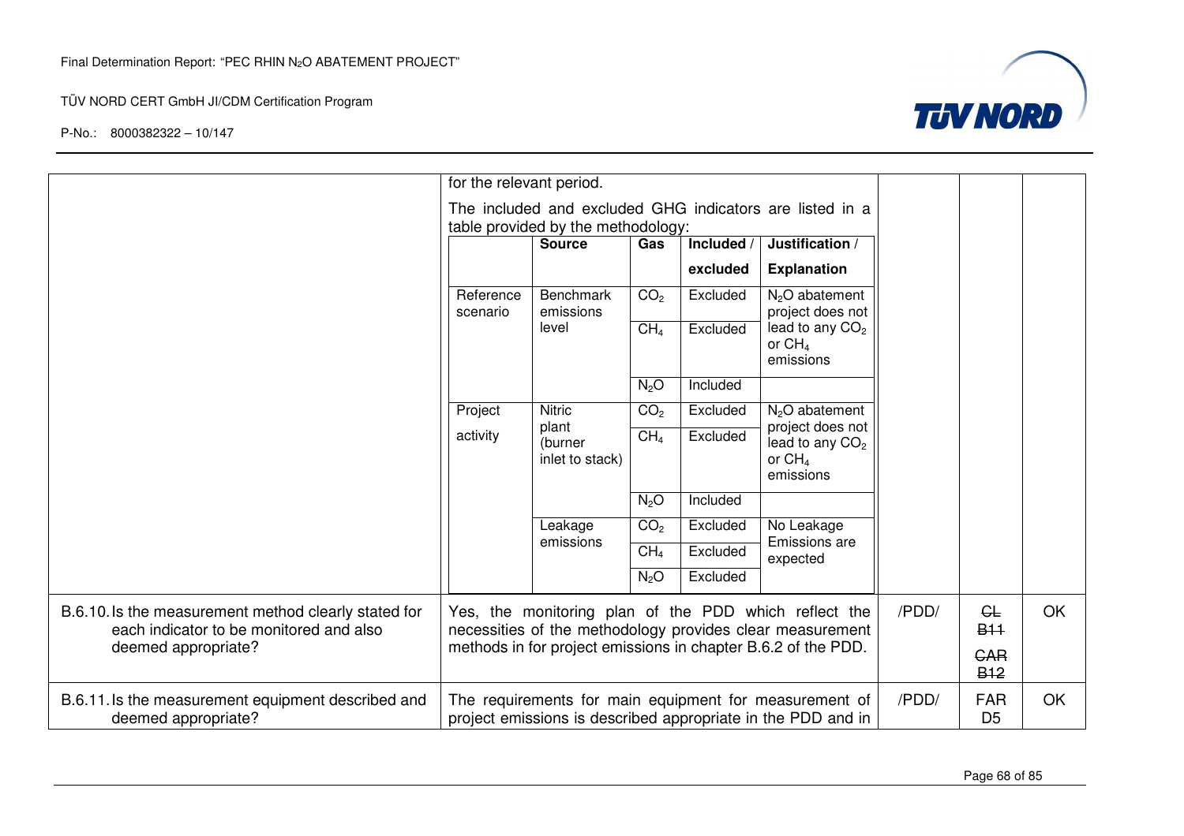| | | | | |
|---|---|---|---|---|
| | for the relevant period.<br><br>The included and excluded GHG indicators are listed in a table provided by the methodology: | | | |

| | Source | Gas | Included / excluded | Justification / Explanation |
|---|---|---|---|---|
| Reference scenario | Benchmark emissions level | $CO_2$ | Excluded | $N_2O$ abatement project does not lead to any $CO_2$ or $CH_4$ emissions |
| | | $CH_4$ | Excluded | |
| | | $N_2O$ | Included | |
| Project activity | Nitric plant (burner inlet to stack) | $CO_2$ | Excluded | $N_2O$ abatement project does not lead to any $CO_2$ or $CH_4$ emissions |
| | | $CH_4$ | Excluded | |
| | | $N_2O$ | Included | |
| | Leakage emissions | $CO_2$ | Excluded | No Leakage Emissions are expected |
| | | $CH_4$ | Excluded | |
| | | $N_2O$ | Excluded | |

| | | | | |
|---|---|---|---|---|
| B.6.10. Is the measurement method clearly stated for each indicator to be monitored and also deemed appropriate? | Yes, the monitoring plan of the PDD which reflect the necessities of the methodology provides clear measurement methods in for project emissions in chapter B.6.2 of the PDD. | /PDD/ | ~~CL B11~~<br>~~CAR B12~~ | OK |
| B.6.11. Is the measurement equipment described and deemed appropriate? | The requirements for main equipment for measurement of project emissions is described appropriate in the PDD and in | /PDD/ | FAR D5 | OK |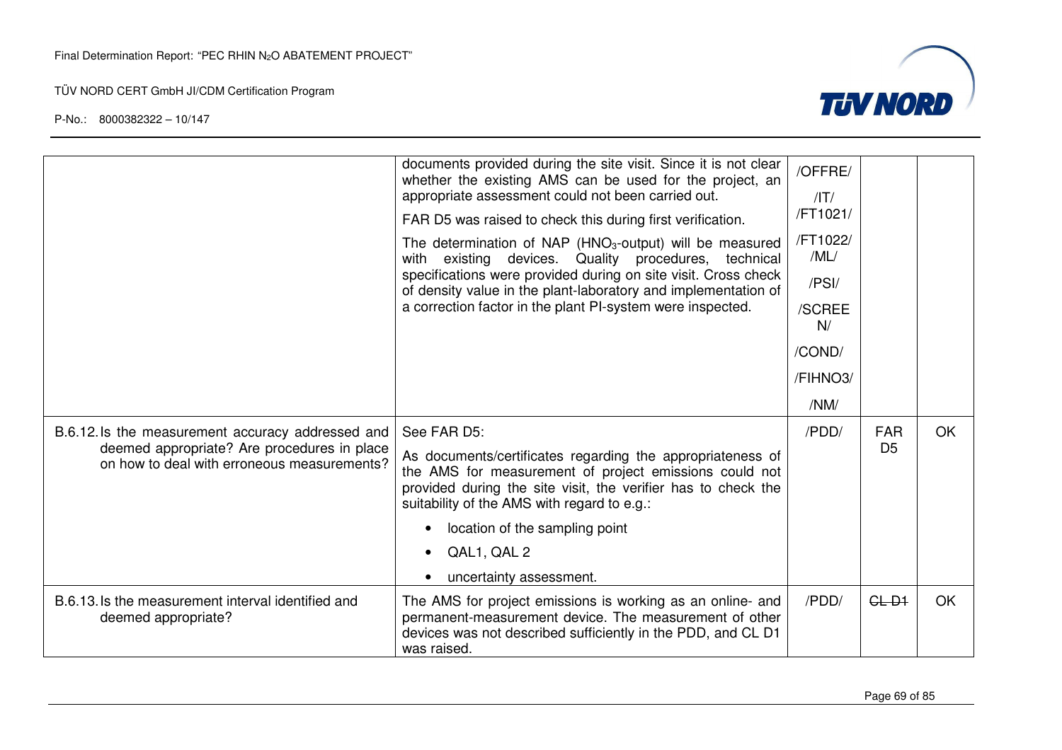| | | | | |
|---|---|---|---|---|
| | documents provided during the site visit. Since it is not clear whether the existing AMS can be used for the project, an appropriate assessment could not been carried out.<br><br>FAR D5 was raised to check this during first verification.<br><br>The determination of NAP ($HNO_3$-output) will be measured with existing devices. Quality procedures, technical specifications were provided during on site visit. Cross check of density value in the plant-laboratory and implementation of a correction factor in the plant PI-system were inspected. | /OFFRE/<br>/IT/<br>/FT1021/<br>/FT1022/<br>/ML/<br>/PSI/<br>/SCREEN/<br>/COND/<br>/FIHNO3/<br>/NM/ | | |
| B.6.12. Is the measurement accuracy addressed and deemed appropriate? Are procedures in place on how to deal with erroneous measurements? | See FAR D5:<br><br>As documents/certificates regarding the appropriateness of the AMS for measurement of project emissions could not provided during the site visit, the verifier has to check the suitability of the AMS with regard to e.g.:<br>• location of the sampling point<br>• QAL1, QAL 2<br>• uncertainty assessment. | /PDD/ | FAR D5 | OK |
| B.6.13. Is the measurement interval identified and deemed appropriate? | The AMS for project emissions is working as an online- and permanent-measurement device. The measurement of other devices was not described sufficiently in the PDD, and CL D1 was raised. | /PDD/ | ~~CL D1~~ | OK |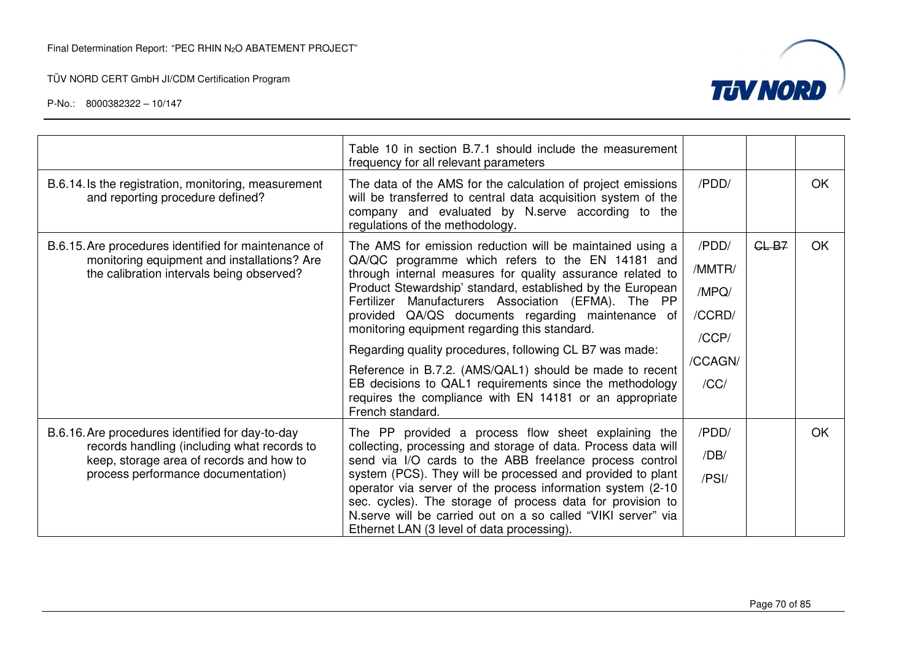| | | | | |
|---|---|---|---|---|
| | Table 10 in section B.7.1 should include the measurement frequency for all relevant parameters | | | |
| B.6.14. Is the registration, monitoring, measurement and reporting procedure defined? | The data of the AMS for the calculation of project emissions will be transferred to central data acquisition system of the company and evaluated by N.serve according to the regulations of the methodology. | /PDD/ | | OK |
| B.6.15. Are procedures identified for maintenance of monitoring equipment and installations? Are the calibration intervals being observed? | The AMS for emission reduction will be maintained using a QA/QC programme which refers to the EN 14181 and through internal measures for quality assurance related to Product Stewardship' standard, established by the European Fertilizer Manufacturers Association (EFMA). The PP provided QA/QS documents regarding maintenance of monitoring equipment regarding this standard.<br>Regarding quality procedures, following CL B7 was made:<br>Reference in B.7.2. (AMS/QAL1) should be made to recent EB decisions to QAL1 requirements since the methodology requires the compliance with EN 14181 or an appropriate French standard. | /PDD/<br>/MMTR/<br>/MPQ/<br>/CCRD/<br>/CCP/<br>/CCAGN/<br>/CC/ | ~~CL B7~~ | OK |
| B.6.16. Are procedures identified for day-to-day records handling (including what records to keep, storage area of records and how to process performance documentation) | The PP provided a process flow sheet explaining the collecting, processing and storage of data. Process data will send via I/O cards to the ABB freelance process control system (PCS). They will be processed and provided to plant operator via server of the process information system (2-10 sec. cycles). The storage of process data for provision to N.serve will be carried out on a so called "VIKI server" via Ethernet LAN (3 level of data processing). | /PDD/<br>/DB/<br>/PSI/ | | OK |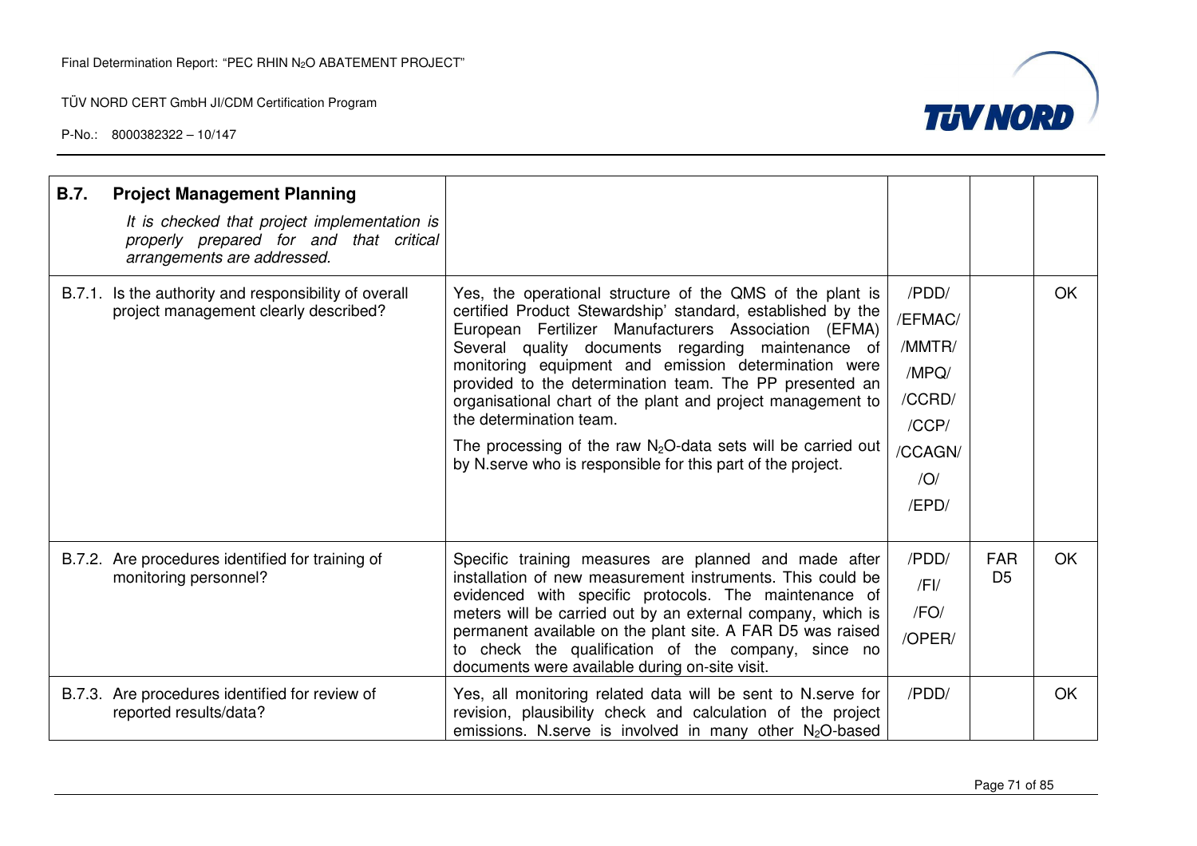| **B.7. Project Management Planning** *It is checked that project implementation is properly prepared for and that critical arrangements are addressed.* | | | | |
|---|---|---|---|---|
| B.7.1. Is the authority and responsibility of overall project management clearly described? | Yes, the operational structure of the QMS of the plant is certified Product Stewardship' standard, established by the European Fertilizer Manufacturers Association (EFMA) Several quality documents regarding maintenance of monitoring equipment and emission determination were provided to the determination team. The PP presented an organisational chart of the plant and project management to the determination team.<br><br>The processing of the raw $N_2O$-data sets will be carried out by N.serve who is responsible for this part of the project. | /PDD/<br>/EFMAC/<br>/MMTR/<br>/MPQ/<br>/CCRD/<br>/CCP/<br>/CCAGN/<br>/O/<br>/EPD/ | | OK |
| B.7.2. Are procedures identified for training of monitoring personnel? | Specific training measures are planned and made after installation of new measurement instruments. This could be evidenced with specific protocols. The maintenance of meters will be carried out by an external company, which is permanent available on the plant site. A FAR D5 was raised to check the qualification of the company, since no documents were available during on-site visit. | /PDD/<br>/FI/<br>/FO/<br>/OPER/ | FAR D5 | OK |
| B.7.3. Are procedures identified for review of reported results/data? | Yes, all monitoring related data will be sent to N.serve for revision, plausibility check and calculation of the project emissions. N.serve is involved in many other $N_2O$-based | /PDD/ | | OK |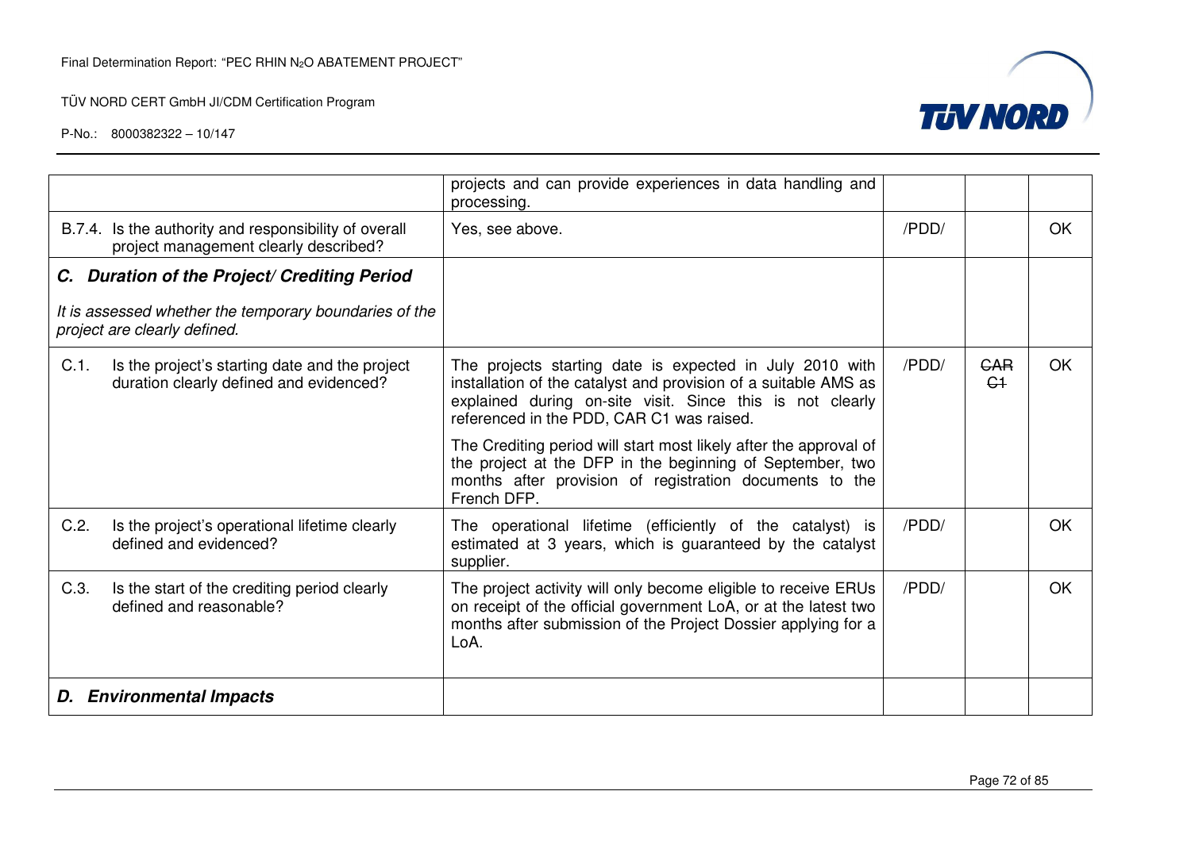| | | | | |
|---|---|---|---|---|
| | projects and can provide experiences in data handling and processing. | | | |
| B.7.4. Is the authority and responsibility of overall project management clearly described? | Yes, see above. | /PDD/ | | OK |
| ***C. Duration of the Project/ Crediting Period*** <br><br> *It is assessed whether the temporary boundaries of the project are clearly defined.* | | | | |
| C.1. Is the project's starting date and the project duration clearly defined and evidenced? | The projects starting date is expected in July 2010 with installation of the catalyst and provision of a suitable AMS as explained during on-site visit. Since this is not clearly referenced in the PDD, CAR C1 was raised. <br><br> The Crediting period will start most likely after the approval of the project at the DFP in the beginning of September, two months after provision of registration documents to the French DFP. | /PDD/ | ~~CAR C1~~ | OK |
| C.2. Is the project's operational lifetime clearly defined and evidenced? | The operational lifetime (efficiently of the catalyst) is estimated at 3 years, which is guaranteed by the catalyst supplier. | /PDD/ | | OK |
| C.3. Is the start of the crediting period clearly defined and reasonable? | The project activity will only become eligible to receive ERUs on receipt of the official government LoA, or at the latest two months after submission of the Project Dossier applying for a LoA. | /PDD/ | | OK |
| ***D. Environmental Impacts*** | | | | |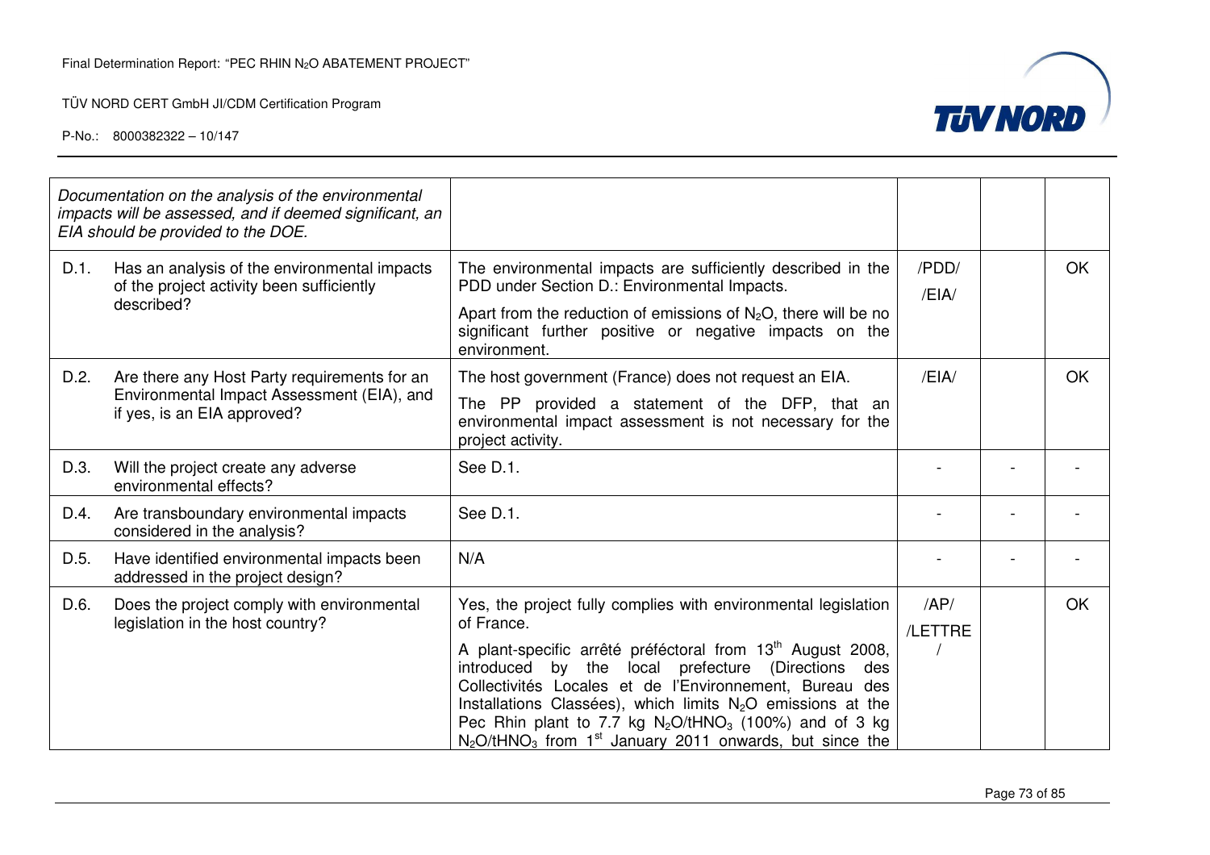| | | | | | |
|---|---|---|---|---|---|
| *Documentation on the analysis of the environmental impacts will be assessed, and if deemed significant, an EIA should be provided to the DOE.* | | | | | |
| D.1. | Has an analysis of the environmental impacts of the project activity been sufficiently described? | The environmental impacts are sufficiently described in the PDD under Section D.: Environmental Impacts.<br>Apart from the reduction of emissions of $N_2O$, there will be no significant further positive or negative impacts on the environment. | /PDD/<br>/EIA/ | | OK |
| D.2. | Are there any Host Party requirements for an Environmental Impact Assessment (EIA), and if yes, is an EIA approved? | The host government (France) does not request an EIA.<br>The PP provided a statement of the DFP, that an environmental impact assessment is not necessary for the project activity. | /EIA/ | | OK |
| D.3. | Will the project create any adverse environmental effects? | See D.1. | - | - | - |
| D.4. | Are transboundary environmental impacts considered in the analysis? | See D.1. | - | - | - |
| D.5. | Have identified environmental impacts been addressed in the project design? | N/A | - | - | - |
| D.6. | Does the project comply with environmental legislation in the host country? | Yes, the project fully complies with environmental legislation of France.<br>A plant-specific arrêté préféctoral from 13th August 2008, introduced by the local prefecture (Directions des Collectivités Locales et de l'Environnement, Bureau des Installations Classées), which limits $N_2O$ emissions at the Pec Rhin plant to 7.7 kg $N_2O/tHNO_3$ (100%) and of 3 kg $N_2O/tHNO_3$ from 1st January 2011 onwards, but since the | /AP/<br>/LETTRE/ | | OK |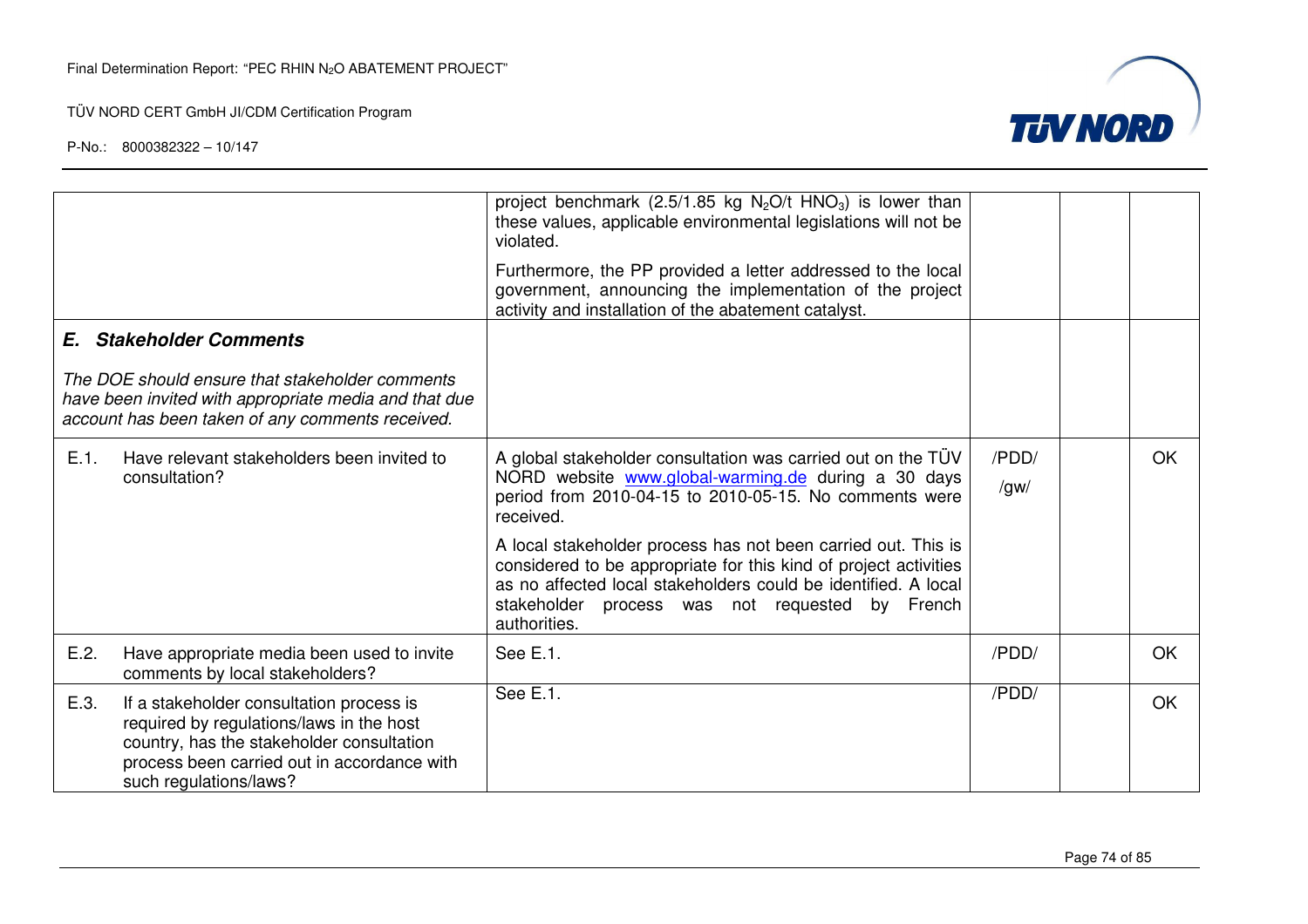| | | | | | |
|---|---|---|---|---|---|
| | | project benchmark (2.5/1.85 kg $N_2O$/t $HNO_3$) is lower than these values, applicable environmental legislations will not be violated.<br><br>Furthermore, the PP provided a letter addressed to the local government, announcing the implementation of the project activity and installation of the abatement catalyst. | | | |
| ***E. Stakeholder Comments***<br><br>*The DOE should ensure that stakeholder comments have been invited with appropriate media and that due account has been taken of any comments received.* | | | | | |
| E.1. | Have relevant stakeholders been invited to consultation? | A global stakeholder consultation was carried out on the TÜV NORD website www.global-warming.de during a 30 days period from 2010-04-15 to 2010-05-15. No comments were received.<br><br>A local stakeholder process has not been carried out. This is considered to be appropriate for this kind of project activities as no affected local stakeholders could be identified. A local stakeholder process was not requested by French authorities. | /PDD/<br>/gw/ | | OK |
| E.2. | Have appropriate media been used to invite comments by local stakeholders? | See E.1. | /PDD/ | | OK |
| E.3. | If a stakeholder consultation process is required by regulations/laws in the host country, has the stakeholder consultation process been carried out in accordance with such regulations/laws? | See E.1. | /PDD/ | | OK |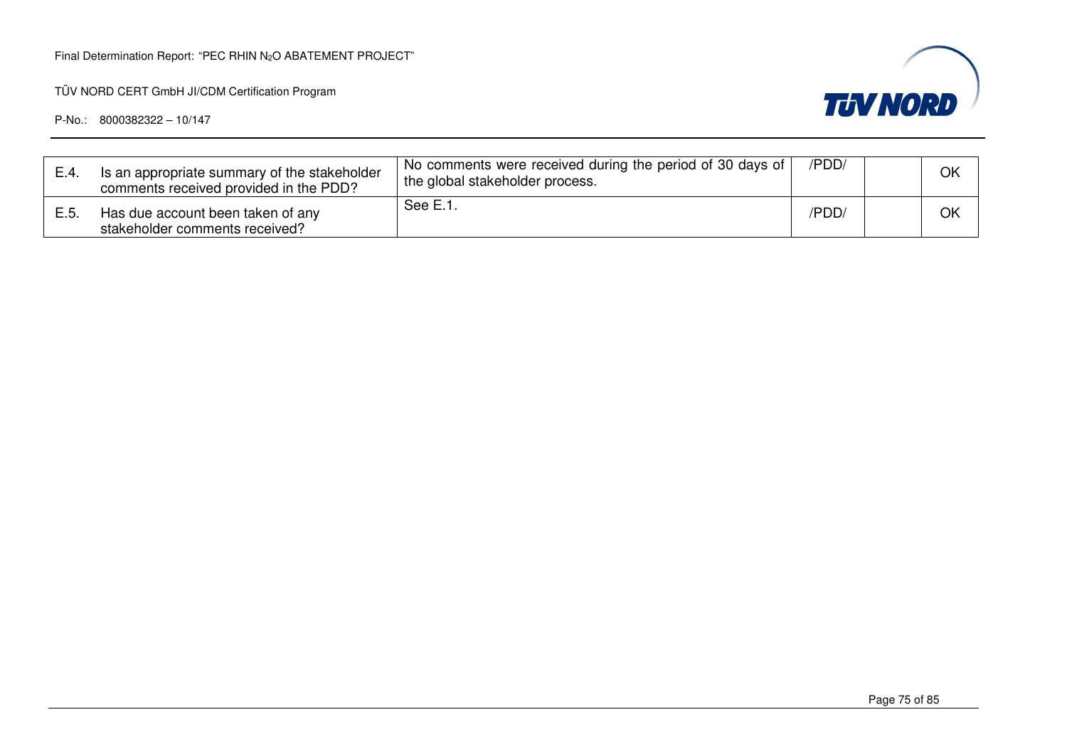| | | | | | |
|---|---|---|---|---|---|
| E.4. | Is an appropriate summary of the stakeholder comments received provided in the PDD? | No comments were received during the period of 30 days of the global stakeholder process. | /PDD/ | | OK |
| E.5. | Has due account been taken of any stakeholder comments received? | See E.1. | /PDD/ | | OK |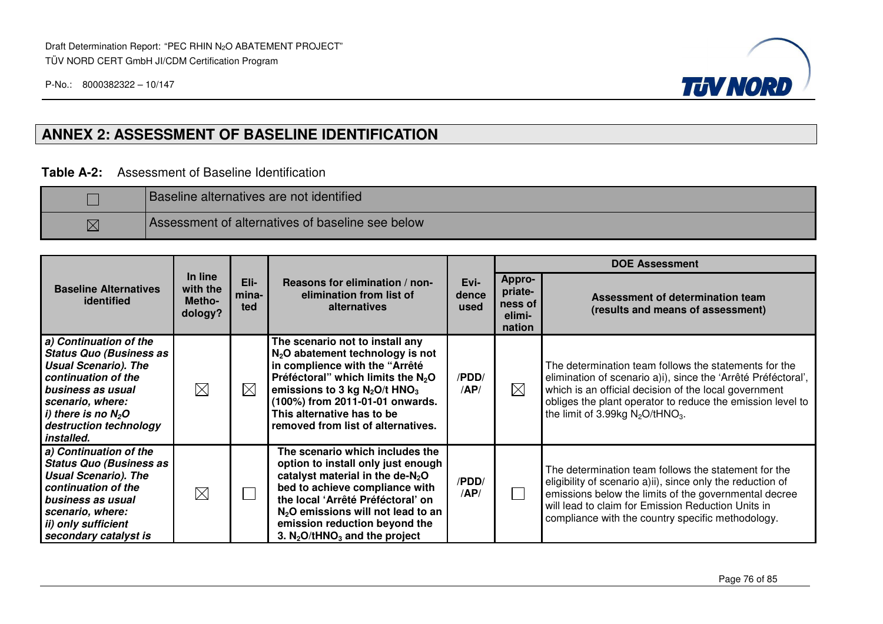## ANNEX 2: ASSESSMENT OF BASELINE IDENTIFICATION

**Table A-2:** Assessment of Baseline Identification

| | |
|---|---|
| ☐ | Baseline alternatives are not identified |
| ☒ | Assessment of alternatives of baseline see below |

| Baseline Alternatives identified | In line with the Metho-dology? | Eli-mina-ted | Reasons for elimination / non-elimination from list of alternatives | Evi-dence used | DOE Assessment | |
|---|---|---|---|---|---|---|
| | | | | | Appro-priate-ness of elimi-nation | Assessment of determination team (results and means of assessment) |
| ***a) Continuation of the Status Quo (Business as Usual Scenario). The continuation of the business as usual scenario, where: i) there is no $N_2O$ destruction technology installed.*** | ☒ | ☒ | **The scenario not to install any $N_2O$ abatement technology is not in complience with the "Arrêté Préféctoral" which limits the $N_2O$ emissions to 3 kg $N_2O$/t $HNO_3$ (100%) from 2011-01-01 onwards. This alternative has to be removed from list of alternatives.** | **/PDD/ /AP/** | ☒ | The determination team follows the statements for the elimination of scenario a)i), since the 'Arrêté Préféctoral', which is an official decision of the local government obliges the plant operator to reduce the emission level to the limit of 3.99kg $N_2O$/t$HNO_3$. |
| ***a) Continuation of the Status Quo (Business as Usual Scenario). The continuation of the business as usual scenario, where: ii) only sufficient secondary catalyst is*** | ☒ | ☐ | **The scenario which includes the option to install only just enough catalyst material in the de-$N_2O$ bed to achieve compliance with the local 'Arrêté Préféctoral' on $N_2O$ emissions will not lead to an emission reduction beyond the 3. $N_2O$/t$HNO_3$ and the project** | **/PDD/ /AP/** | ☐ | The determination team follows the statement for the eligibility of scenario a)ii), since only the reduction of emissions below the limits of the governmental decree will lead to claim for Emission Reduction Units in compliance with the country specific methodology. |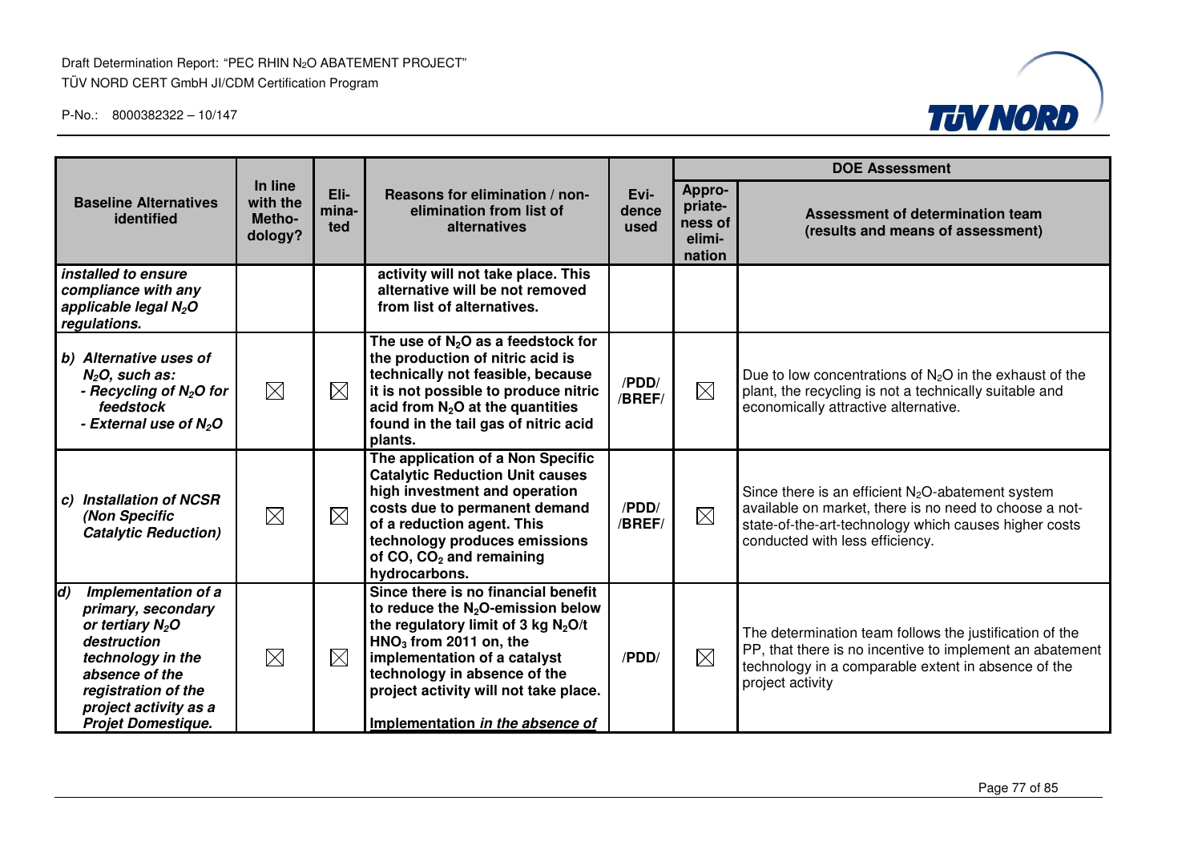| Baseline Alternatives identified | In line with the Metho-dology? | Eli-mina-ted | Reasons for elimination / non-elimination from list of alternatives | Evi-dence used | DOE Assessment | |
|---|---|---|---|---|---|---|
| | | | | | Appro-priate-ness of elimi-nation | Assessment of determination team (results and means of assessment) |
| ***installed to ensure compliance with any applicable legal $N_2O$ regulations.*** | | | **activity will not take place. This alternative will be not removed from list of alternatives.** | | | |
| ***b) Alternative uses of $N_2O$, such as: - Recycling of $N_2O$ for feedstock - External use of $N_2O$*** | ☒ | ☒ | **The use of $N_2O$ as a feedstock for the production of nitric acid is technically not feasible, because it is not possible to produce nitric acid from $N_2O$ at the quantities found in the tail gas of nitric acid plants.** | **/PDD/ /BREF/** | ☒ | Due to low concentrations of $N_2O$ in the exhaust of the plant, the recycling is not a technically suitable and economically attractive alternative. |
| ***c) Installation of NCSR (Non Specific Catalytic Reduction)*** | ☒ | ☒ | **The application of a Non Specific Catalytic Reduction Unit causes high investment and operation costs due to permanent demand of a reduction agent. This technology produces emissions of CO, $CO_2$ and remaining hydrocarbons.** | **/PDD/ /BREF/** | ☒ | Since there is an efficient $N_2O$-abatement system available on market, there is no need to choose a not-state-of-the-art-technology which causes higher costs conducted with less efficiency. |
| ***d) Implementation of a primary, secondary or tertiary $N_2O$ destruction technology in the absence of the registration of the project activity as a Projet Domestique.*** | ☒ | ☒ | **Since there is no financial benefit to reduce the $N_2O$-emission below the regulatory limit of 3 kg $N_2O$/t $HNO_3$ from 2011 on, the implementation of a catalyst technology in absence of the project activity will not take place.** <br><br> **<u>Implementation *in the absence of*</u>** | **/PDD/** | ☒ | The determination team follows the justification of the PP, that there is no incentive to implement an abatement technology in a comparable extent in absence of the project activity |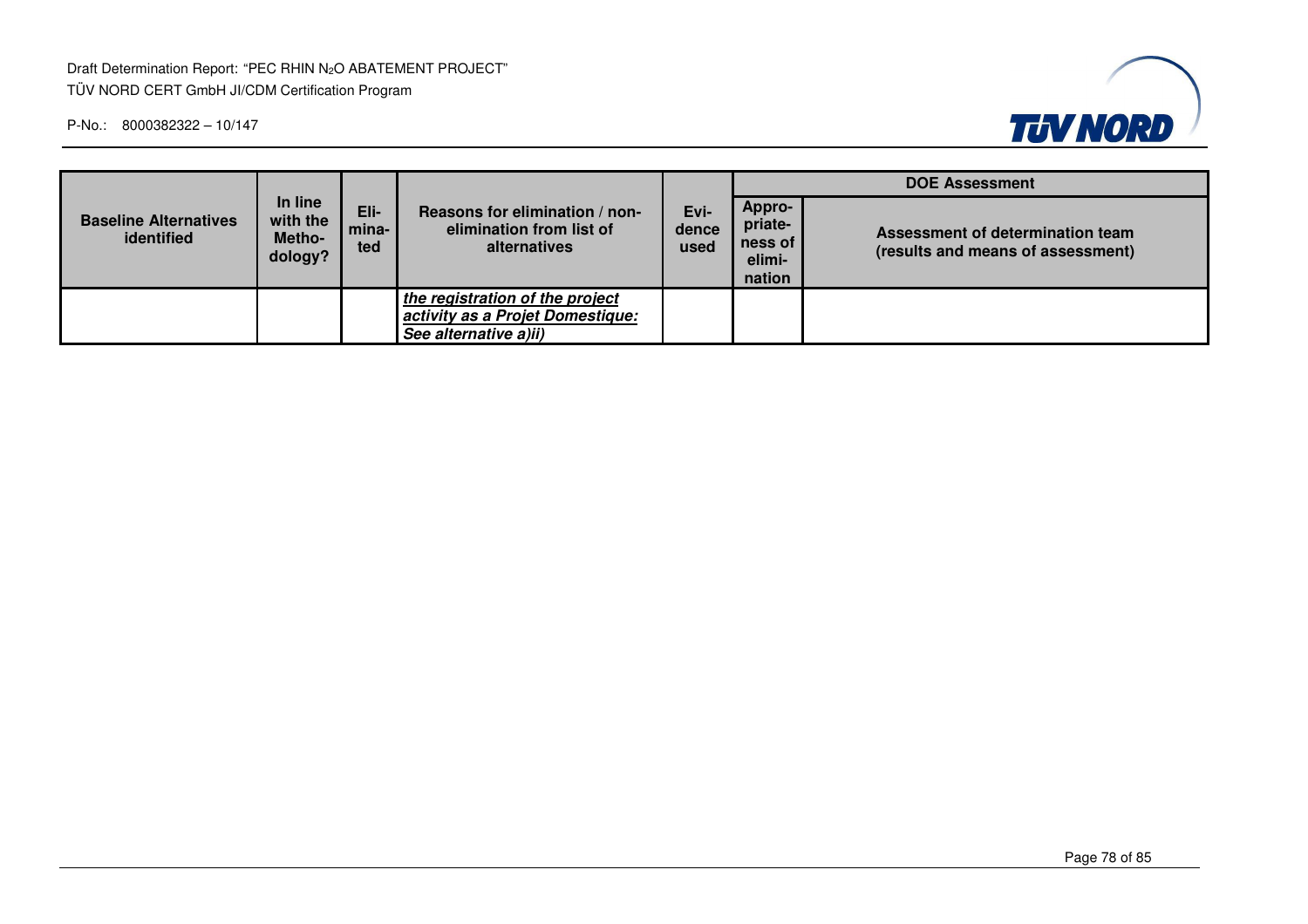| Baseline Alternatives identified | In line with the Metho-dology? | Eli-mina-ted | Reasons for elimination / non-elimination from list of alternatives | Evi-dence used | DOE Assessment | |
|---|---|---|---|---|---|---|
| | | | | | Appro-priate-ness of elimi-nation | Assessment of determination team (results and means of assessment) |
| | | | ***the registration of the project activity as a Projet Domestique: See alternative a)ii)*** | | | |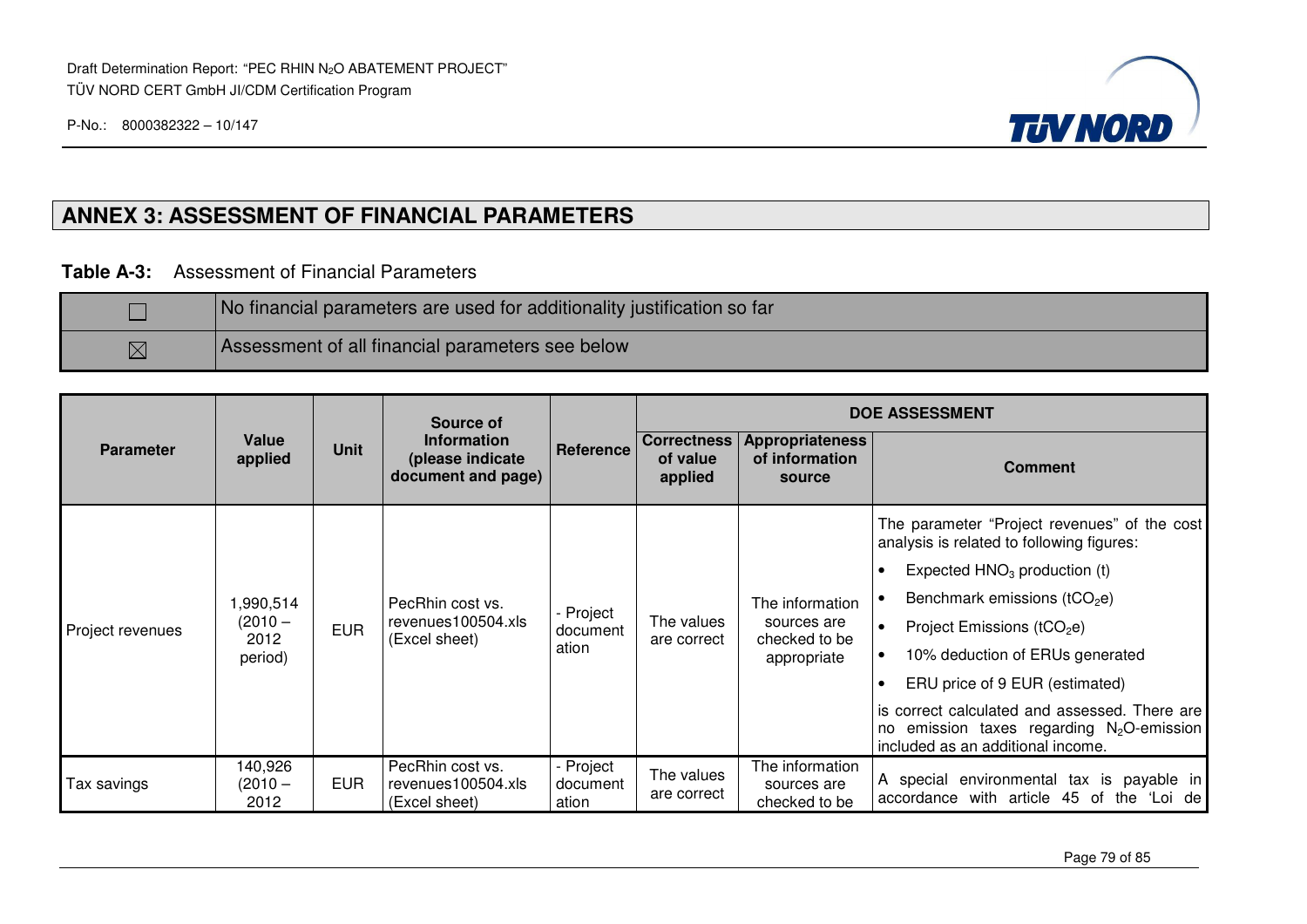## ANNEX 3: ASSESSMENT OF FINANCIAL PARAMETERS

**Table A-3:** Assessment of Financial Parameters

| | |
|---|---|
| ☐ | No financial parameters are used for additionality justification so far |
| ☒ | Assessment of all financial parameters see below |

| Parameter | Value applied | Unit | Source of Information (please indicate document and page) | Reference | DOE ASSESSMENT | | |
|---|---|---|---|---|---|---|---|
| | | | | | Correctness of value applied | Appropriateness of information source | Comment |
| Project revenues | 1,990,514 (2010 – 2012 period) | EUR | PecRhin cost vs. revenues100504.xls (Excel sheet) | - Project documentation | The values are correct | The information sources are checked to be appropriate | The parameter "Project revenues" of the cost analysis is related to following figures: <br>• Expected $HNO_3$ production (t) <br>• Benchmark emissions ($tCO_2e$) <br>• Project Emissions ($tCO_2e$) <br>• 10% deduction of ERUs generated <br>• ERU price of 9 EUR (estimated) <br>is correct calculated and assessed. There are no emission taxes regarding $N_2O$-emission included as an additional income. |
| Tax savings | 140,926 (2010 – 2012 | EUR | PecRhin cost vs. revenues100504.xls (Excel sheet) | - Project documentation | The values are correct | The information sources are checked to be | A special environmental tax is payable in accordance with article 45 of the 'Loi de |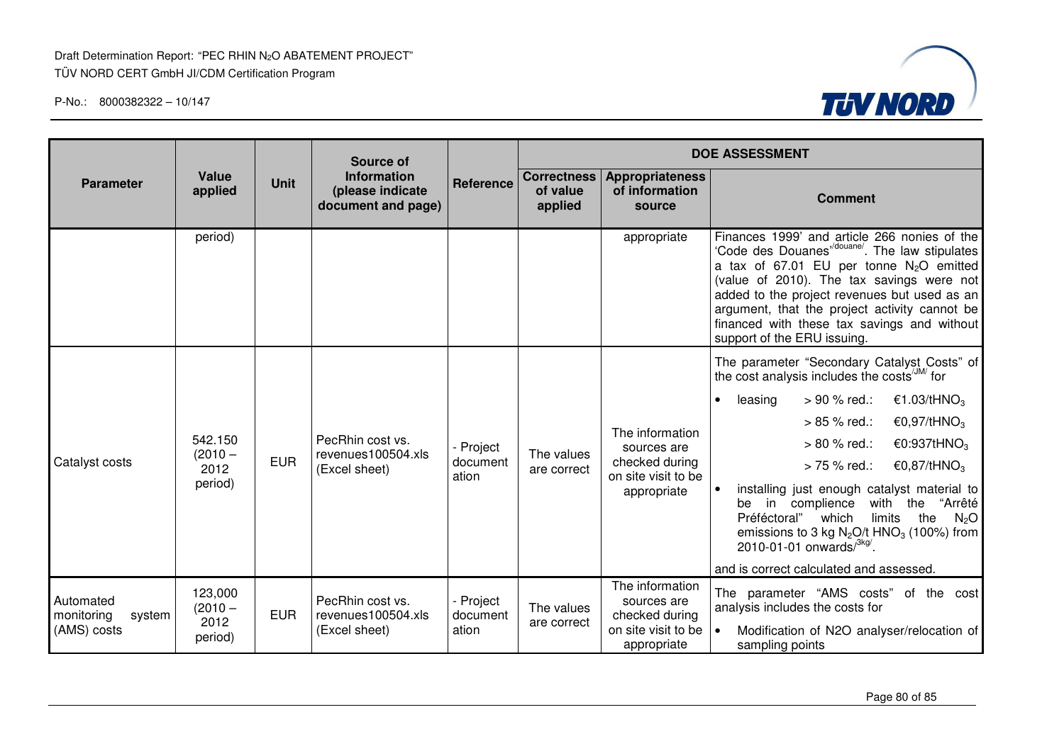| Parameter | Value applied | Unit | Source of Information (please indicate document and page) | Reference | DOE ASSESSMENT | | |
|---|---|---|---|---|---|---|---|
| | | | | | Correctness of value applied | Appropriateness of information source | Comment |
| | period) | | | | | appropriate | Finances 1999' and article 266 nonies of the 'Code des Douanes'[/douane/]. The law stipulates a tax of 67.01 EU per tonne $N_2O$ emitted (value of 2010). The tax savings were not added to the project revenues but used as an argument, that the project activity cannot be financed with these tax savings and without support of the ERU issuing. |
| Catalyst costs | 542.150 (2010 – 2012 period) | EUR | PecRhin cost vs. revenues100504.xls (Excel sheet) | - Project documentation | The values are correct | The information sources are checked during on site visit to be appropriate | The parameter "Secondary Catalyst Costs" of the cost analysis includes the costs[/JM/] for <br>• leasing > 90 % red.: €1.03/t$HNO_3$ <br>> 85 % red.: €0,97/t$HNO_3$ <br>> 80 % red.: €0:937t$HNO_3$ <br>> 75 % red.: €0,87/t$HNO_3$ <br>• installing just enough catalyst material to be in complience with the "Arrêté Préféctoral" which limits the $N_2O$ emissions to 3 kg $N_2O$/t $HNO_3$ (100%) from 2010-01-01 onwards[/3kg/]. <br>and is correct calculated and assessed. |
| Automated monitoring system (AMS) costs | 123,000 (2010 – 2012 period) | EUR | PecRhin cost vs. revenues100504.xls (Excel sheet) | - Project documentation | The values are correct | The information sources are checked during on site visit to be appropriate | The parameter "AMS costs" of the cost analysis includes the costs for <br>• Modification of N2O analyser/relocation of sampling points |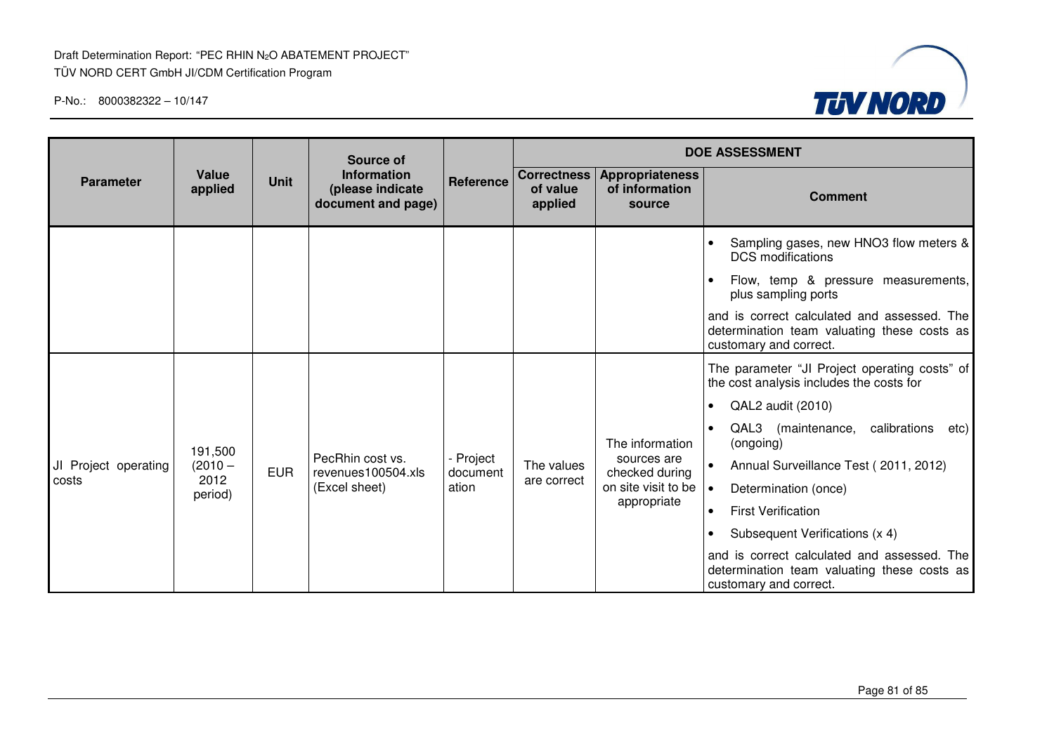| Parameter | Value applied | Unit | Source of Information (please indicate document and page) | Reference | DOE ASSESSMENT | | |
|---|---|---|---|---|---|---|---|
| | | | | | Correctness of value applied | Appropriateness of information source | Comment |
| | | | | | | | • Sampling gases, new HNO3 flow meters & DCS modifications<br>• Flow, temp & pressure measurements, plus sampling ports<br>and is correct calculated and assessed. The determination team valuating these costs as customary and correct. |
| JI Project operating costs | 191,500 (2010 – 2012 period) | EUR | PecRhin cost vs. revenues100504.xls (Excel sheet) | - Project documentation | The values are correct | The information sources are checked during on site visit to be appropriate | The parameter “JI Project operating costs” of the cost analysis includes the costs for<br>• QAL2 audit (2010)<br>• QAL3 (maintenance, calibrations etc) (ongoing)<br>• Annual Surveillance Test ( 2011, 2012)<br>• Determination (once)<br>• First Verification<br>• Subsequent Verifications (x 4)<br>and is correct calculated and assessed. The determination team valuating these costs as customary and correct. |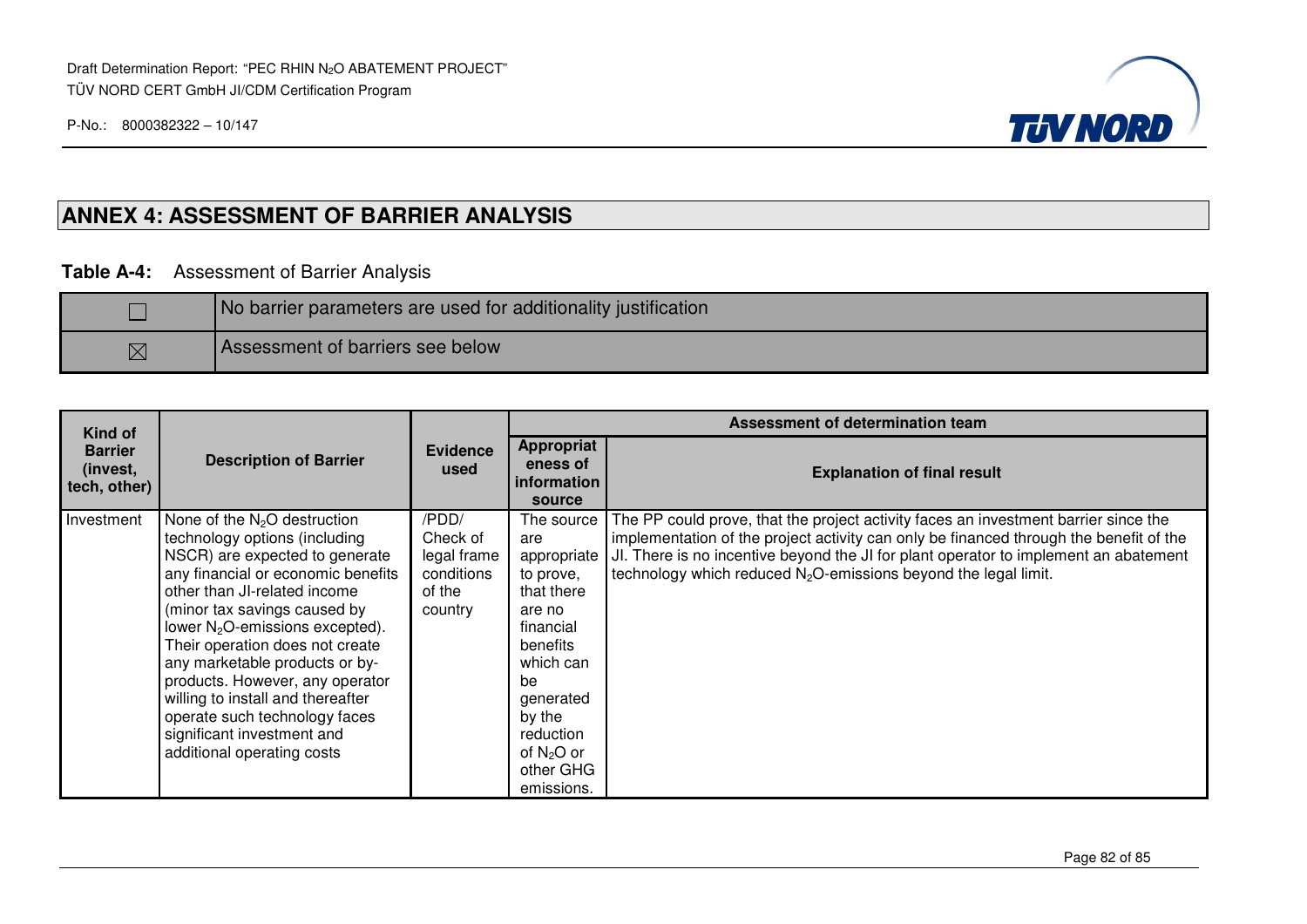## ANNEX 4: ASSESSMENT OF BARRIER ANALYSIS

**Table A-4:** Assessment of Barrier Analysis

| | |
|---|---|
| ☐ | No barrier parameters are used for additionality justification |
| ☒ | Assessment of barriers see below |

| Kind of Barrier (invest, tech, other) | Description of Barrier | Evidence used | Assessment of determination team | |
|---|---|---|---|---|
| | | | **Appropriateness of information source** | **Explanation of final result** |
| Investment | None of the $N_2O$ destruction technology options (including NSCR) are expected to generate any financial or economic benefits other than JI-related income (minor tax savings caused by lower $N_2O$-emissions excepted). Their operation does not create any marketable products or by-products. However, any operator willing to install and thereafter operate such technology faces significant investment and additional operating costs | /PDD/ Check of legal frame conditions of the country | The source are appropriate to prove, that there are no financial benefits which can be generated by the reduction of $N_2O$ or other GHG emissions. | The PP could prove, that the project activity faces an investment barrier since the implementation of the project activity can only be financed through the benefit of the JI. There is no incentive beyond the JI for plant operator to implement an abatement technology which reduced $N_2O$-emissions beyond the legal limit. |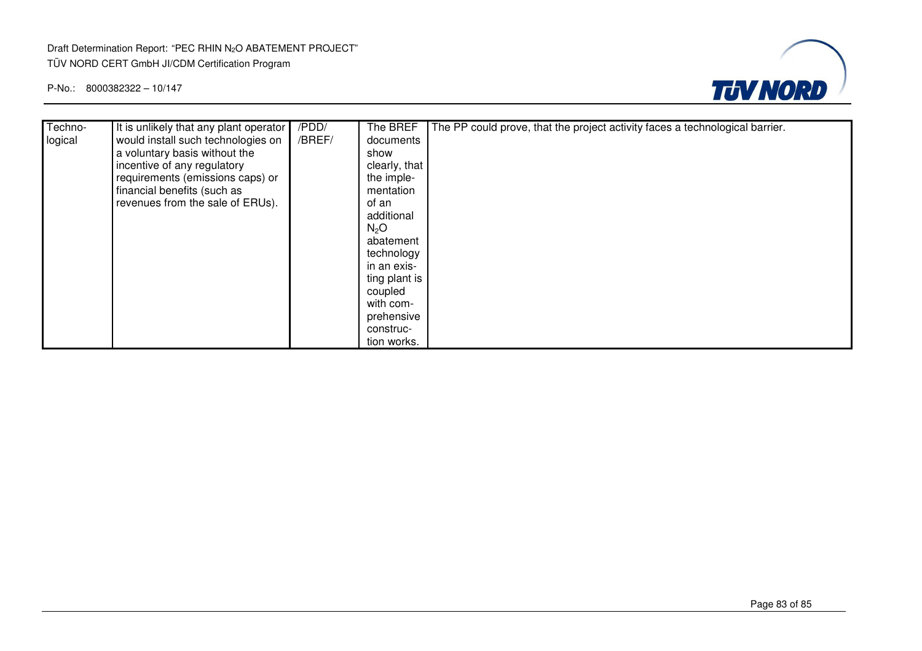| Techno-logical | It is unlikely that any plant operator would install such technologies on a voluntary basis without the incentive of any regulatory requirements (emissions caps) or financial benefits (such as revenues from the sale of ERUs). | /PDD/ /BREF/ | The BREF documents show clearly, that the implementation of an additional $N_2O$ abatement technology in an existing plant is coupled with comprehensive construction works. | The PP could prove, that the project activity faces a technological barrier. |
|---|---|---|---|---|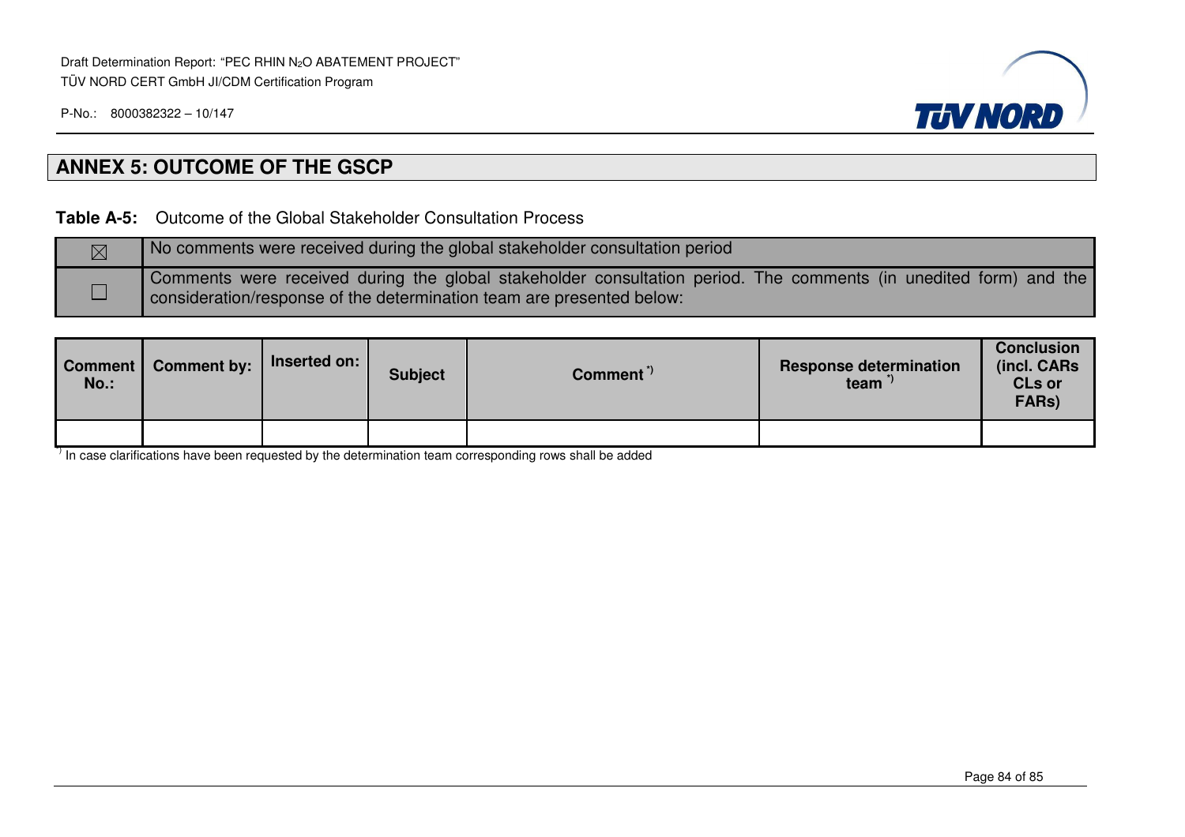## ANNEX 5: OUTCOME OF THE GSCP

**Table A-5:** Outcome of the Global Stakeholder Consultation Process

| | |
|---|---|
| ☒ | No comments were received during the global stakeholder consultation period |
| ☐ | Comments were received during the global stakeholder consultation period. The comments (in unedited form) and the consideration/response of the determination team are presented below: |

| Comment No.: | Comment by: | Inserted on: | Subject | Comment [*)] | Response determination team [*)] | Conclusion (incl. CARs CLs or FARs) |
|---|---|---|---|---|---|---|
| | | | | | | |

[*)] In case clarifications have been requested by the determination team corresponding rows shall be added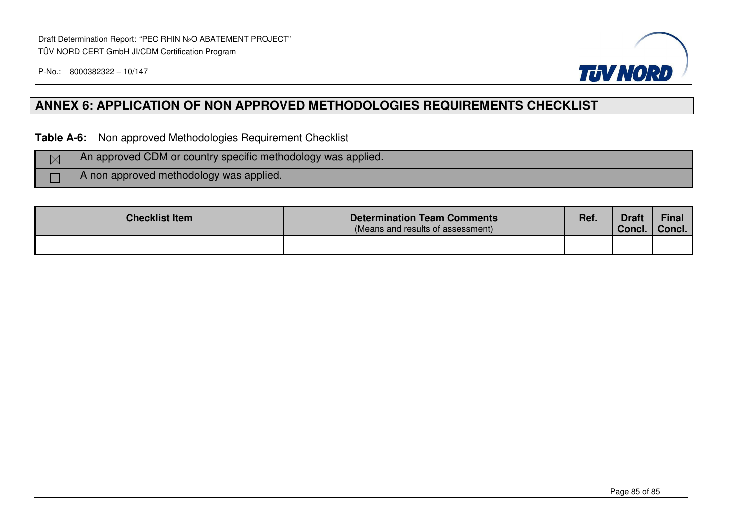## ANNEX 6: APPLICATION OF NON APPROVED METHODOLOGIES REQUIREMENTS CHECKLIST

**Table A-6:** Non approved Methodologies Requirement Checklist

| | |
|---|---|
| ☒ | An approved CDM or country specific methodology was applied. |
| ☐ | A non approved methodology was applied. |

| Checklist Item | Determination Team Comments (Means and results of assessment) | Ref. | Draft Concl. | Final Concl. |
|---|---|---|---|---|
| | | | | |